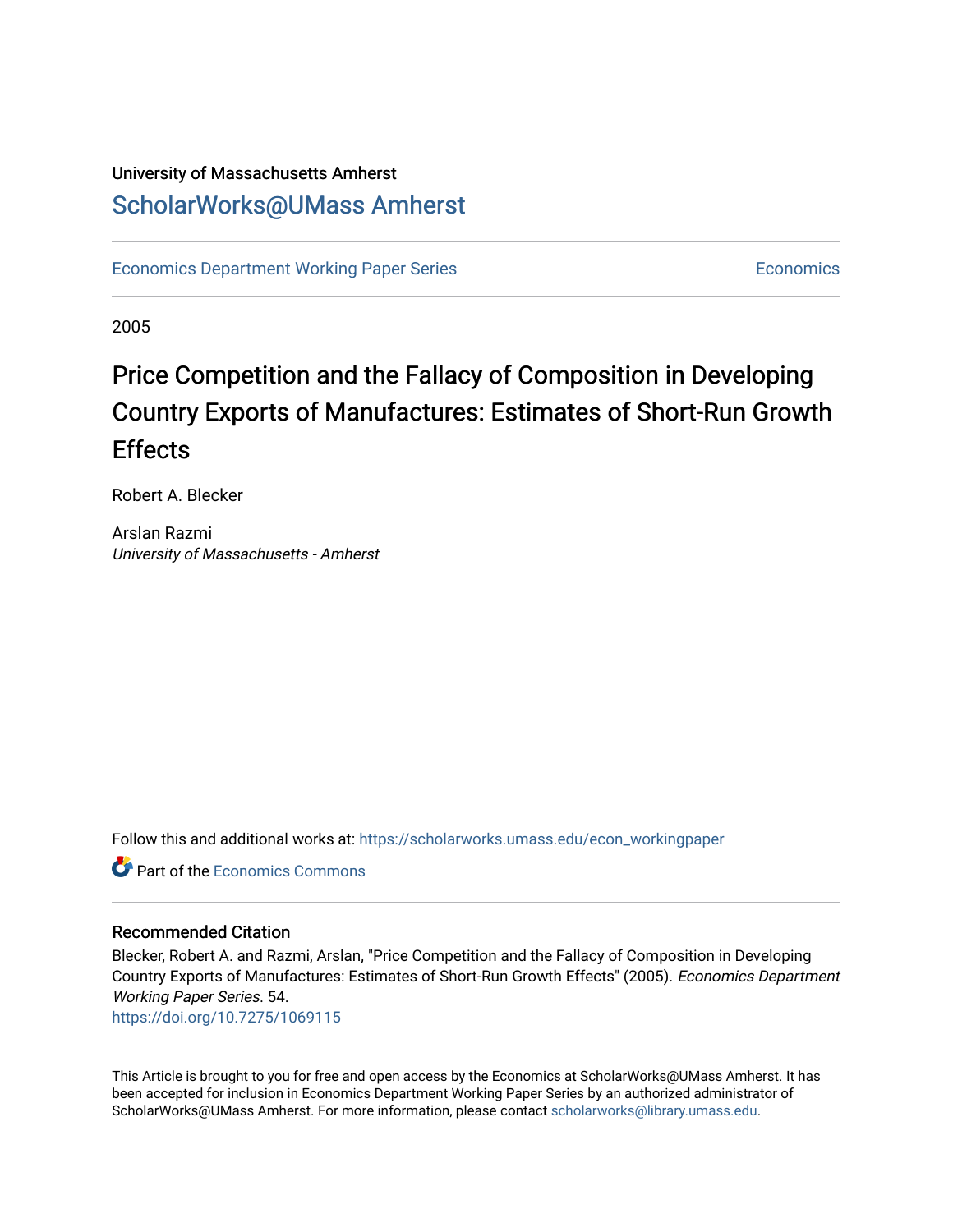University of Massachusetts Amherst

# ScholarWorks@UMass Amherst

Economics Department Working Paper Series — Economics

2005

# Price Competition and the Fallacy of Composition in Developing Country Exports of Manufactures: Estimates of Short-Run Growth Effects

Robert A. Blecker

Arslan Razmi
*University of Massachusetts - Amherst*

Follow this and additional works at: https://scholarworks.umass.edu/econ_workingpaper

Part of the Economics Commons

## Recommended Citation

Blecker, Robert A. and Razmi, Arslan, "Price Competition and the Fallacy of Composition in Developing Country Exports of Manufactures: Estimates of Short-Run Growth Effects" (2005). *Economics Department Working Paper Series*. 54.
https://doi.org/10.7275/1069115

This Article is brought to you for free and open access by the Economics at ScholarWorks@UMass Amherst. It has been accepted for inclusion in Economics Department Working Paper Series by an authorized administrator of ScholarWorks@UMass Amherst. For more information, please contact scholarworks@library.umass.edu.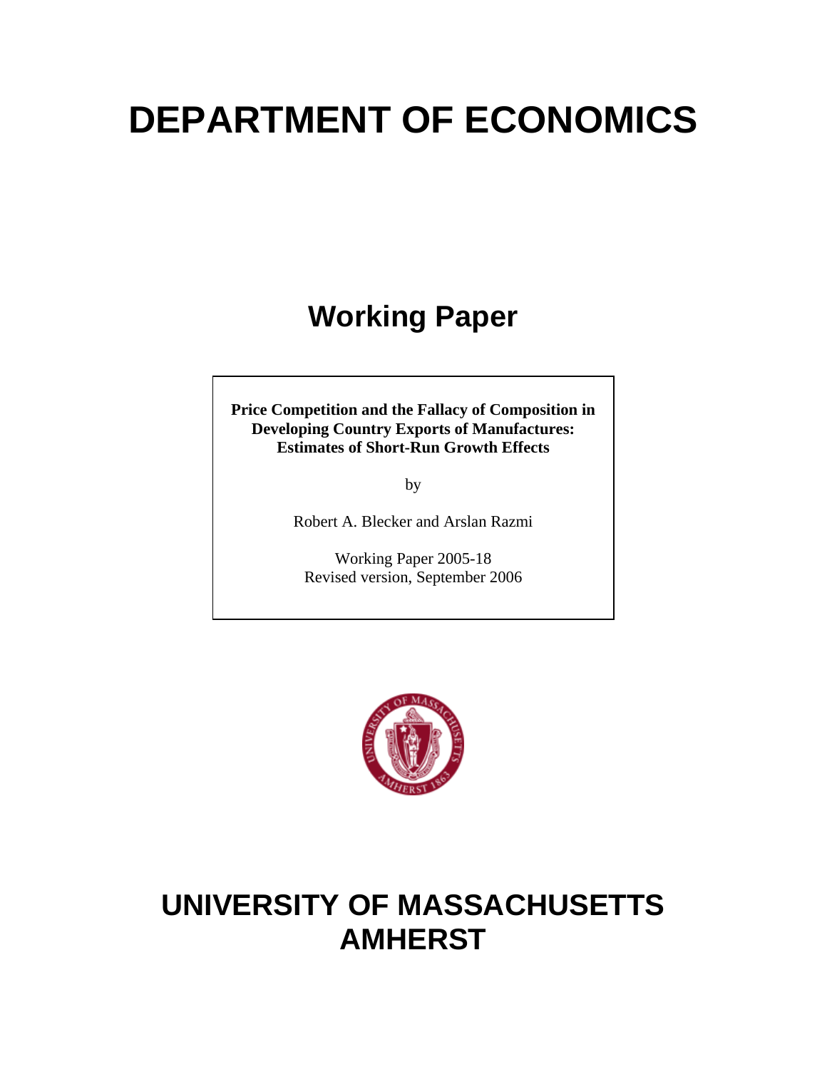# DEPARTMENT OF ECONOMICS

## Working Paper

**Price Competition and the Fallacy of Composition in Developing Country Exports of Manufactures: Estimates of Short-Run Growth Effects**

by

Robert A. Blecker and Arslan Razmi

Working Paper 2005-18
Revised version, September 2006

# UNIVERSITY OF MASSACHUSETTS AMHERST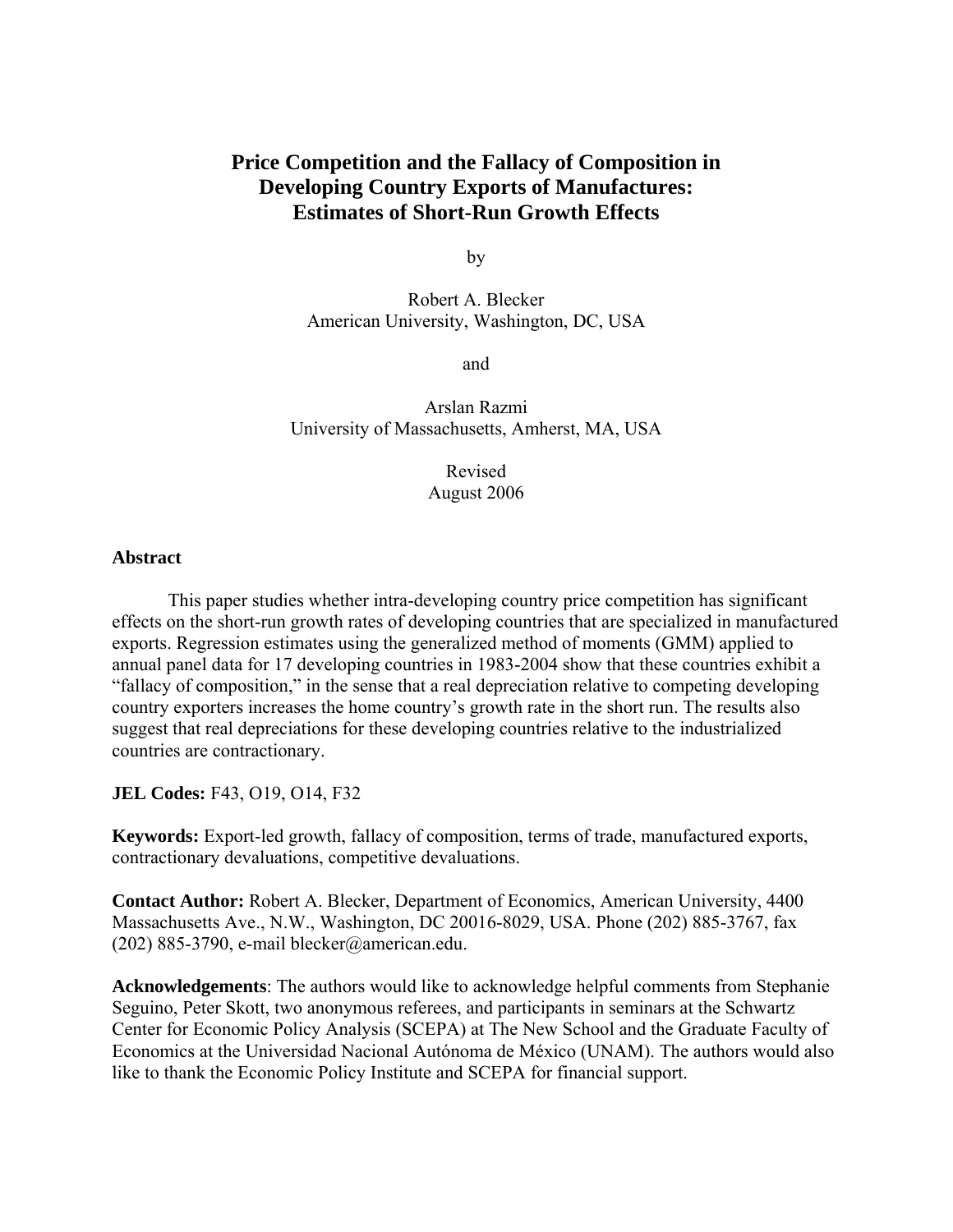# Price Competition and the Fallacy of Composition in Developing Country Exports of Manufactures: Estimates of Short-Run Growth Effects

by

Robert A. Blecker
American University, Washington, DC, USA

and

Arslan Razmi
University of Massachusetts, Amherst, MA, USA

Revised
August 2006

## Abstract

This paper studies whether intra-developing country price competition has significant effects on the short-run growth rates of developing countries that are specialized in manufactured exports. Regression estimates using the generalized method of moments (GMM) applied to annual panel data for 17 developing countries in 1983-2004 show that these countries exhibit a "fallacy of composition," in the sense that a real depreciation relative to competing developing country exporters increases the home country's growth rate in the short run. The results also suggest that real depreciations for these developing countries relative to the industrialized countries are contractionary.

**JEL Codes:** F43, O19, O14, F32

**Keywords:** Export-led growth, fallacy of composition, terms of trade, manufactured exports, contractionary devaluations, competitive devaluations.

**Contact Author:** Robert A. Blecker, Department of Economics, American University, 4400 Massachusetts Ave., N.W., Washington, DC 20016-8029, USA. Phone (202) 885-3767, fax (202) 885-3790, e-mail blecker@american.edu.

**Acknowledgements**: The authors would like to acknowledge helpful comments from Stephanie Seguino, Peter Skott, two anonymous referees, and participants in seminars at the Schwartz Center for Economic Policy Analysis (SCEPA) at The New School and the Graduate Faculty of Economics at the Universidad Nacional Autónoma de México (UNAM). The authors would also like to thank the Economic Policy Institute and SCEPA for financial support.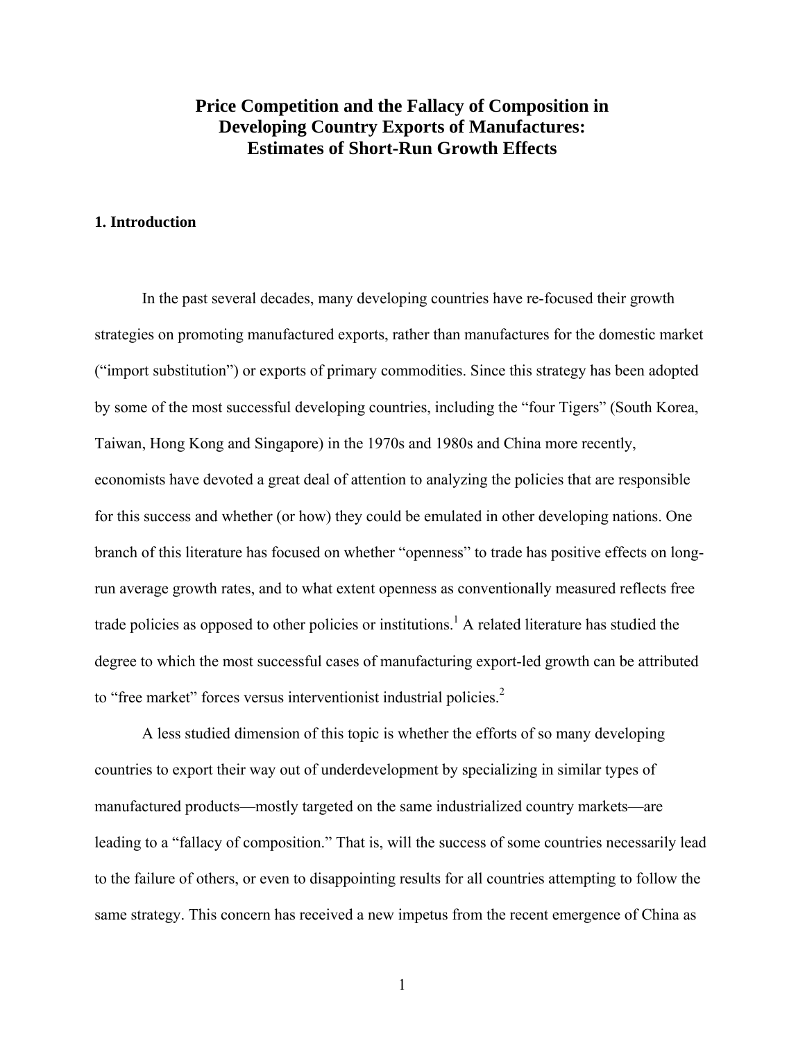# Price Competition and the Fallacy of Composition in Developing Country Exports of Manufactures: Estimates of Short-Run Growth Effects

## 1. Introduction

In the past several decades, many developing countries have re-focused their growth strategies on promoting manufactured exports, rather than manufactures for the domestic market ("import substitution") or exports of primary commodities. Since this strategy has been adopted by some of the most successful developing countries, including the "four Tigers" (South Korea, Taiwan, Hong Kong and Singapore) in the 1970s and 1980s and China more recently, economists have devoted a great deal of attention to analyzing the policies that are responsible for this success and whether (or how) they could be emulated in other developing nations. One branch of this literature has focused on whether "openness" to trade has positive effects on long-run average growth rates, and to what extent openness as conventionally measured reflects free trade policies as opposed to other policies or institutions.[1] A related literature has studied the degree to which the most successful cases of manufacturing export-led growth can be attributed to "free market" forces versus interventionist industrial policies.[2]

A less studied dimension of this topic is whether the efforts of so many developing countries to export their way out of underdevelopment by specializing in similar types of manufactured products—mostly targeted on the same industrialized country markets—are leading to a "fallacy of composition." That is, will the success of some countries necessarily lead to the failure of others, or even to disappointing results for all countries attempting to follow the same strategy. This concern has received a new impetus from the recent emergence of China as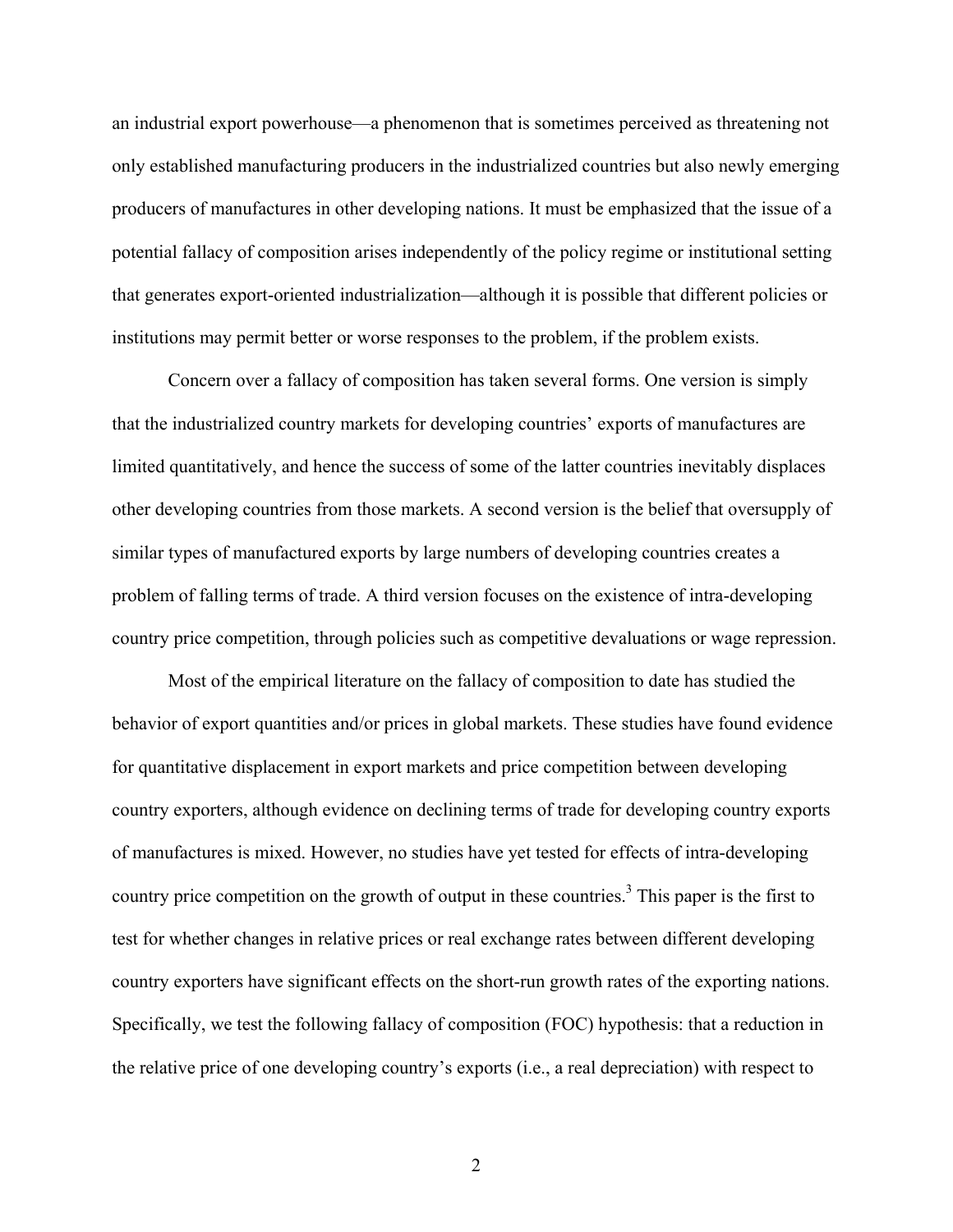an industrial export powerhouse—a phenomenon that is sometimes perceived as threatening not only established manufacturing producers in the industrialized countries but also newly emerging producers of manufactures in other developing nations. It must be emphasized that the issue of a potential fallacy of composition arises independently of the policy regime or institutional setting that generates export-oriented industrialization—although it is possible that different policies or institutions may permit better or worse responses to the problem, if the problem exists.

Concern over a fallacy of composition has taken several forms. One version is simply that the industrialized country markets for developing countries' exports of manufactures are limited quantitatively, and hence the success of some of the latter countries inevitably displaces other developing countries from those markets. A second version is the belief that oversupply of similar types of manufactured exports by large numbers of developing countries creates a problem of falling terms of trade. A third version focuses on the existence of intra-developing country price competition, through policies such as competitive devaluations or wage repression.

Most of the empirical literature on the fallacy of composition to date has studied the behavior of export quantities and/or prices in global markets. These studies have found evidence for quantitative displacement in export markets and price competition between developing country exporters, although evidence on declining terms of trade for developing country exports of manufactures is mixed. However, no studies have yet tested for effects of intra-developing country price competition on the growth of output in these countries.[3] This paper is the first to test for whether changes in relative prices or real exchange rates between different developing country exporters have significant effects on the short-run growth rates of the exporting nations. Specifically, we test the following fallacy of composition (FOC) hypothesis: that a reduction in the relative price of one developing country's exports (i.e., a real depreciation) with respect to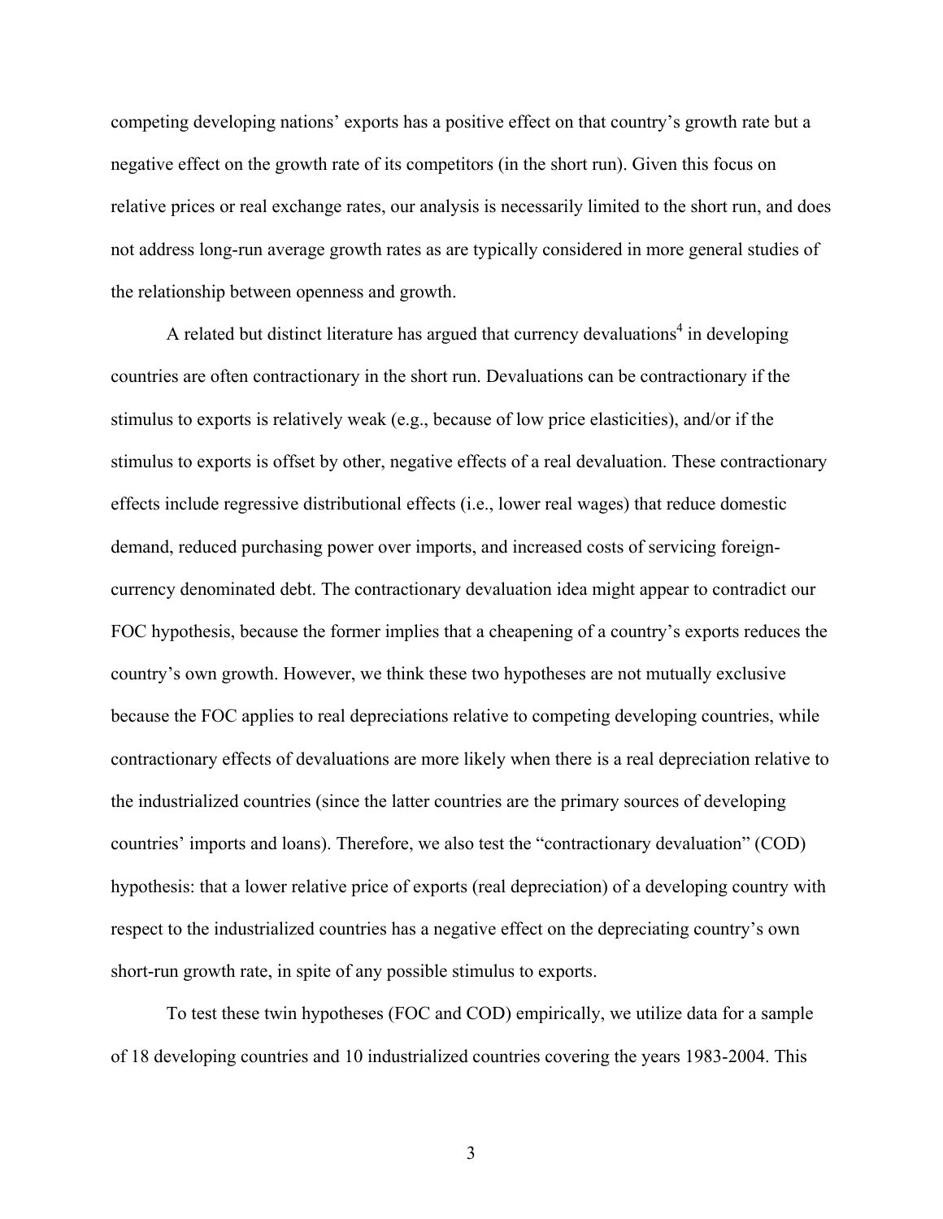competing developing nations' exports has a positive effect on that country's growth rate but a negative effect on the growth rate of its competitors (in the short run). Given this focus on relative prices or real exchange rates, our analysis is necessarily limited to the short run, and does not address long-run average growth rates as are typically considered in more general studies of the relationship between openness and growth.

A related but distinct literature has argued that currency devaluations[4] in developing countries are often contractionary in the short run. Devaluations can be contractionary if the stimulus to exports is relatively weak (e.g., because of low price elasticities), and/or if the stimulus to exports is offset by other, negative effects of a real devaluation. These contractionary effects include regressive distributional effects (i.e., lower real wages) that reduce domestic demand, reduced purchasing power over imports, and increased costs of servicing foreign-currency denominated debt. The contractionary devaluation idea might appear to contradict our FOC hypothesis, because the former implies that a cheapening of a country's exports reduces the country's own growth. However, we think these two hypotheses are not mutually exclusive because the FOC applies to real depreciations relative to competing developing countries, while contractionary effects of devaluations are more likely when there is a real depreciation relative to the industrialized countries (since the latter countries are the primary sources of developing countries' imports and loans). Therefore, we also test the "contractionary devaluation" (COD) hypothesis: that a lower relative price of exports (real depreciation) of a developing country with respect to the industrialized countries has a negative effect on the depreciating country's own short-run growth rate, in spite of any possible stimulus to exports.

To test these twin hypotheses (FOC and COD) empirically, we utilize data for a sample of 18 developing countries and 10 industrialized countries covering the years 1983-2004. This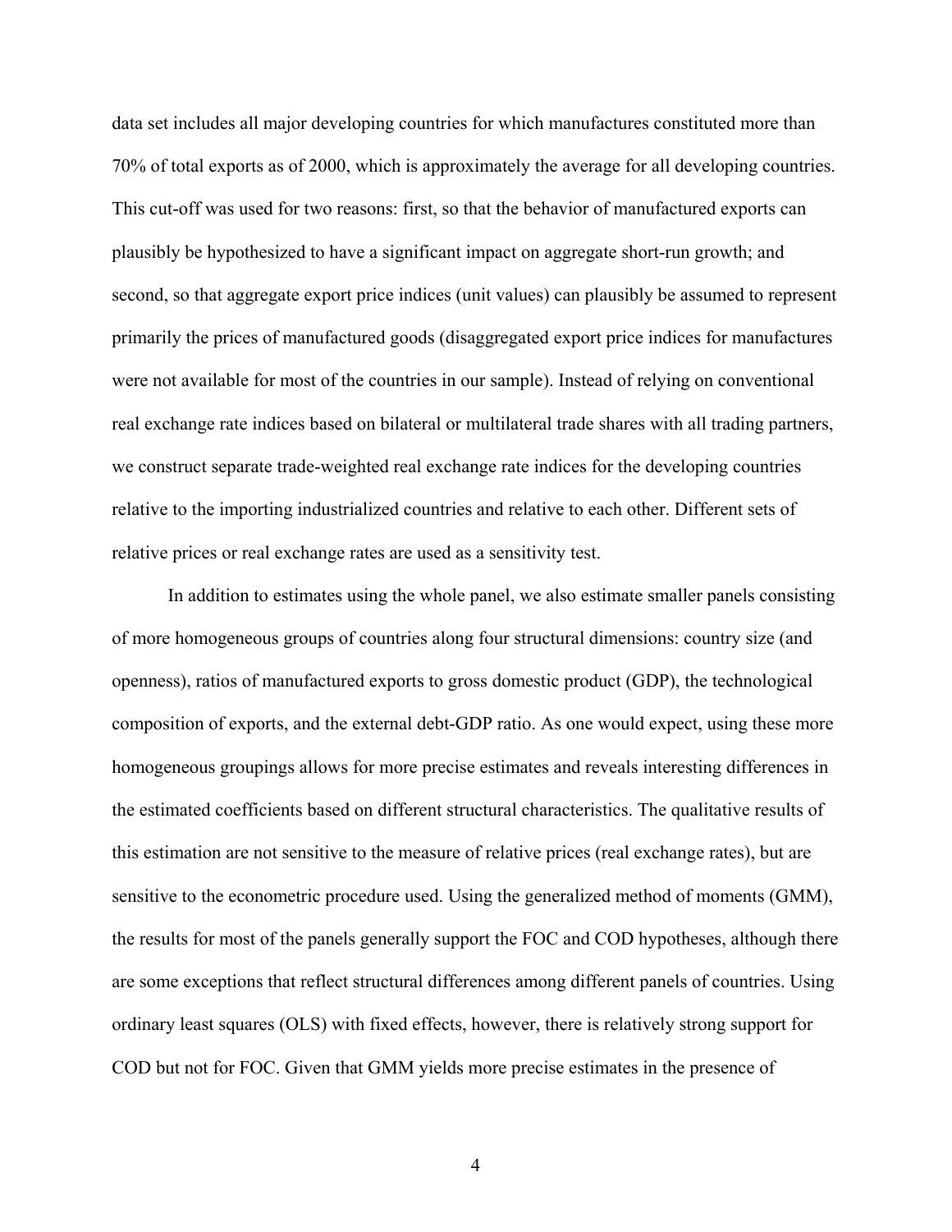data set includes all major developing countries for which manufactures constituted more than 70% of total exports as of 2000, which is approximately the average for all developing countries. This cut-off was used for two reasons: first, so that the behavior of manufactured exports can plausibly be hypothesized to have a significant impact on aggregate short-run growth; and second, so that aggregate export price indices (unit values) can plausibly be assumed to represent primarily the prices of manufactured goods (disaggregated export price indices for manufactures were not available for most of the countries in our sample). Instead of relying on conventional real exchange rate indices based on bilateral or multilateral trade shares with all trading partners, we construct separate trade-weighted real exchange rate indices for the developing countries relative to the importing industrialized countries and relative to each other. Different sets of relative prices or real exchange rates are used as a sensitivity test.

In addition to estimates using the whole panel, we also estimate smaller panels consisting of more homogeneous groups of countries along four structural dimensions: country size (and openness), ratios of manufactured exports to gross domestic product (GDP), the technological composition of exports, and the external debt-GDP ratio. As one would expect, using these more homogeneous groupings allows for more precise estimates and reveals interesting differences in the estimated coefficients based on different structural characteristics. The qualitative results of this estimation are not sensitive to the measure of relative prices (real exchange rates), but are sensitive to the econometric procedure used. Using the generalized method of moments (GMM), the results for most of the panels generally support the FOC and COD hypotheses, although there are some exceptions that reflect structural differences among different panels of countries. Using ordinary least squares (OLS) with fixed effects, however, there is relatively strong support for COD but not for FOC. Given that GMM yields more precise estimates in the presence of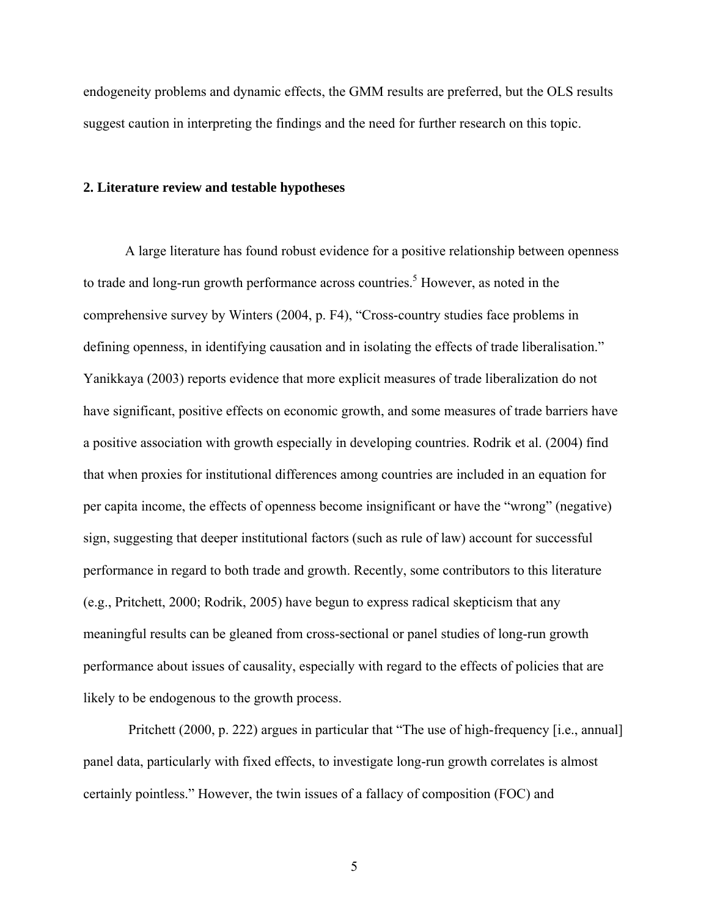endogeneity problems and dynamic effects, the GMM results are preferred, but the OLS results suggest caution in interpreting the findings and the need for further research on this topic.

## 2. Literature review and testable hypotheses

A large literature has found robust evidence for a positive relationship between openness to trade and long-run growth performance across countries.[5] However, as noted in the comprehensive survey by Winters (2004, p. F4), "Cross-country studies face problems in defining openness, in identifying causation and in isolating the effects of trade liberalisation." Yanikkaya (2003) reports evidence that more explicit measures of trade liberalization do not have significant, positive effects on economic growth, and some measures of trade barriers have a positive association with growth especially in developing countries. Rodrik et al. (2004) find that when proxies for institutional differences among countries are included in an equation for per capita income, the effects of openness become insignificant or have the "wrong" (negative) sign, suggesting that deeper institutional factors (such as rule of law) account for successful performance in regard to both trade and growth. Recently, some contributors to this literature (e.g., Pritchett, 2000; Rodrik, 2005) have begun to express radical skepticism that any meaningful results can be gleaned from cross-sectional or panel studies of long-run growth performance about issues of causality, especially with regard to the effects of policies that are likely to be endogenous to the growth process.

Pritchett (2000, p. 222) argues in particular that "The use of high-frequency [i.e., annual] panel data, particularly with fixed effects, to investigate long-run growth correlates is almost certainly pointless." However, the twin issues of a fallacy of composition (FOC) and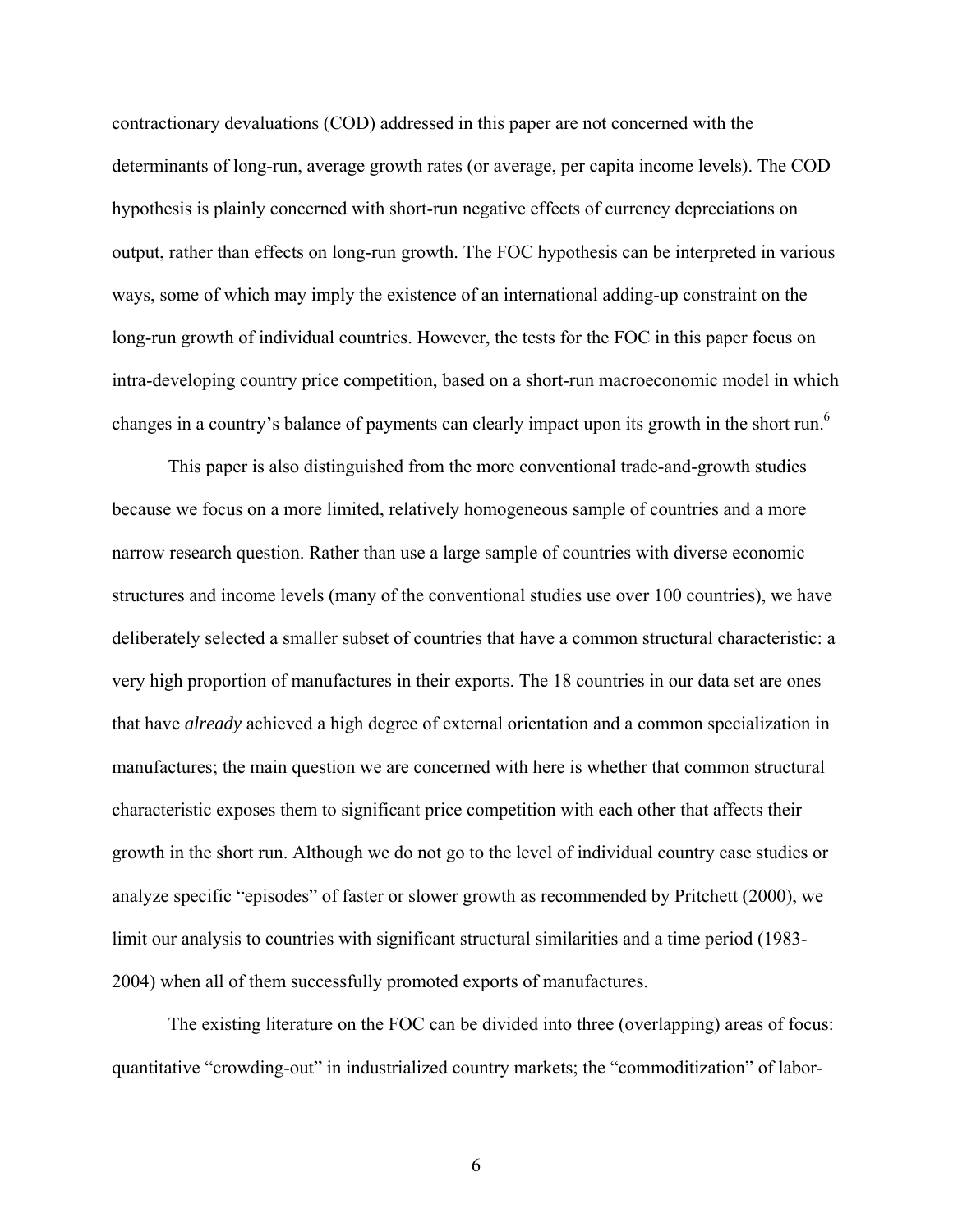contractionary devaluations (COD) addressed in this paper are not concerned with the determinants of long-run, average growth rates (or average, per capita income levels). The COD hypothesis is plainly concerned with short-run negative effects of currency depreciations on output, rather than effects on long-run growth. The FOC hypothesis can be interpreted in various ways, some of which may imply the existence of an international adding-up constraint on the long-run growth of individual countries. However, the tests for the FOC in this paper focus on intra-developing country price competition, based on a short-run macroeconomic model in which changes in a country's balance of payments can clearly impact upon its growth in the short run.[6]

This paper is also distinguished from the more conventional trade-and-growth studies because we focus on a more limited, relatively homogeneous sample of countries and a more narrow research question. Rather than use a large sample of countries with diverse economic structures and income levels (many of the conventional studies use over 100 countries), we have deliberately selected a smaller subset of countries that have a common structural characteristic: a very high proportion of manufactures in their exports. The 18 countries in our data set are ones that have *already* achieved a high degree of external orientation and a common specialization in manufactures; the main question we are concerned with here is whether that common structural characteristic exposes them to significant price competition with each other that affects their growth in the short run. Although we do not go to the level of individual country case studies or analyze specific "episodes" of faster or slower growth as recommended by Pritchett (2000), we limit our analysis to countries with significant structural similarities and a time period (1983-2004) when all of them successfully promoted exports of manufactures.

The existing literature on the FOC can be divided into three (overlapping) areas of focus: quantitative "crowding-out" in industrialized country markets; the "commoditization" of labor-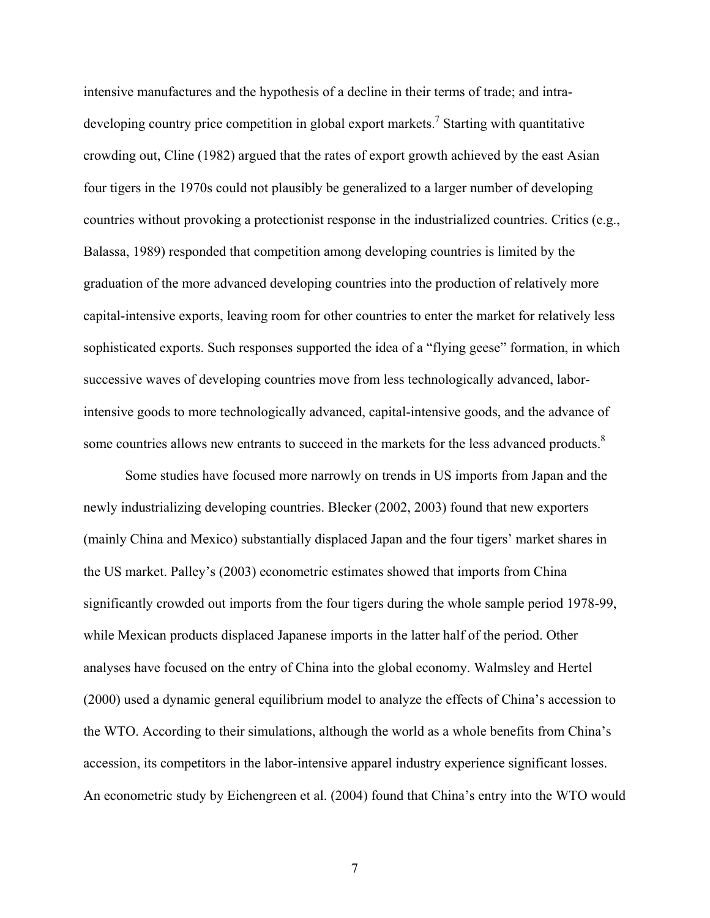intensive manufactures and the hypothesis of a decline in their terms of trade; and intra-developing country price competition in global export markets.[7] Starting with quantitative crowding out, Cline (1982) argued that the rates of export growth achieved by the east Asian four tigers in the 1970s could not plausibly be generalized to a larger number of developing countries without provoking a protectionist response in the industrialized countries. Critics (e.g., Balassa, 1989) responded that competition among developing countries is limited by the graduation of the more advanced developing countries into the production of relatively more capital-intensive exports, leaving room for other countries to enter the market for relatively less sophisticated exports. Such responses supported the idea of a "flying geese" formation, in which successive waves of developing countries move from less technologically advanced, labor-intensive goods to more technologically advanced, capital-intensive goods, and the advance of some countries allows new entrants to succeed in the markets for the less advanced products.[8]

Some studies have focused more narrowly on trends in US imports from Japan and the newly industrializing developing countries. Blecker (2002, 2003) found that new exporters (mainly China and Mexico) substantially displaced Japan and the four tigers' market shares in the US market. Palley's (2003) econometric estimates showed that imports from China significantly crowded out imports from the four tigers during the whole sample period 1978-99, while Mexican products displaced Japanese imports in the latter half of the period. Other analyses have focused on the entry of China into the global economy. Walmsley and Hertel (2000) used a dynamic general equilibrium model to analyze the effects of China's accession to the WTO. According to their simulations, although the world as a whole benefits from China's accession, its competitors in the labor-intensive apparel industry experience significant losses. An econometric study by Eichengreen et al. (2004) found that China's entry into the WTO would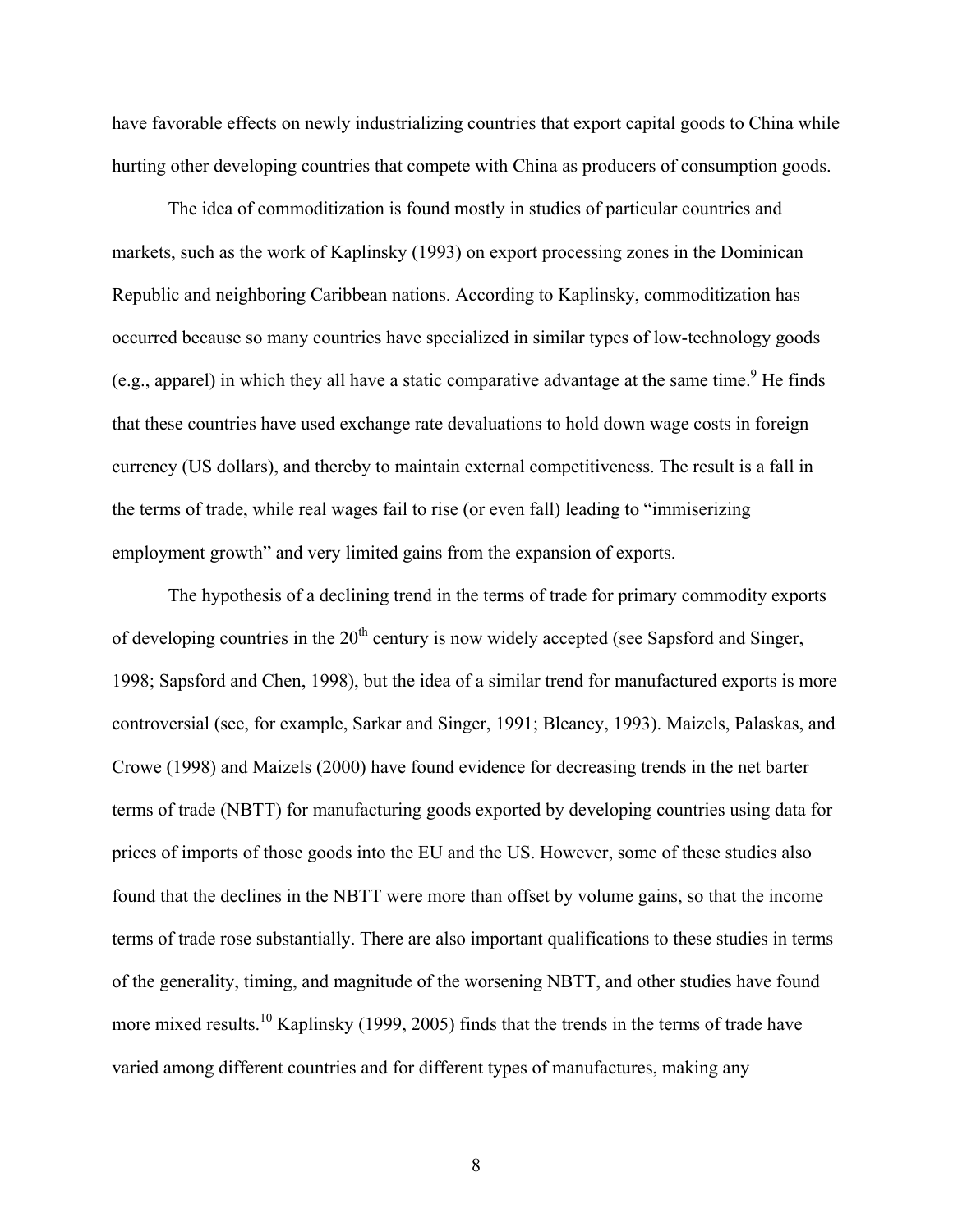have favorable effects on newly industrializing countries that export capital goods to China while hurting other developing countries that compete with China as producers of consumption goods.

The idea of commoditization is found mostly in studies of particular countries and markets, such as the work of Kaplinsky (1993) on export processing zones in the Dominican Republic and neighboring Caribbean nations. According to Kaplinsky, commoditization has occurred because so many countries have specialized in similar types of low-technology goods (e.g., apparel) in which they all have a static comparative advantage at the same time.[9] He finds that these countries have used exchange rate devaluations to hold down wage costs in foreign currency (US dollars), and thereby to maintain external competitiveness. The result is a fall in the terms of trade, while real wages fail to rise (or even fall) leading to "immiserizing employment growth" and very limited gains from the expansion of exports.

The hypothesis of a declining trend in the terms of trade for primary commodity exports of developing countries in the 20th century is now widely accepted (see Sapsford and Singer, 1998; Sapsford and Chen, 1998), but the idea of a similar trend for manufactured exports is more controversial (see, for example, Sarkar and Singer, 1991; Bleaney, 1993). Maizels, Palaskas, and Crowe (1998) and Maizels (2000) have found evidence for decreasing trends in the net barter terms of trade (NBTT) for manufacturing goods exported by developing countries using data for prices of imports of those goods into the EU and the US. However, some of these studies also found that the declines in the NBTT were more than offset by volume gains, so that the income terms of trade rose substantially. There are also important qualifications to these studies in terms of the generality, timing, and magnitude of the worsening NBTT, and other studies have found more mixed results.[10] Kaplinsky (1999, 2005) finds that the trends in the terms of trade have varied among different countries and for different types of manufactures, making any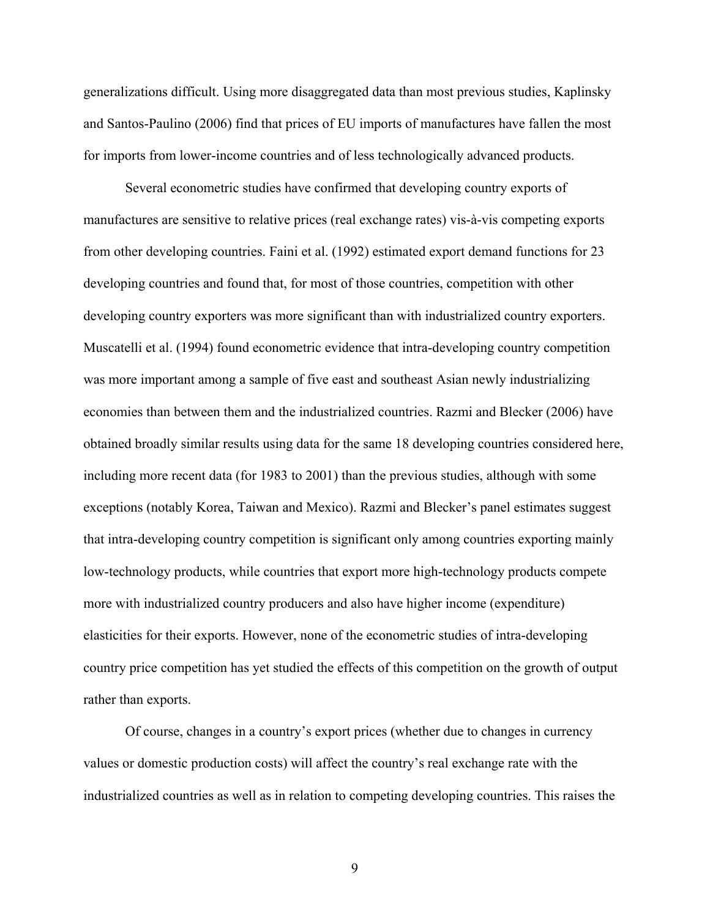generalizations difficult. Using more disaggregated data than most previous studies, Kaplinsky and Santos-Paulino (2006) find that prices of EU imports of manufactures have fallen the most for imports from lower-income countries and of less technologically advanced products.

Several econometric studies have confirmed that developing country exports of manufactures are sensitive to relative prices (real exchange rates) vis-à-vis competing exports from other developing countries. Faini et al. (1992) estimated export demand functions for 23 developing countries and found that, for most of those countries, competition with other developing country exporters was more significant than with industrialized country exporters. Muscatelli et al. (1994) found econometric evidence that intra-developing country competition was more important among a sample of five east and southeast Asian newly industrializing economies than between them and the industrialized countries. Razmi and Blecker (2006) have obtained broadly similar results using data for the same 18 developing countries considered here, including more recent data (for 1983 to 2001) than the previous studies, although with some exceptions (notably Korea, Taiwan and Mexico). Razmi and Blecker's panel estimates suggest that intra-developing country competition is significant only among countries exporting mainly low-technology products, while countries that export more high-technology products compete more with industrialized country producers and also have higher income (expenditure) elasticities for their exports. However, none of the econometric studies of intra-developing country price competition has yet studied the effects of this competition on the growth of output rather than exports.

Of course, changes in a country's export prices (whether due to changes in currency values or domestic production costs) will affect the country's real exchange rate with the industrialized countries as well as in relation to competing developing countries. This raises the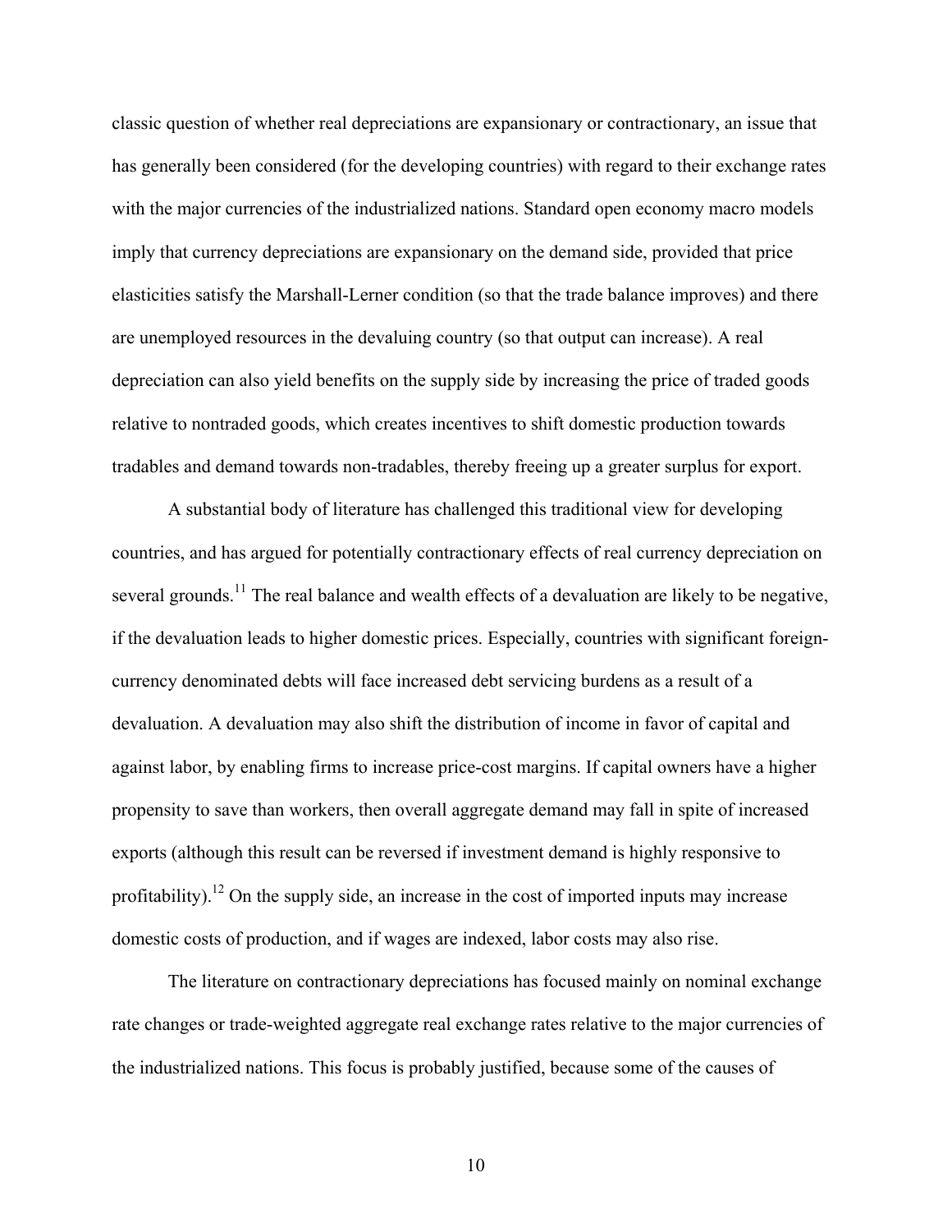classic question of whether real depreciations are expansionary or contractionary, an issue that has generally been considered (for the developing countries) with regard to their exchange rates with the major currencies of the industrialized nations. Standard open economy macro models imply that currency depreciations are expansionary on the demand side, provided that price elasticities satisfy the Marshall-Lerner condition (so that the trade balance improves) and there are unemployed resources in the devaluing country (so that output can increase). A real depreciation can also yield benefits on the supply side by increasing the price of traded goods relative to nontraded goods, which creates incentives to shift domestic production towards tradables and demand towards non-tradables, thereby freeing up a greater surplus for export.

A substantial body of literature has challenged this traditional view for developing countries, and has argued for potentially contractionary effects of real currency depreciation on several grounds.[11] The real balance and wealth effects of a devaluation are likely to be negative, if the devaluation leads to higher domestic prices. Especially, countries with significant foreign-currency denominated debts will face increased debt servicing burdens as a result of a devaluation. A devaluation may also shift the distribution of income in favor of capital and against labor, by enabling firms to increase price-cost margins. If capital owners have a higher propensity to save than workers, then overall aggregate demand may fall in spite of increased exports (although this result can be reversed if investment demand is highly responsive to profitability).[12] On the supply side, an increase in the cost of imported inputs may increase domestic costs of production, and if wages are indexed, labor costs may also rise.

The literature on contractionary depreciations has focused mainly on nominal exchange rate changes or trade-weighted aggregate real exchange rates relative to the major currencies of the industrialized nations. This focus is probably justified, because some of the causes of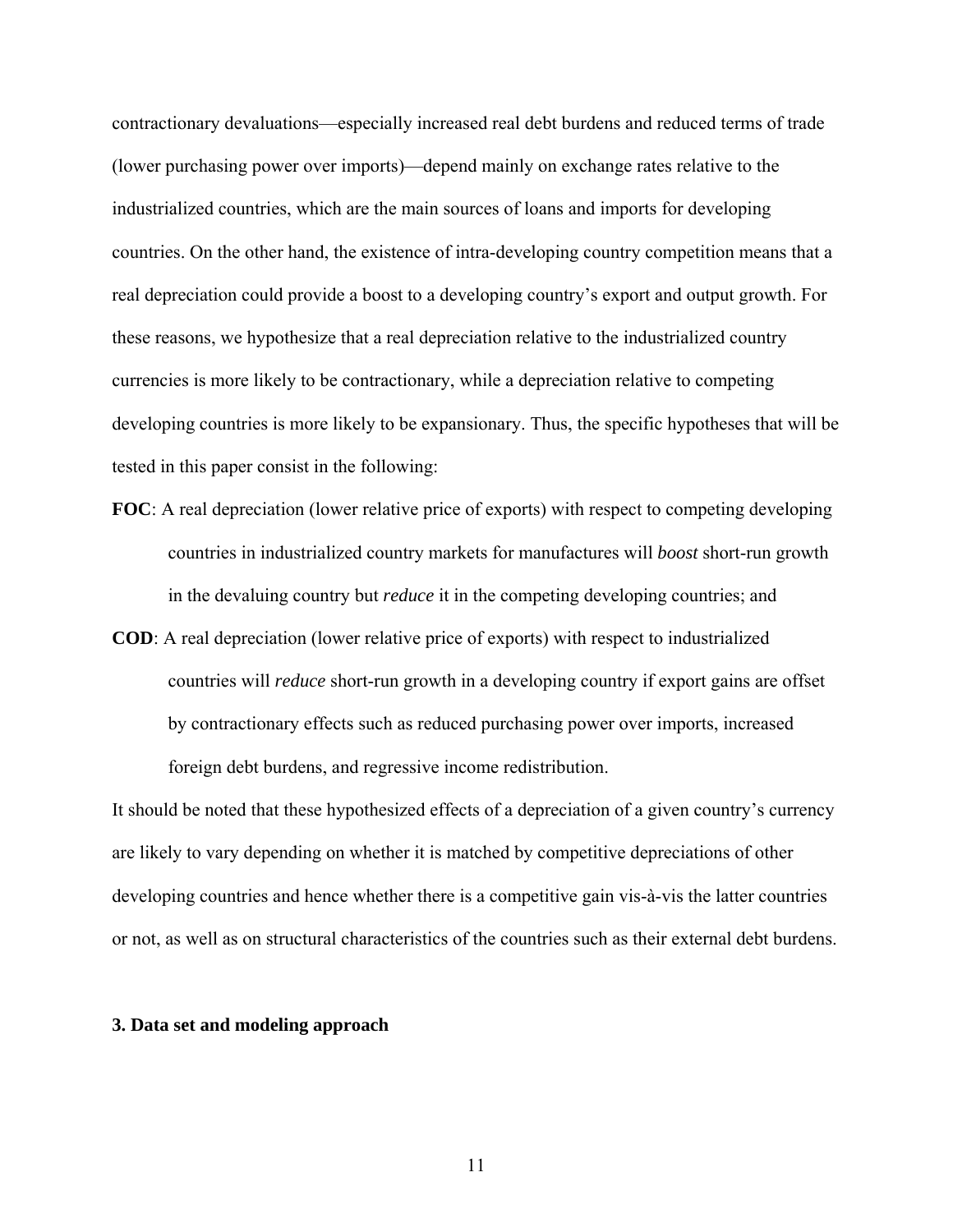contractionary devaluations—especially increased real debt burdens and reduced terms of trade (lower purchasing power over imports)—depend mainly on exchange rates relative to the industrialized countries, which are the main sources of loans and imports for developing countries. On the other hand, the existence of intra-developing country competition means that a real depreciation could provide a boost to a developing country's export and output growth. For these reasons, we hypothesize that a real depreciation relative to the industrialized country currencies is more likely to be contractionary, while a depreciation relative to competing developing countries is more likely to be expansionary. Thus, the specific hypotheses that will be tested in this paper consist in the following:

**FOC**: A real depreciation (lower relative price of exports) with respect to competing developing countries in industrialized country markets for manufactures will *boost* short-run growth in the devaluing country but *reduce* it in the competing developing countries; and

**COD**: A real depreciation (lower relative price of exports) with respect to industrialized countries will *reduce* short-run growth in a developing country if export gains are offset by contractionary effects such as reduced purchasing power over imports, increased foreign debt burdens, and regressive income redistribution.

It should be noted that these hypothesized effects of a depreciation of a given country's currency are likely to vary depending on whether it is matched by competitive depreciations of other developing countries and hence whether there is a competitive gain vis-à-vis the latter countries or not, as well as on structural characteristics of the countries such as their external debt burdens.

## 3. Data set and modeling approach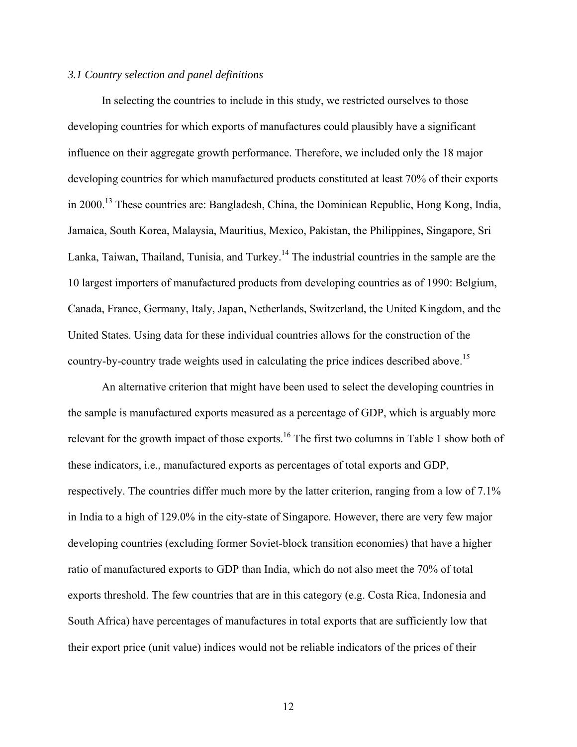### *3.1 Country selection and panel definitions*

In selecting the countries to include in this study, we restricted ourselves to those developing countries for which exports of manufactures could plausibly have a significant influence on their aggregate growth performance. Therefore, we included only the 18 major developing countries for which manufactured products constituted at least 70% of their exports in 2000.[13] These countries are: Bangladesh, China, the Dominican Republic, Hong Kong, India, Jamaica, South Korea, Malaysia, Mauritius, Mexico, Pakistan, the Philippines, Singapore, Sri Lanka, Taiwan, Thailand, Tunisia, and Turkey.[14] The industrial countries in the sample are the 10 largest importers of manufactured products from developing countries as of 1990: Belgium, Canada, France, Germany, Italy, Japan, Netherlands, Switzerland, the United Kingdom, and the United States. Using data for these individual countries allows for the construction of the country-by-country trade weights used in calculating the price indices described above.[15]

An alternative criterion that might have been used to select the developing countries in the sample is manufactured exports measured as a percentage of GDP, which is arguably more relevant for the growth impact of those exports.[16] The first two columns in Table 1 show both of these indicators, i.e., manufactured exports as percentages of total exports and GDP, respectively. The countries differ much more by the latter criterion, ranging from a low of 7.1% in India to a high of 129.0% in the city-state of Singapore. However, there are very few major developing countries (excluding former Soviet-block transition economies) that have a higher ratio of manufactured exports to GDP than India, which do not also meet the 70% of total exports threshold. The few countries that are in this category (e.g. Costa Rica, Indonesia and South Africa) have percentages of manufactures in total exports that are sufficiently low that their export price (unit value) indices would not be reliable indicators of the prices of their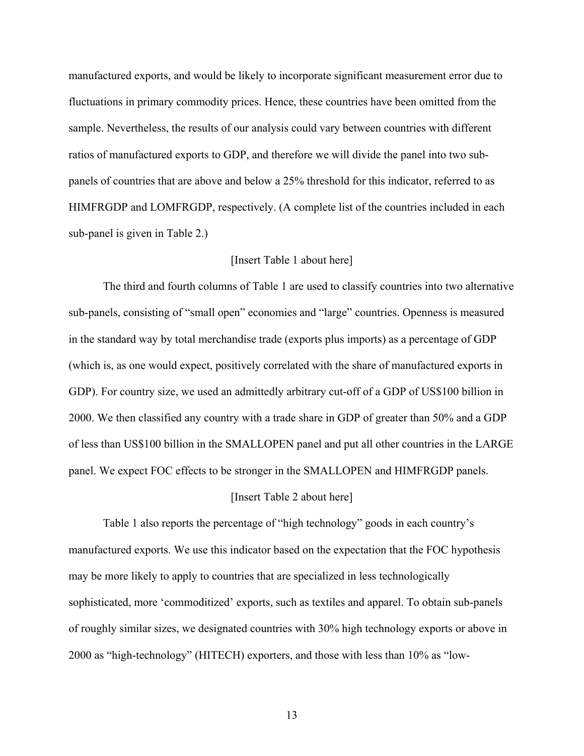manufactured exports, and would be likely to incorporate significant measurement error due to fluctuations in primary commodity prices. Hence, these countries have been omitted from the sample. Nevertheless, the results of our analysis could vary between countries with different ratios of manufactured exports to GDP, and therefore we will divide the panel into two sub-panels of countries that are above and below a 25% threshold for this indicator, referred to as HIMFRGDP and LOMFRGDP, respectively. (A complete list of the countries included in each sub-panel is given in Table 2.)

[Insert Table 1 about here]

The third and fourth columns of Table 1 are used to classify countries into two alternative sub-panels, consisting of "small open" economies and "large" countries. Openness is measured in the standard way by total merchandise trade (exports plus imports) as a percentage of GDP (which is, as one would expect, positively correlated with the share of manufactured exports in GDP). For country size, we used an admittedly arbitrary cut-off of a GDP of US$100 billion in 2000. We then classified any country with a trade share in GDP of greater than 50% and a GDP of less than US$100 billion in the SMALLOPEN panel and put all other countries in the LARGE panel. We expect FOC effects to be stronger in the SMALLOPEN and HIMFRGDP panels.

[Insert Table 2 about here]

Table 1 also reports the percentage of "high technology" goods in each country's manufactured exports. We use this indicator based on the expectation that the FOC hypothesis may be more likely to apply to countries that are specialized in less technologically sophisticated, more 'commoditized' exports, such as textiles and apparel. To obtain sub-panels of roughly similar sizes, we designated countries with 30% high technology exports or above in 2000 as "high-technology" (HITECH) exporters, and those with less than 10% as "low-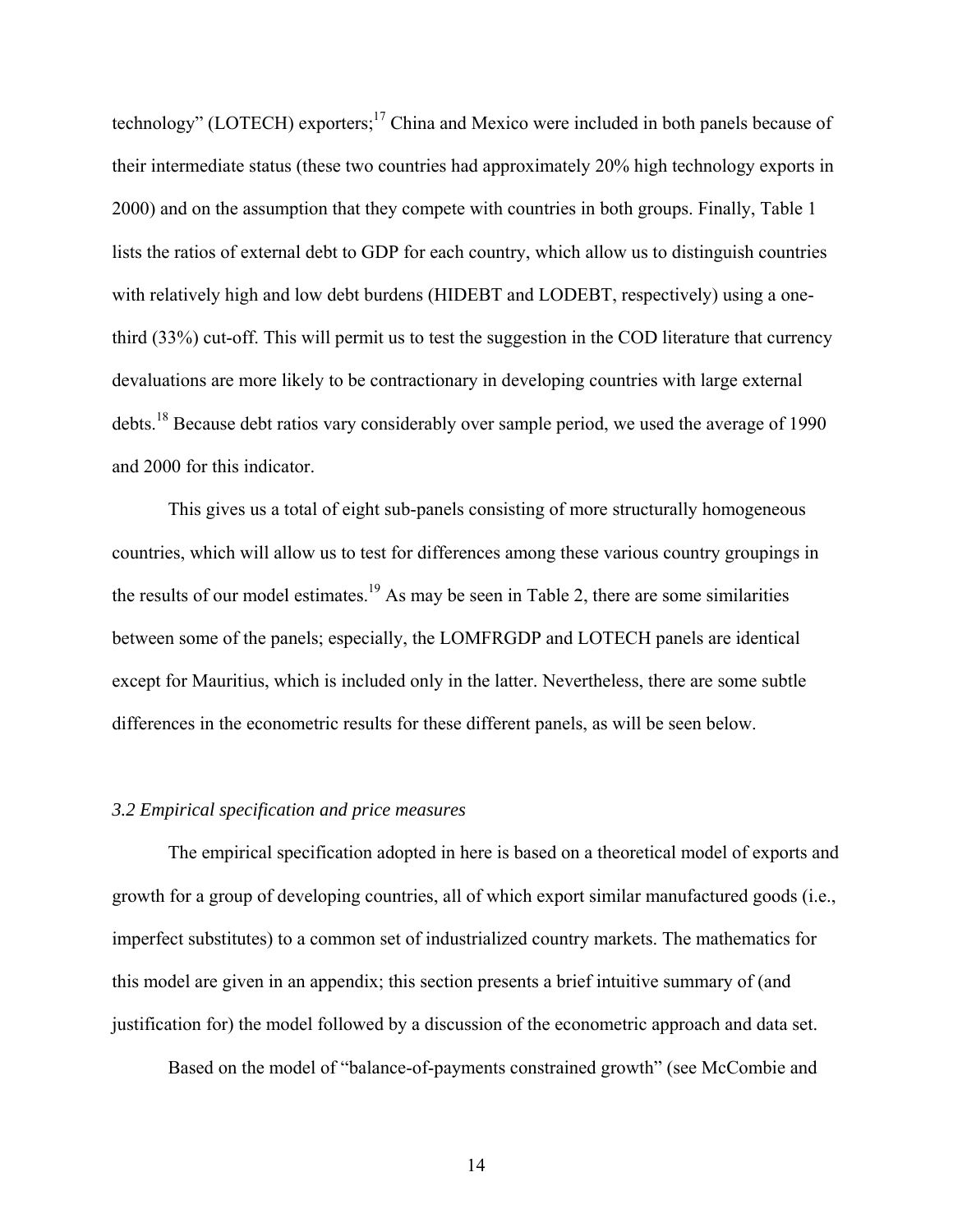technology" (LOTECH) exporters;[17] China and Mexico were included in both panels because of their intermediate status (these two countries had approximately 20% high technology exports in 2000) and on the assumption that they compete with countries in both groups. Finally, Table 1 lists the ratios of external debt to GDP for each country, which allow us to distinguish countries with relatively high and low debt burdens (HIDEBT and LODEBT, respectively) using a one-third (33%) cut-off. This will permit us to test the suggestion in the COD literature that currency devaluations are more likely to be contractionary in developing countries with large external debts.[18] Because debt ratios vary considerably over sample period, we used the average of 1990 and 2000 for this indicator.

This gives us a total of eight sub-panels consisting of more structurally homogeneous countries, which will allow us to test for differences among these various country groupings in the results of our model estimates.[19] As may be seen in Table 2, there are some similarities between some of the panels; especially, the LOMFRGDP and LOTECH panels are identical except for Mauritius, which is included only in the latter. Nevertheless, there are some subtle differences in the econometric results for these different panels, as will be seen below.

### *3.2 Empirical specification and price measures*

The empirical specification adopted in here is based on a theoretical model of exports and growth for a group of developing countries, all of which export similar manufactured goods (i.e., imperfect substitutes) to a common set of industrialized country markets. The mathematics for this model are given in an appendix; this section presents a brief intuitive summary of (and justification for) the model followed by a discussion of the econometric approach and data set.

Based on the model of "balance-of-payments constrained growth" (see McCombie and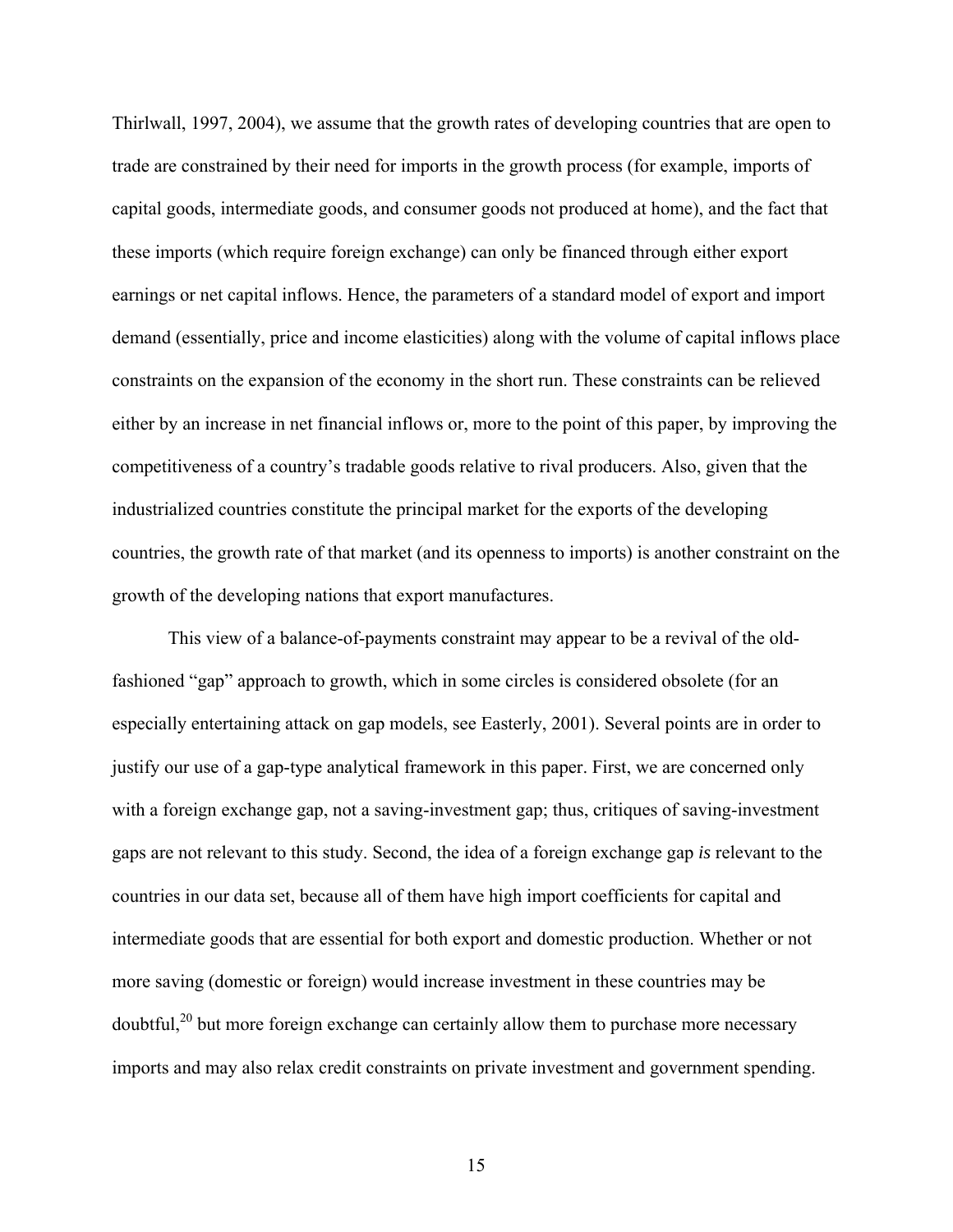Thirlwall, 1997, 2004), we assume that the growth rates of developing countries that are open to trade are constrained by their need for imports in the growth process (for example, imports of capital goods, intermediate goods, and consumer goods not produced at home), and the fact that these imports (which require foreign exchange) can only be financed through either export earnings or net capital inflows. Hence, the parameters of a standard model of export and import demand (essentially, price and income elasticities) along with the volume of capital inflows place constraints on the expansion of the economy in the short run. These constraints can be relieved either by an increase in net financial inflows or, more to the point of this paper, by improving the competitiveness of a country's tradable goods relative to rival producers. Also, given that the industrialized countries constitute the principal market for the exports of the developing countries, the growth rate of that market (and its openness to imports) is another constraint on the growth of the developing nations that export manufactures.

This view of a balance-of-payments constraint may appear to be a revival of the old-fashioned "gap" approach to growth, which in some circles is considered obsolete (for an especially entertaining attack on gap models, see Easterly, 2001). Several points are in order to justify our use of a gap-type analytical framework in this paper. First, we are concerned only with a foreign exchange gap, not a saving-investment gap; thus, critiques of saving-investment gaps are not relevant to this study. Second, the idea of a foreign exchange gap *is* relevant to the countries in our data set, because all of them have high import coefficients for capital and intermediate goods that are essential for both export and domestic production. Whether or not more saving (domestic or foreign) would increase investment in these countries may be doubtful,[20] but more foreign exchange can certainly allow them to purchase more necessary imports and may also relax credit constraints on private investment and government spending.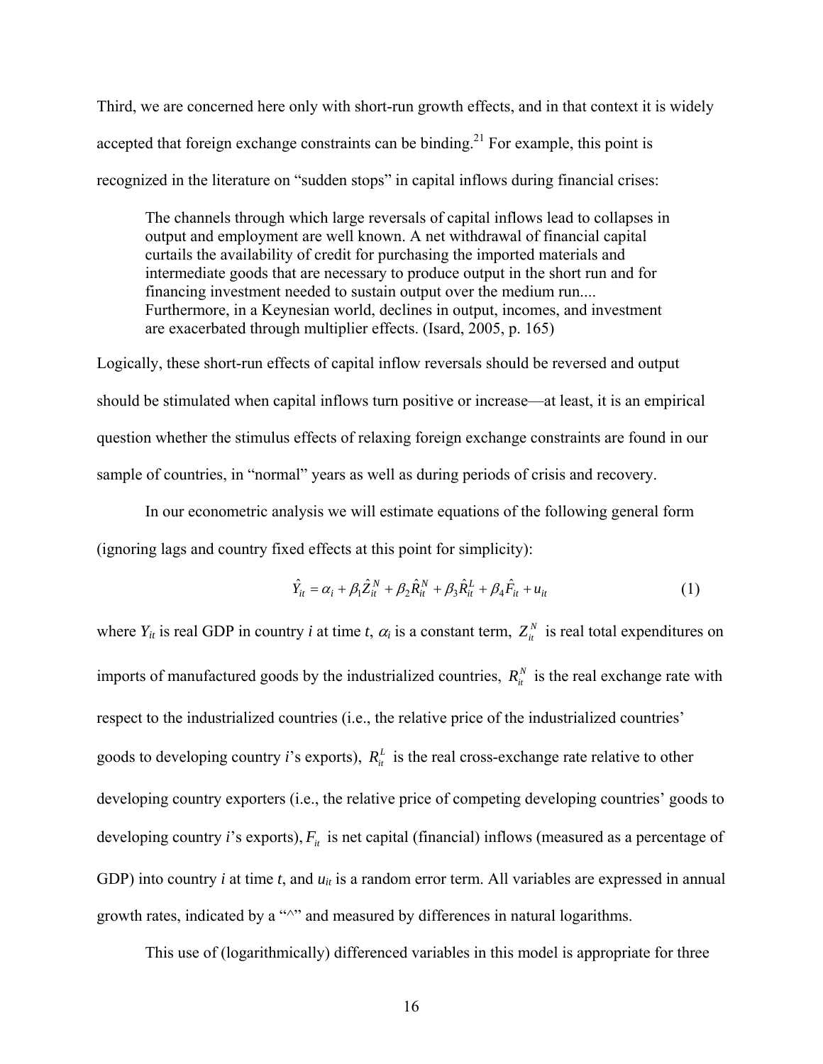Third, we are concerned here only with short-run growth effects, and in that context it is widely accepted that foreign exchange constraints can be binding.[21] For example, this point is recognized in the literature on "sudden stops" in capital inflows during financial crises:

> The channels through which large reversals of capital inflows lead to collapses in output and employment are well known. A net withdrawal of financial capital curtails the availability of credit for purchasing the imported materials and intermediate goods that are necessary to produce output in the short run and for financing investment needed to sustain output over the medium run.... Furthermore, in a Keynesian world, declines in output, incomes, and investment are exacerbated through multiplier effects. (Isard, 2005, p. 165)

Logically, these short-run effects of capital inflow reversals should be reversed and output should be stimulated when capital inflows turn positive or increase—at least, it is an empirical question whether the stimulus effects of relaxing foreign exchange constraints are found in our sample of countries, in "normal" years as well as during periods of crisis and recovery.

In our econometric analysis we will estimate equations of the following general form (ignoring lags and country fixed effects at this point for simplicity):

$$\hat{Y}_{it} = \alpha_i + \beta_1 \hat{Z}_{it}^N + \beta_2 \hat{R}_{it}^N + \beta_3 \hat{R}_{it}^L + \beta_4 \hat{F}_{it} + u_{it} \tag{1}$$

where $Y_{it}$ is real GDP in country *i* at time *t*, $\alpha_i$ is a constant term, $Z_{it}^N$ is real total expenditures on imports of manufactured goods by the industrialized countries, $R_{it}^N$ is the real exchange rate with respect to the industrialized countries (i.e., the relative price of the industrialized countries' goods to developing country *i*'s exports), $R_{it}^L$ is the real cross-exchange rate relative to other developing country exporters (i.e., the relative price of competing developing countries' goods to developing country *i*'s exports), $F_{it}$ is net capital (financial) inflows (measured as a percentage of GDP) into country *i* at time *t*, and $u_{it}$ is a random error term. All variables are expressed in annual growth rates, indicated by a "^" and measured by differences in natural logarithms.

This use of (logarithmically) differenced variables in this model is appropriate for three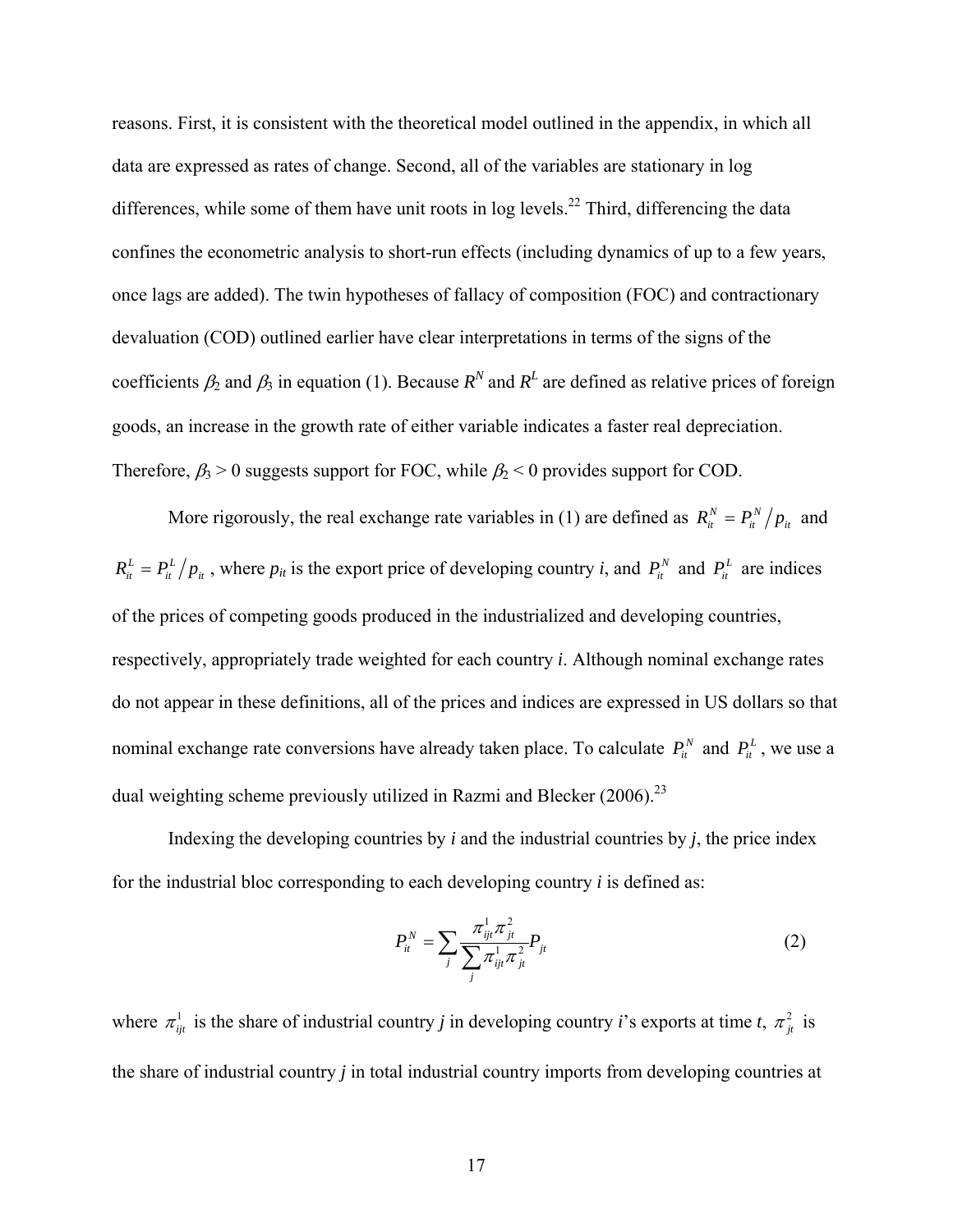reasons. First, it is consistent with the theoretical model outlined in the appendix, in which all data are expressed as rates of change. Second, all of the variables are stationary in log differences, while some of them have unit roots in log levels.[22] Third, differencing the data confines the econometric analysis to short-run effects (including dynamics of up to a few years, once lags are added). The twin hypotheses of fallacy of composition (FOC) and contractionary devaluation (COD) outlined earlier have clear interpretations in terms of the signs of the coefficients $\beta_2$ and $\beta_3$ in equation (1). Because $R^N$ and $R^L$ are defined as relative prices of foreign goods, an increase in the growth rate of either variable indicates a faster real depreciation. Therefore, $\beta_3 > 0$ suggests support for FOC, while $\beta_2 < 0$ provides support for COD.

More rigorously, the real exchange rate variables in (1) are defined as $R_{it}^N = P_{it}^N / p_{it}$ and $R_{it}^L = P_{it}^L / p_{it}$, where $p_{it}$ is the export price of developing country *i*, and $P_{it}^N$ and $P_{it}^L$ are indices of the prices of competing goods produced in the industrialized and developing countries, respectively, appropriately trade weighted for each country *i*. Although nominal exchange rates do not appear in these definitions, all of the prices and indices are expressed in US dollars so that nominal exchange rate conversions have already taken place. To calculate $P_{it}^N$ and $P_{it}^L$, we use a dual weighting scheme previously utilized in Razmi and Blecker (2006).[23]

Indexing the developing countries by *i* and the industrial countries by *j*, the price index for the industrial bloc corresponding to each developing country *i* is defined as:

$$P_{it}^N = \sum_j \frac{\pi_{ijt}^1 \pi_{jt}^2}{\sum_j \pi_{ijt}^1 \pi_{jt}^2} P_{jt} \tag{2}$$

where $\pi_{ijt}^1$ is the share of industrial country *j* in developing country *i*'s exports at time *t*, $\pi_{jt}^2$ is the share of industrial country *j* in total industrial country imports from developing countries at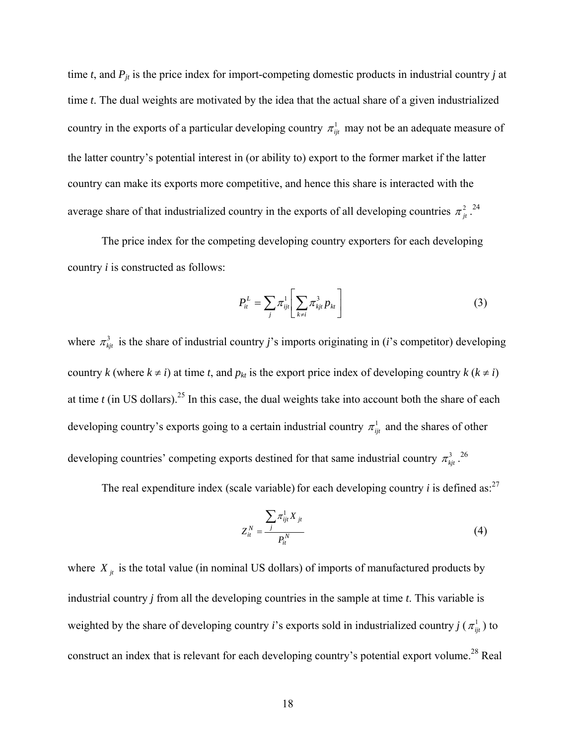time $t$, and $P_{jt}$ is the price index for import-competing domestic products in industrial country $j$ at time $t$. The dual weights are motivated by the idea that the actual share of a given industrialized country in the exports of a particular developing country $\pi^1_{ijt}$ may not be an adequate measure of the latter country's potential interest in (or ability to) export to the former market if the latter country can make its exports more competitive, and hence this share is interacted with the average share of that industrialized country in the exports of all developing countries $\pi^2_{jt}$.[24]

The price index for the competing developing country exporters for each developing country $i$ is constructed as follows:

$$P^L_{it} = \sum_j \pi^1_{ijt} \left[ \sum_{k \neq i} \pi^3_{kjt} p_{kt} \right] \tag{3}$$

where $\pi^3_{kjt}$ is the share of industrial country $j$'s imports originating in ($i$'s competitor) developing country $k$ (where $k \neq i$) at time $t$, and $p_{kt}$ is the export price index of developing country $k$ ($k \neq i$) at time $t$ (in US dollars).[25] In this case, the dual weights take into account both the share of each developing country's exports going to a certain industrial country $\pi^1_{ijt}$ and the shares of other developing countries' competing exports destined for that same industrial country $\pi^3_{kjt}$.[26]

The real expenditure index (scale variable) for each developing country $i$ is defined as:[27]

$$Z^N_{it} = \frac{\sum_j \pi^1_{ijt} X_{jt}}{P^N_{it}} \tag{4}$$

where $X_{jt}$ is the total value (in nominal US dollars) of imports of manufactured products by industrial country $j$ from all the developing countries in the sample at time $t$. This variable is weighted by the share of developing country $i$'s exports sold in industrialized country $j$ ($\pi^1_{ijt}$) to construct an index that is relevant for each developing country's potential export volume.[28] Real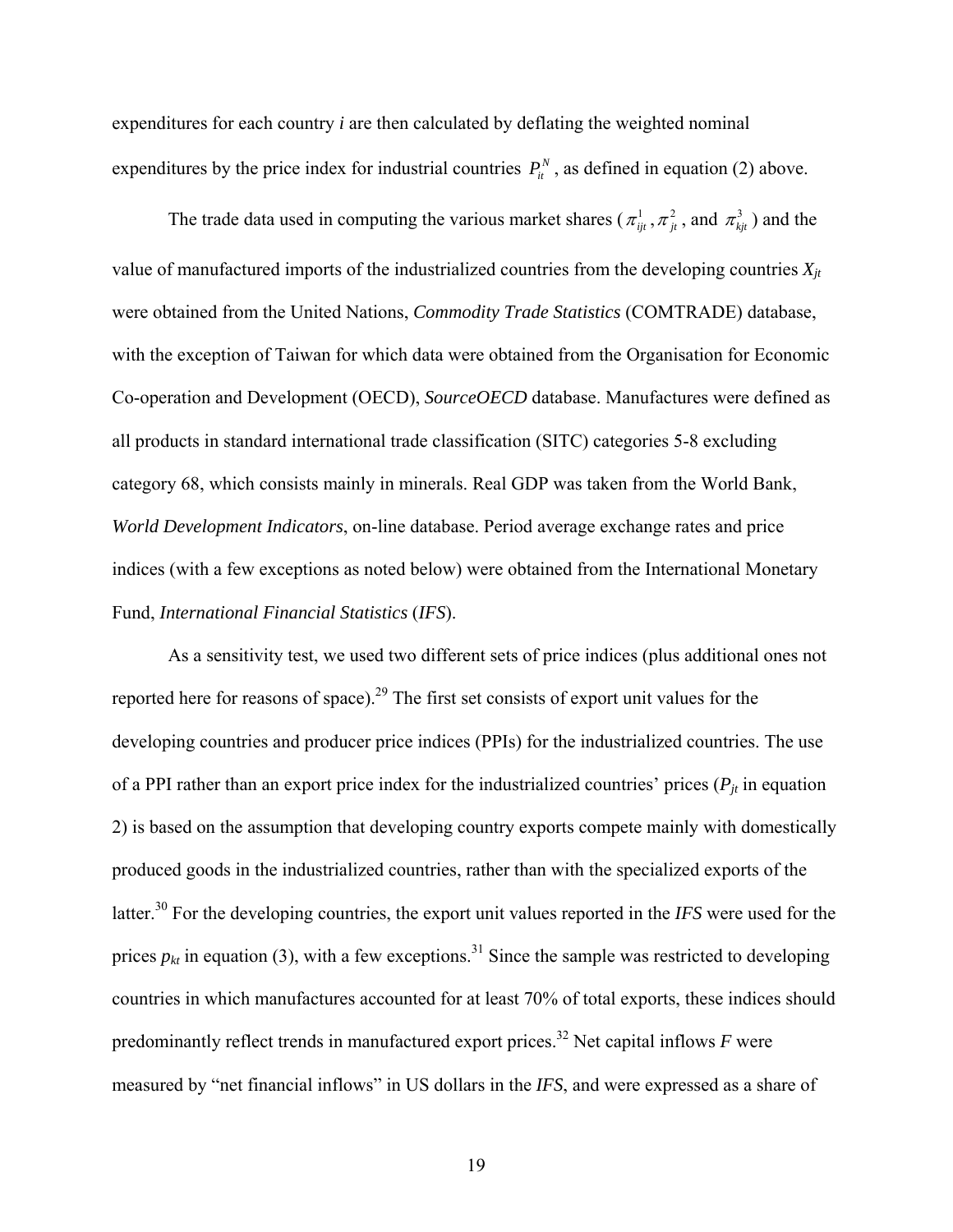expenditures for each country *i* are then calculated by deflating the weighted nominal expenditures by the price index for industrial countries $P_{it}^{N}$, as defined in equation (2) above.

The trade data used in computing the various market shares ($\pi_{ijt}^{1}, \pi_{jt}^{2}$, and $\pi_{kjt}^{3}$) and the value of manufactured imports of the industrialized countries from the developing countries $X_{jt}$ were obtained from the United Nations, *Commodity Trade Statistics* (COMTRADE) database, with the exception of Taiwan for which data were obtained from the Organisation for Economic Co-operation and Development (OECD), *SourceOECD* database. Manufactures were defined as all products in standard international trade classification (SITC) categories 5-8 excluding category 68, which consists mainly in minerals. Real GDP was taken from the World Bank, *World Development Indicators*, on-line database. Period average exchange rates and price indices (with a few exceptions as noted below) were obtained from the International Monetary Fund, *International Financial Statistics* (*IFS*).

As a sensitivity test, we used two different sets of price indices (plus additional ones not reported here for reasons of space).[29] The first set consists of export unit values for the developing countries and producer price indices (PPIs) for the industrialized countries. The use of a PPI rather than an export price index for the industrialized countries' prices ($P_{jt}$ in equation 2) is based on the assumption that developing country exports compete mainly with domestically produced goods in the industrialized countries, rather than with the specialized exports of the latter.[30] For the developing countries, the export unit values reported in the *IFS* were used for the prices $p_{kt}$ in equation (3), with a few exceptions.[31] Since the sample was restricted to developing countries in which manufactures accounted for at least 70% of total exports, these indices should predominantly reflect trends in manufactured export prices.[32] Net capital inflows $F$ were measured by "net financial inflows" in US dollars in the *IFS*, and were expressed as a share of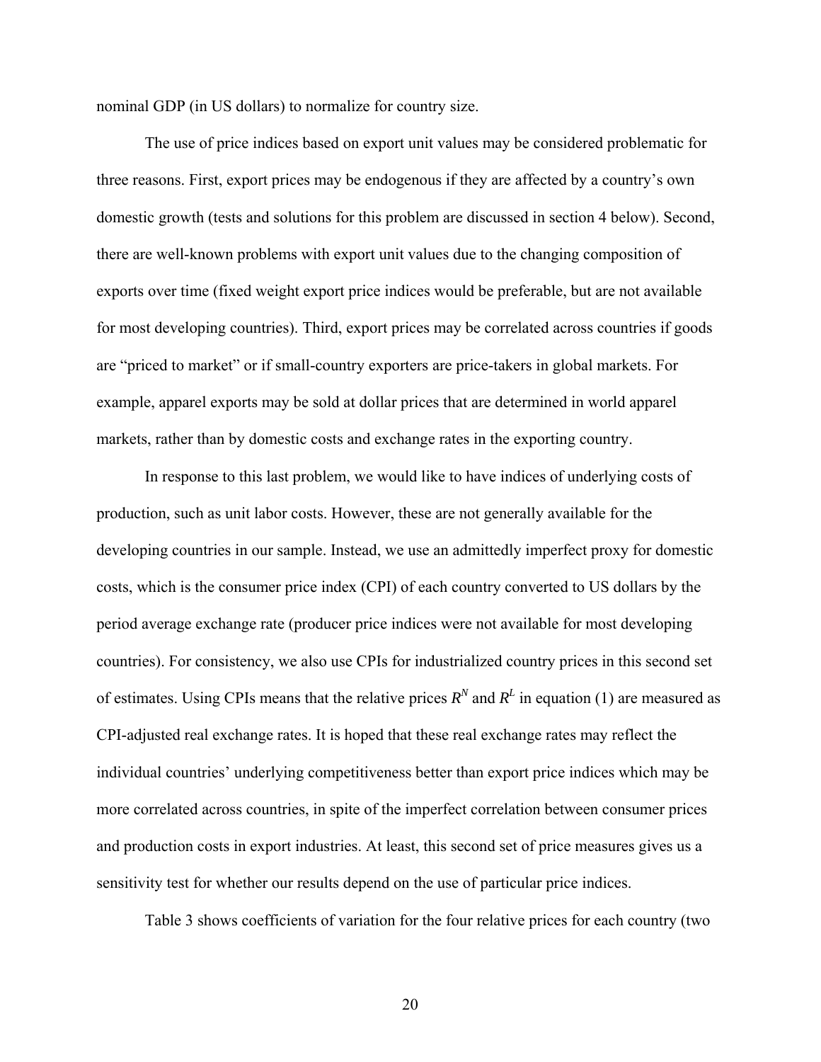nominal GDP (in US dollars) to normalize for country size.

The use of price indices based on export unit values may be considered problematic for three reasons. First, export prices may be endogenous if they are affected by a country's own domestic growth (tests and solutions for this problem are discussed in section 4 below). Second, there are well-known problems with export unit values due to the changing composition of exports over time (fixed weight export price indices would be preferable, but are not available for most developing countries). Third, export prices may be correlated across countries if goods are "priced to market" or if small-country exporters are price-takers in global markets. For example, apparel exports may be sold at dollar prices that are determined in world apparel markets, rather than by domestic costs and exchange rates in the exporting country.

In response to this last problem, we would like to have indices of underlying costs of production, such as unit labor costs. However, these are not generally available for the developing countries in our sample. Instead, we use an admittedly imperfect proxy for domestic costs, which is the consumer price index (CPI) of each country converted to US dollars by the period average exchange rate (producer price indices were not available for most developing countries). For consistency, we also use CPIs for industrialized country prices in this second set of estimates. Using CPIs means that the relative prices $R^N$ and $R^L$ in equation (1) are measured as CPI-adjusted real exchange rates. It is hoped that these real exchange rates may reflect the individual countries' underlying competitiveness better than export price indices which may be more correlated across countries, in spite of the imperfect correlation between consumer prices and production costs in export industries. At least, this second set of price measures gives us a sensitivity test for whether our results depend on the use of particular price indices.

Table 3 shows coefficients of variation for the four relative prices for each country (two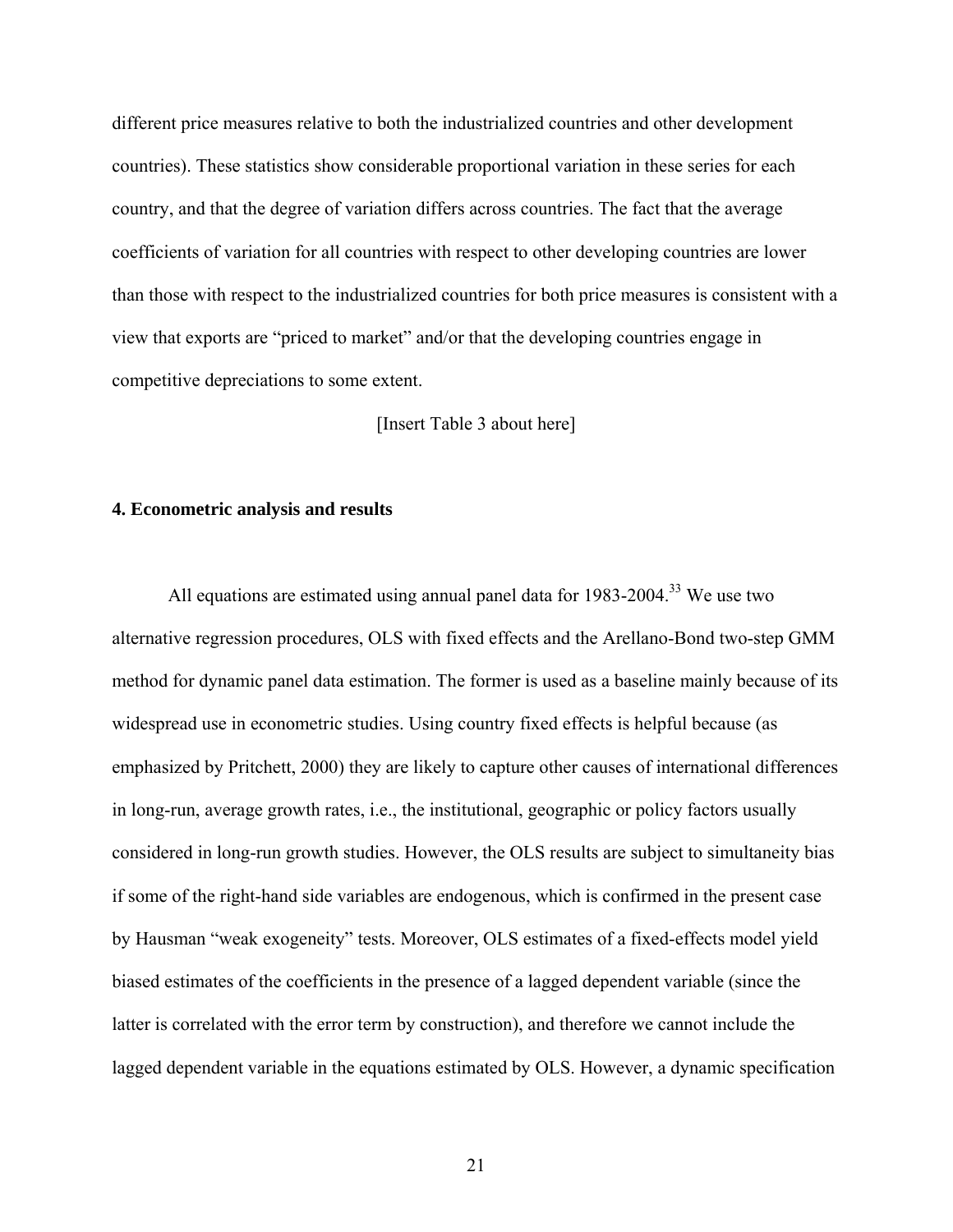different price measures relative to both the industrialized countries and other development countries). These statistics show considerable proportional variation in these series for each country, and that the degree of variation differs across countries. The fact that the average coefficients of variation for all countries with respect to other developing countries are lower than those with respect to the industrialized countries for both price measures is consistent with a view that exports are "priced to market" and/or that the developing countries engage in competitive depreciations to some extent.

[Insert Table 3 about here]

## 4. Econometric analysis and results

All equations are estimated using annual panel data for 1983-2004.[33] We use two alternative regression procedures, OLS with fixed effects and the Arellano-Bond two-step GMM method for dynamic panel data estimation. The former is used as a baseline mainly because of its widespread use in econometric studies. Using country fixed effects is helpful because (as emphasized by Pritchett, 2000) they are likely to capture other causes of international differences in long-run, average growth rates, i.e., the institutional, geographic or policy factors usually considered in long-run growth studies. However, the OLS results are subject to simultaneity bias if some of the right-hand side variables are endogenous, which is confirmed in the present case by Hausman "weak exogeneity" tests. Moreover, OLS estimates of a fixed-effects model yield biased estimates of the coefficients in the presence of a lagged dependent variable (since the latter is correlated with the error term by construction), and therefore we cannot include the lagged dependent variable in the equations estimated by OLS. However, a dynamic specification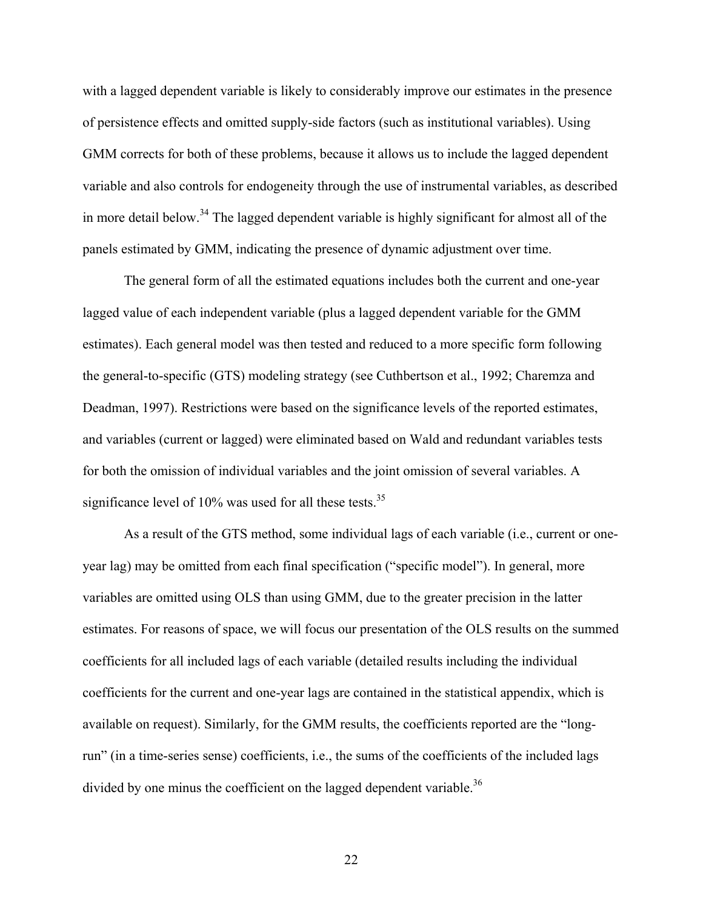with a lagged dependent variable is likely to considerably improve our estimates in the presence of persistence effects and omitted supply-side factors (such as institutional variables). Using GMM corrects for both of these problems, because it allows us to include the lagged dependent variable and also controls for endogeneity through the use of instrumental variables, as described in more detail below.[34] The lagged dependent variable is highly significant for almost all of the panels estimated by GMM, indicating the presence of dynamic adjustment over time.

The general form of all the estimated equations includes both the current and one-year lagged value of each independent variable (plus a lagged dependent variable for the GMM estimates). Each general model was then tested and reduced to a more specific form following the general-to-specific (GTS) modeling strategy (see Cuthbertson et al., 1992; Charemza and Deadman, 1997). Restrictions were based on the significance levels of the reported estimates, and variables (current or lagged) were eliminated based on Wald and redundant variables tests for both the omission of individual variables and the joint omission of several variables. A significance level of 10% was used for all these tests.[35]

As a result of the GTS method, some individual lags of each variable (i.e., current or one-year lag) may be omitted from each final specification ("specific model"). In general, more variables are omitted using OLS than using GMM, due to the greater precision in the latter estimates. For reasons of space, we will focus our presentation of the OLS results on the summed coefficients for all included lags of each variable (detailed results including the individual coefficients for the current and one-year lags are contained in the statistical appendix, which is available on request). Similarly, for the GMM results, the coefficients reported are the "long-run" (in a time-series sense) coefficients, i.e., the sums of the coefficients of the included lags divided by one minus the coefficient on the lagged dependent variable.[36]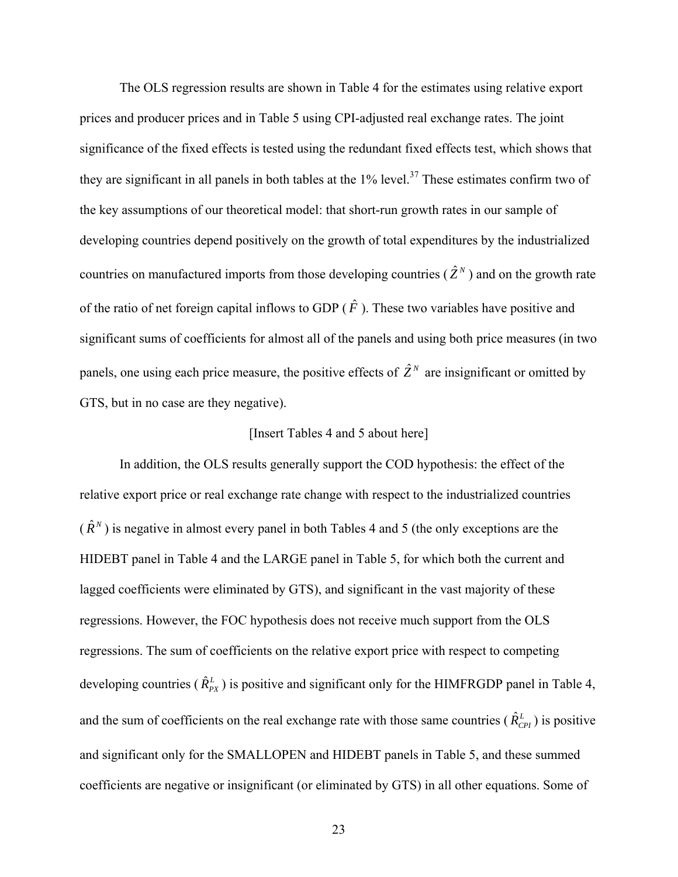The OLS regression results are shown in Table 4 for the estimates using relative export prices and producer prices and in Table 5 using CPI-adjusted real exchange rates. The joint significance of the fixed effects is tested using the redundant fixed effects test, which shows that they are significant in all panels in both tables at the 1% level.[37] These estimates confirm two of the key assumptions of our theoretical model: that short-run growth rates in our sample of developing countries depend positively on the growth of total expenditures by the industrialized countries on manufactured imports from those developing countries ($\hat{Z}^N$) and on the growth rate of the ratio of net foreign capital inflows to GDP ($\hat{F}$). These two variables have positive and significant sums of coefficients for almost all of the panels and using both price measures (in two panels, one using each price measure, the positive effects of $\hat{Z}^N$ are insignificant or omitted by GTS, but in no case are they negative).

[Insert Tables 4 and 5 about here]

In addition, the OLS results generally support the COD hypothesis: the effect of the relative export price or real exchange rate change with respect to the industrialized countries ($\hat{R}^N$) is negative in almost every panel in both Tables 4 and 5 (the only exceptions are the HIDEBT panel in Table 4 and the LARGE panel in Table 5, for which both the current and lagged coefficients were eliminated by GTS), and significant in the vast majority of these regressions. However, the FOC hypothesis does not receive much support from the OLS regressions. The sum of coefficients on the relative export price with respect to competing developing countries ($\hat{R}^L_{PX}$) is positive and significant only for the HIMFRGDP panel in Table 4, and the sum of coefficients on the real exchange rate with those same countries ($\hat{R}^L_{CPI}$) is positive and significant only for the SMALLOPEN and HIDEBT panels in Table 5, and these summed coefficients are negative or insignificant (or eliminated by GTS) in all other equations. Some of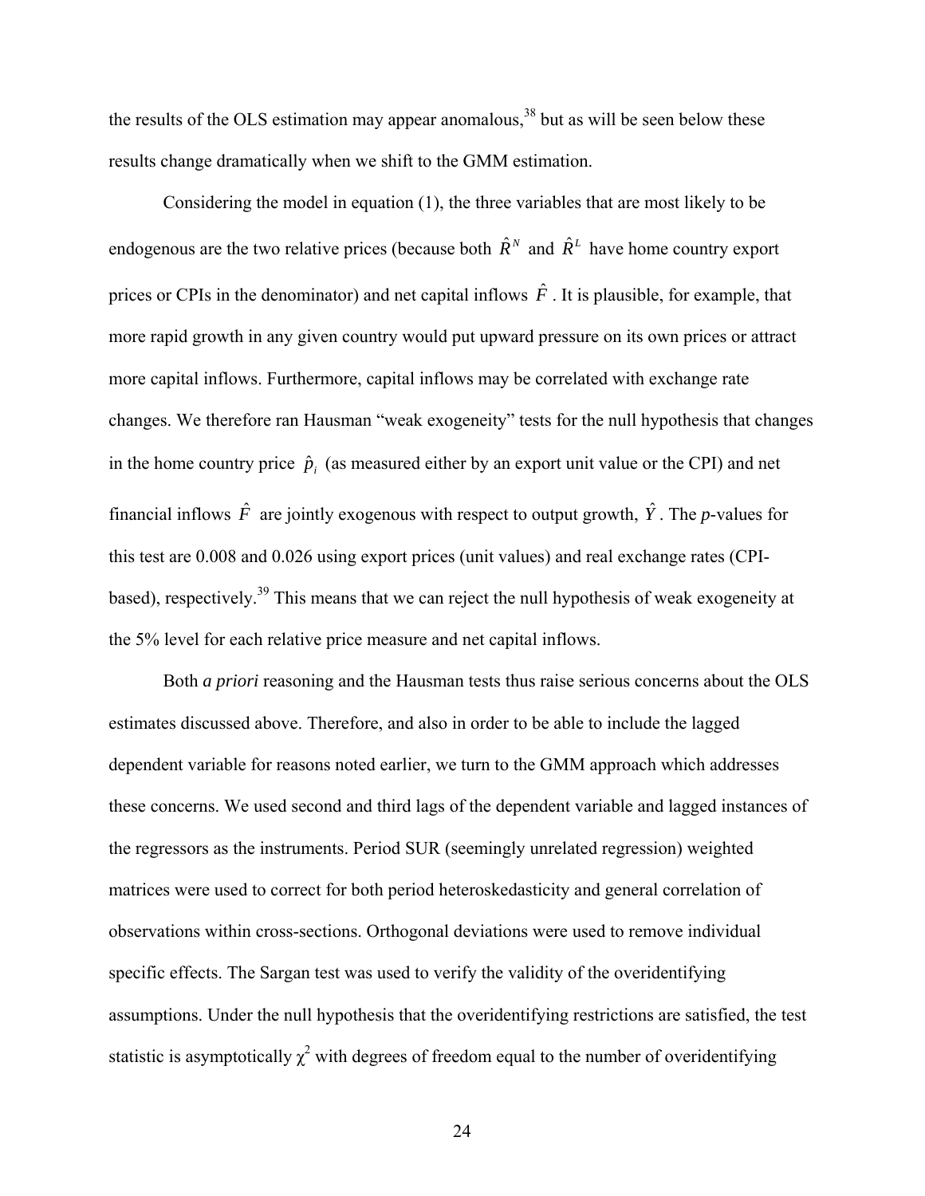the results of the OLS estimation may appear anomalous,[38] but as will be seen below these results change dramatically when we shift to the GMM estimation.

Considering the model in equation (1), the three variables that are most likely to be endogenous are the two relative prices (because both $\hat{R}^N$ and $\hat{R}^L$ have home country export prices or CPIs in the denominator) and net capital inflows $\hat{F}$. It is plausible, for example, that more rapid growth in any given country would put upward pressure on its own prices or attract more capital inflows. Furthermore, capital inflows may be correlated with exchange rate changes. We therefore ran Hausman "weak exogeneity" tests for the null hypothesis that changes in the home country price $\hat{p}_i$ (as measured either by an export unit value or the CPI) and net financial inflows $\hat{F}$ are jointly exogenous with respect to output growth, $\hat{Y}$. The *p*-values for this test are 0.008 and 0.026 using export prices (unit values) and real exchange rates (CPI-based), respectively.[39] This means that we can reject the null hypothesis of weak exogeneity at the 5% level for each relative price measure and net capital inflows.

Both *a priori* reasoning and the Hausman tests thus raise serious concerns about the OLS estimates discussed above. Therefore, and also in order to be able to include the lagged dependent variable for reasons noted earlier, we turn to the GMM approach which addresses these concerns. We used second and third lags of the dependent variable and lagged instances of the regressors as the instruments. Period SUR (seemingly unrelated regression) weighted matrices were used to correct for both period heteroskedasticity and general correlation of observations within cross-sections. Orthogonal deviations were used to remove individual specific effects. The Sargan test was used to verify the validity of the overidentifying assumptions. Under the null hypothesis that the overidentifying restrictions are satisfied, the test statistic is asymptotically $\chi^2$ with degrees of freedom equal to the number of overidentifying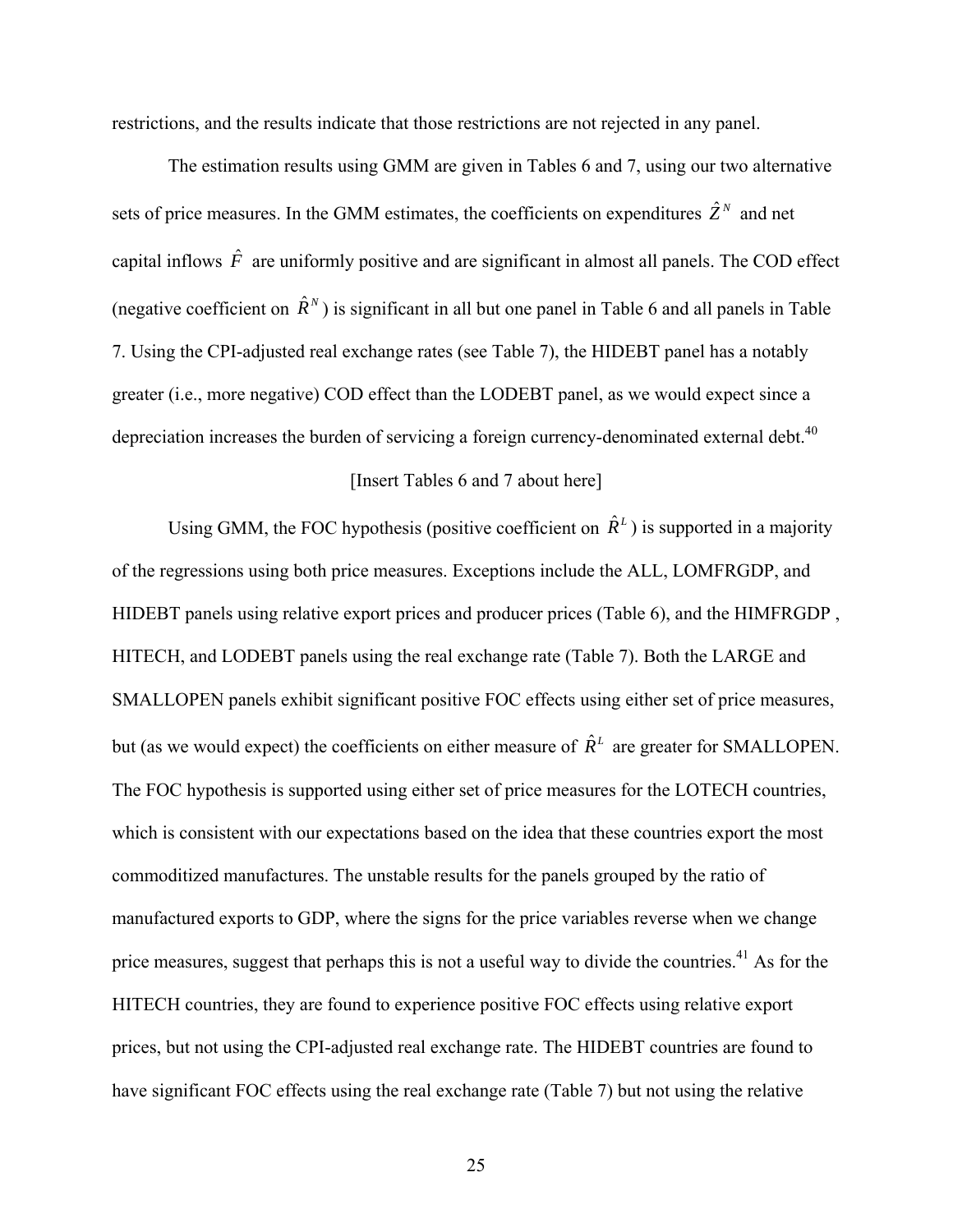restrictions, and the results indicate that those restrictions are not rejected in any panel.

The estimation results using GMM are given in Tables 6 and 7, using our two alternative sets of price measures. In the GMM estimates, the coefficients on expenditures $\hat{Z}^N$ and net capital inflows $\hat{F}$ are uniformly positive and are significant in almost all panels. The COD effect (negative coefficient on $\hat{R}^N$) is significant in all but one panel in Table 6 and all panels in Table 7. Using the CPI-adjusted real exchange rates (see Table 7), the HIDEBT panel has a notably greater (i.e., more negative) COD effect than the LODEBT panel, as we would expect since a depreciation increases the burden of servicing a foreign currency-denominated external debt.[40]

[Insert Tables 6 and 7 about here]

Using GMM, the FOC hypothesis (positive coefficient on $\hat{R}^L$) is supported in a majority of the regressions using both price measures. Exceptions include the ALL, LOMFRGDP, and HIDEBT panels using relative export prices and producer prices (Table 6), and the HIMFRGDP , HITECH, and LODEBT panels using the real exchange rate (Table 7). Both the LARGE and SMALLOPEN panels exhibit significant positive FOC effects using either set of price measures, but (as we would expect) the coefficients on either measure of $\hat{R}^L$ are greater for SMALLOPEN. The FOC hypothesis is supported using either set of price measures for the LOTECH countries, which is consistent with our expectations based on the idea that these countries export the most commoditized manufactures. The unstable results for the panels grouped by the ratio of manufactured exports to GDP, where the signs for the price variables reverse when we change price measures, suggest that perhaps this is not a useful way to divide the countries.[41] As for the HITECH countries, they are found to experience positive FOC effects using relative export prices, but not using the CPI-adjusted real exchange rate. The HIDEBT countries are found to have significant FOC effects using the real exchange rate (Table 7) but not using the relative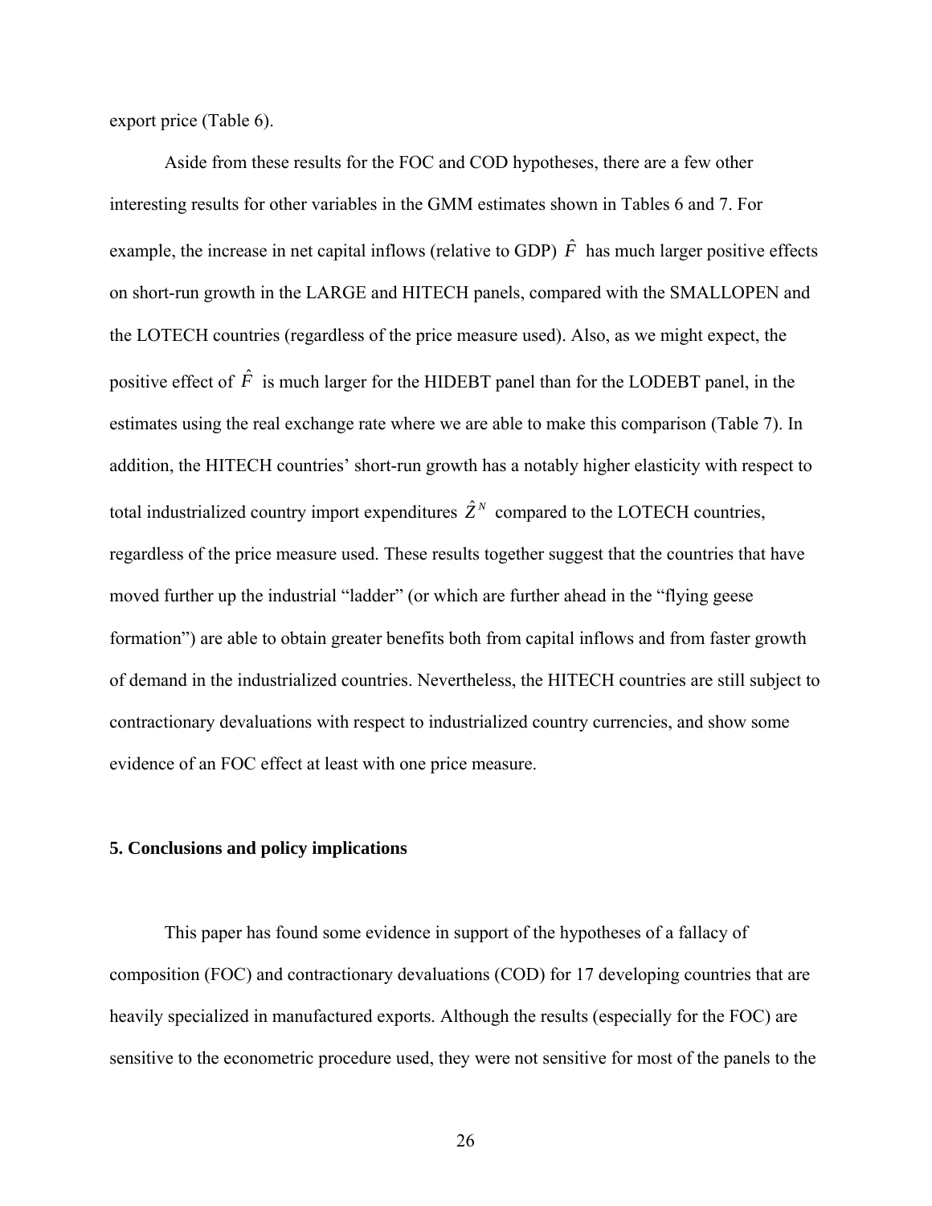export price (Table 6).

Aside from these results for the FOC and COD hypotheses, there are a few other interesting results for other variables in the GMM estimates shown in Tables 6 and 7. For example, the increase in net capital inflows (relative to GDP) $\hat{F}$ has much larger positive effects on short-run growth in the LARGE and HITECH panels, compared with the SMALLOPEN and the LOTECH countries (regardless of the price measure used). Also, as we might expect, the positive effect of $\hat{F}$ is much larger for the HIDEBT panel than for the LODEBT panel, in the estimates using the real exchange rate where we are able to make this comparison (Table 7). In addition, the HITECH countries' short-run growth has a notably higher elasticity with respect to total industrialized country import expenditures $\hat{Z}^N$ compared to the LOTECH countries, regardless of the price measure used. These results together suggest that the countries that have moved further up the industrial "ladder" (or which are further ahead in the "flying geese formation") are able to obtain greater benefits both from capital inflows and from faster growth of demand in the industrialized countries. Nevertheless, the HITECH countries are still subject to contractionary devaluations with respect to industrialized country currencies, and show some evidence of an FOC effect at least with one price measure.

## 5. Conclusions and policy implications

This paper has found some evidence in support of the hypotheses of a fallacy of composition (FOC) and contractionary devaluations (COD) for 17 developing countries that are heavily specialized in manufactured exports. Although the results (especially for the FOC) are sensitive to the econometric procedure used, they were not sensitive for most of the panels to the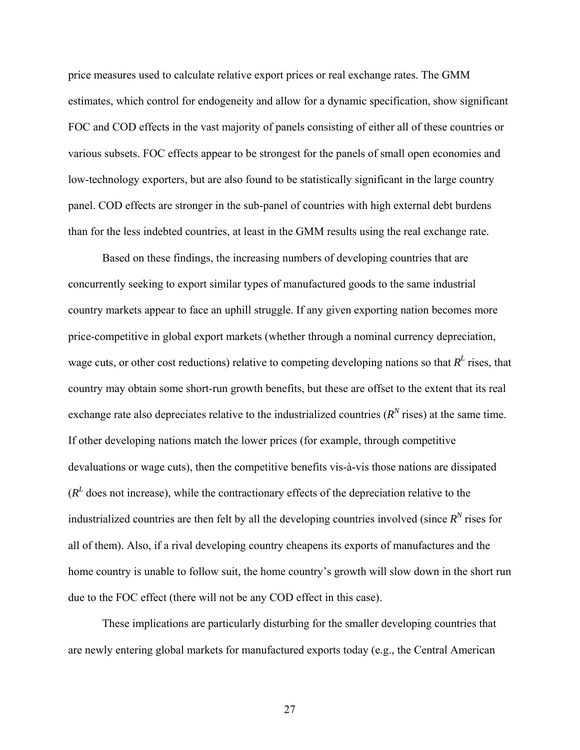price measures used to calculate relative export prices or real exchange rates. The GMM estimates, which control for endogeneity and allow for a dynamic specification, show significant FOC and COD effects in the vast majority of panels consisting of either all of these countries or various subsets. FOC effects appear to be strongest for the panels of small open economies and low-technology exporters, but are also found to be statistically significant in the large country panel. COD effects are stronger in the sub-panel of countries with high external debt burdens than for the less indebted countries, at least in the GMM results using the real exchange rate.

Based on these findings, the increasing numbers of developing countries that are concurrently seeking to export similar types of manufactured goods to the same industrial country markets appear to face an uphill struggle. If any given exporting nation becomes more price-competitive in global export markets (whether through a nominal currency depreciation, wage cuts, or other cost reductions) relative to competing developing nations so that $R^L$ rises, that country may obtain some short-run growth benefits, but these are offset to the extent that its real exchange rate also depreciates relative to the industrialized countries ($R^N$ rises) at the same time. If other developing nations match the lower prices (for example, through competitive devaluations or wage cuts), then the competitive benefits vis-à-vis those nations are dissipated ($R^L$ does not increase), while the contractionary effects of the depreciation relative to the industrialized countries are then felt by all the developing countries involved (since $R^N$ rises for all of them). Also, if a rival developing country cheapens its exports of manufactures and the home country is unable to follow suit, the home country's growth will slow down in the short run due to the FOC effect (there will not be any COD effect in this case).

These implications are particularly disturbing for the smaller developing countries that are newly entering global markets for manufactured exports today (e.g., the Central American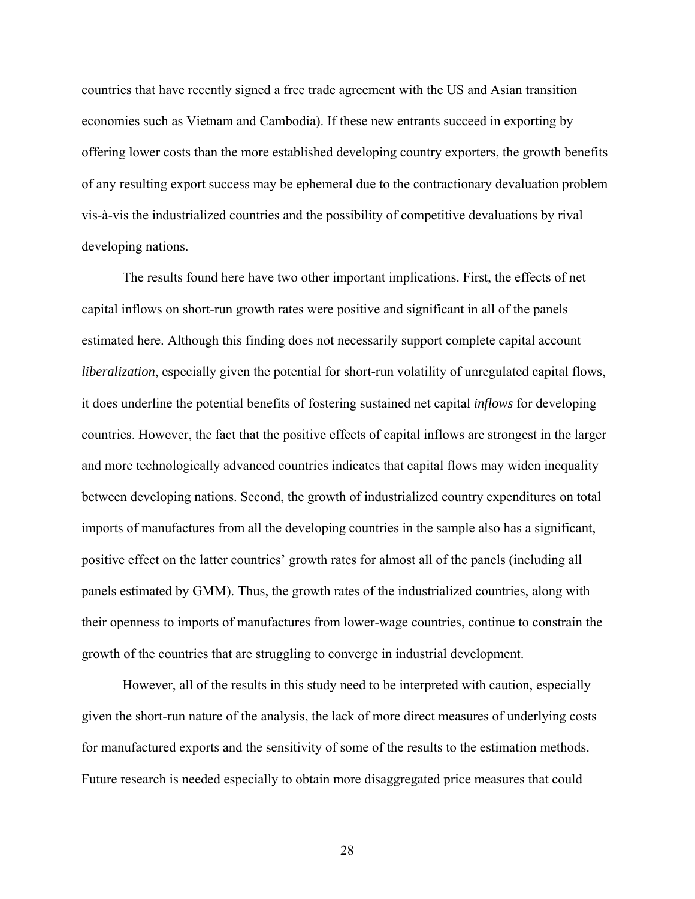countries that have recently signed a free trade agreement with the US and Asian transition economies such as Vietnam and Cambodia). If these new entrants succeed in exporting by offering lower costs than the more established developing country exporters, the growth benefits of any resulting export success may be ephemeral due to the contractionary devaluation problem vis-à-vis the industrialized countries and the possibility of competitive devaluations by rival developing nations.

The results found here have two other important implications. First, the effects of net capital inflows on short-run growth rates were positive and significant in all of the panels estimated here. Although this finding does not necessarily support complete capital account *liberalization*, especially given the potential for short-run volatility of unregulated capital flows, it does underline the potential benefits of fostering sustained net capital *inflows* for developing countries. However, the fact that the positive effects of capital inflows are strongest in the larger and more technologically advanced countries indicates that capital flows may widen inequality between developing nations. Second, the growth of industrialized country expenditures on total imports of manufactures from all the developing countries in the sample also has a significant, positive effect on the latter countries' growth rates for almost all of the panels (including all panels estimated by GMM). Thus, the growth rates of the industrialized countries, along with their openness to imports of manufactures from lower-wage countries, continue to constrain the growth of the countries that are struggling to converge in industrial development.

However, all of the results in this study need to be interpreted with caution, especially given the short-run nature of the analysis, the lack of more direct measures of underlying costs for manufactured exports and the sensitivity of some of the results to the estimation methods. Future research is needed especially to obtain more disaggregated price measures that could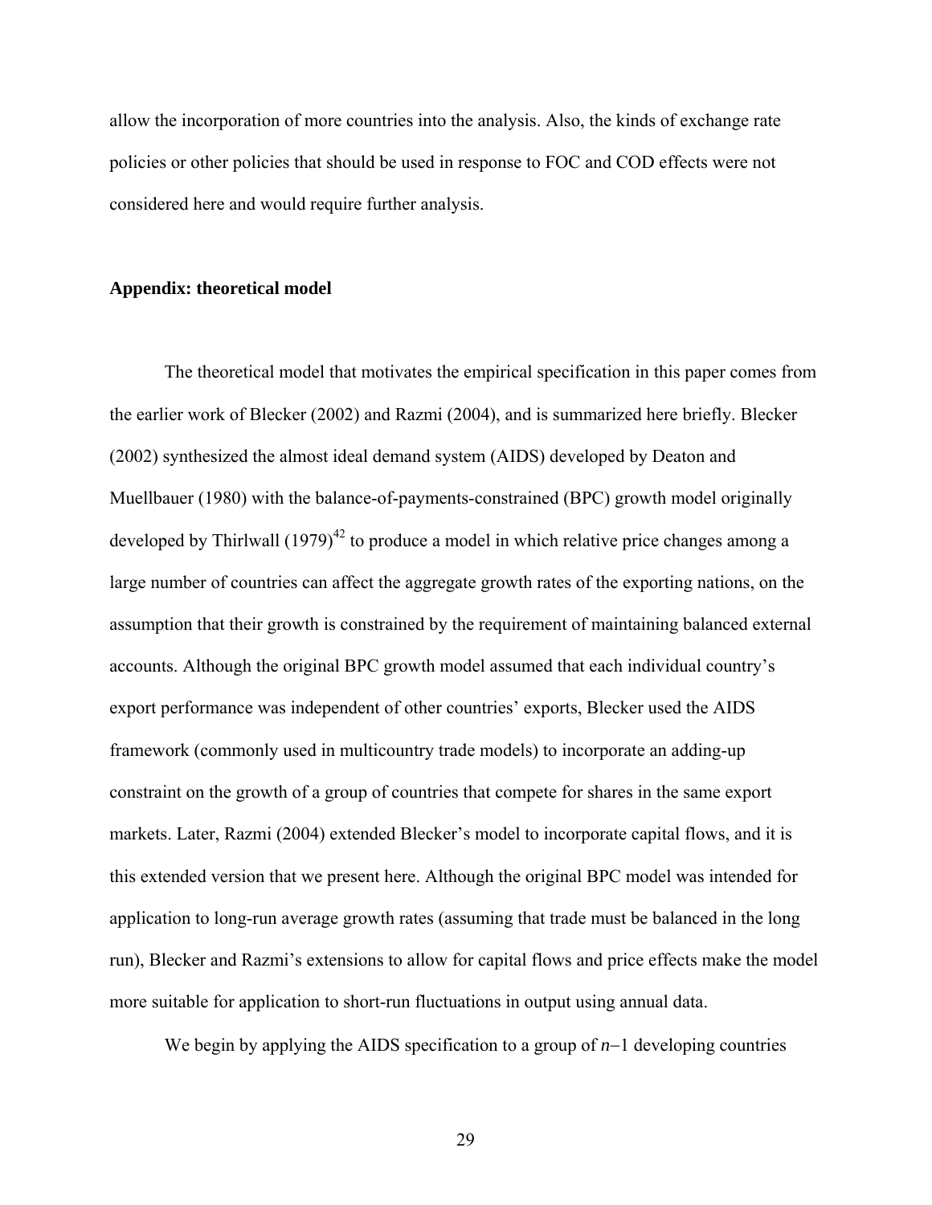allow the incorporation of more countries into the analysis. Also, the kinds of exchange rate policies or other policies that should be used in response to FOC and COD effects were not considered here and would require further analysis.

**Appendix: theoretical model**

The theoretical model that motivates the empirical specification in this paper comes from the earlier work of Blecker (2002) and Razmi (2004), and is summarized here briefly. Blecker (2002) synthesized the almost ideal demand system (AIDS) developed by Deaton and Muellbauer (1980) with the balance-of-payments-constrained (BPC) growth model originally developed by Thirlwall (1979)[42] to produce a model in which relative price changes among a large number of countries can affect the aggregate growth rates of the exporting nations, on the assumption that their growth is constrained by the requirement of maintaining balanced external accounts. Although the original BPC growth model assumed that each individual country's export performance was independent of other countries' exports, Blecker used the AIDS framework (commonly used in multicountry trade models) to incorporate an adding-up constraint on the growth of a group of countries that compete for shares in the same export markets. Later, Razmi (2004) extended Blecker's model to incorporate capital flows, and it is this extended version that we present here. Although the original BPC model was intended for application to long-run average growth rates (assuming that trade must be balanced in the long run), Blecker and Razmi's extensions to allow for capital flows and price effects make the model more suitable for application to short-run fluctuations in output using annual data.

We begin by applying the AIDS specification to a group of $n-1$ developing countries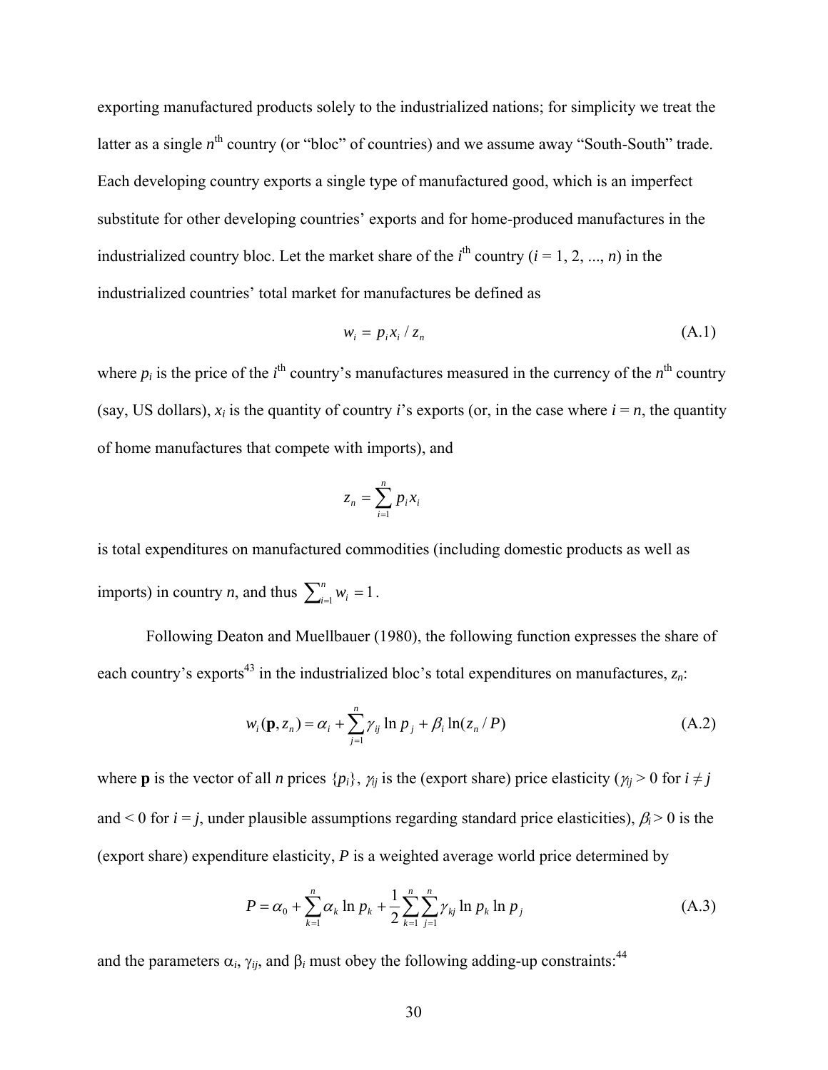exporting manufactured products solely to the industrialized nations; for simplicity we treat the latter as a single $n^{\text{th}}$ country (or "bloc" of countries) and we assume away "South-South" trade. Each developing country exports a single type of manufactured good, which is an imperfect substitute for other developing countries' exports and for home-produced manufactures in the industrialized country bloc. Let the market share of the $i^{\text{th}}$ country ($i$ = 1, 2, ..., $n$) in the industrialized countries' total market for manufactures be defined as

$$w_i = p_i x_i / z_n \tag{A.1}$$

where $p_i$ is the price of the $i^{\text{th}}$ country's manufactures measured in the currency of the $n^{\text{th}}$ country (say, US dollars), $x_i$ is the quantity of country $i$'s exports (or, in the case where $i = n$, the quantity of home manufactures that compete with imports), and

$$z_n = \sum_{i=1}^{n} p_i x_i$$

is total expenditures on manufactured commodities (including domestic products as well as imports) in country $n$, and thus $\sum_{i=1}^{n} w_i = 1$.

Following Deaton and Muellbauer (1980), the following function expresses the share of each country's exports[43] in the industrialized bloc's total expenditures on manufactures, $z_n$:

$$w_i(\mathbf{p}, z_n) = \alpha_i + \sum_{j=1}^{n} \gamma_{ij} \ln p_j + \beta_i \ln(z_n / P) \tag{A.2}$$

where $\mathbf{p}$ is the vector of all $n$ prices $\{p_i\}$, $\gamma_{ij}$ is the (export share) price elasticity ($\gamma_{ij} > 0$ for $i \neq j$ and $< 0$ for $i = j$, under plausible assumptions regarding standard price elasticities), $\beta_i > 0$ is the (export share) expenditure elasticity, $P$ is a weighted average world price determined by

$$P = \alpha_0 + \sum_{k=1}^{n} \alpha_k \ln p_k + \frac{1}{2} \sum_{k=1}^{n} \sum_{j=1}^{n} \gamma_{kj} \ln p_k \ln p_j \tag{A.3}$$

and the parameters $\alpha_i$, $\gamma_{ij}$, and $\beta_i$ must obey the following adding-up constraints:[44]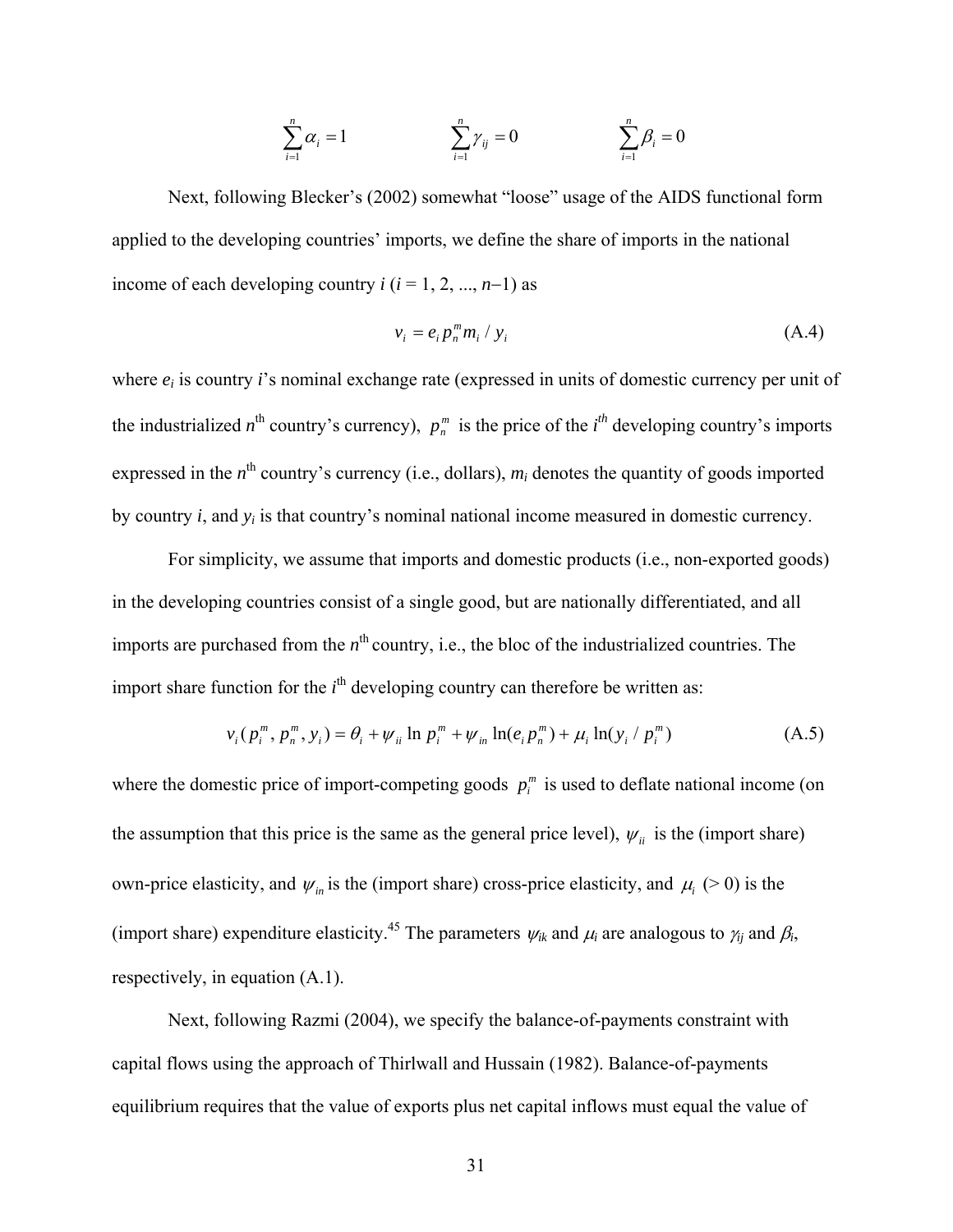$$\sum_{i=1}^{n} \alpha_i = 1 \qquad \sum_{i=1}^{n} \gamma_{ij} = 0 \qquad \sum_{i=1}^{n} \beta_i = 0$$

Next, following Blecker's (2002) somewhat "loose" usage of the AIDS functional form applied to the developing countries' imports, we define the share of imports in the national income of each developing country $i$ ($i = 1, 2, ..., n-1$) as

$$v_i = e_i p_n^m m_i / y_i \tag{A.4}$$

where $e_i$ is country $i$'s nominal exchange rate (expressed in units of domestic currency per unit of the industrialized $n^{\text{th}}$ country's currency), $p_n^m$ is the price of the $i^{th}$ developing country's imports expressed in the $n^{\text{th}}$ country's currency (i.e., dollars), $m_i$ denotes the quantity of goods imported by country $i$, and $y_i$ is that country's nominal national income measured in domestic currency.

For simplicity, we assume that imports and domestic products (i.e., non-exported goods) in the developing countries consist of a single good, but are nationally differentiated, and all imports are purchased from the $n^{\text{th}}$ country, i.e., the bloc of the industrialized countries. The import share function for the $i^{\text{th}}$ developing country can therefore be written as:

$$v_i(p_i^m, p_n^m, y_i) = \theta_i + \psi_{ii} \ln p_i^m + \psi_{in} \ln(e_i p_n^m) + \mu_i \ln(y_i / p_i^m) \tag{A.5}$$

where the domestic price of import-competing goods $p_i^m$ is used to deflate national income (on the assumption that this price is the same as the general price level), $\psi_{ii}$ is the (import share) own-price elasticity, and $\psi_{in}$ is the (import share) cross-price elasticity, and $\mu_i$ (> 0) is the (import share) expenditure elasticity.[45] The parameters $\psi_{ik}$ and $\mu_i$ are analogous to $\gamma_{ij}$ and $\beta_i$, respectively, in equation (A.1).

Next, following Razmi (2004), we specify the balance-of-payments constraint with capital flows using the approach of Thirlwall and Hussain (1982). Balance-of-payments equilibrium requires that the value of exports plus net capital inflows must equal the value of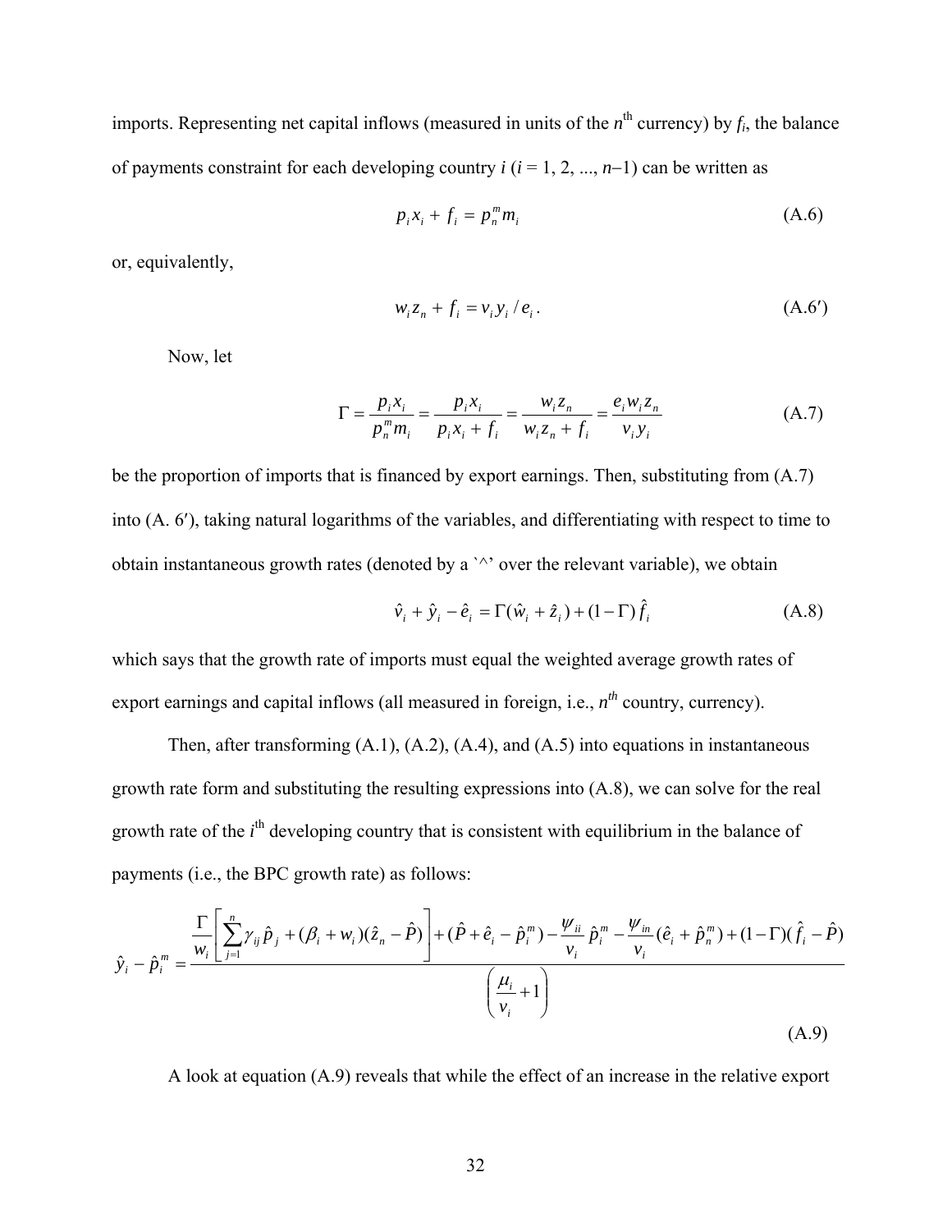imports. Representing net capital inflows (measured in units of the $n^{\text{th}}$ currency) by $f_i$, the balance of payments constraint for each developing country $i$ ($i = 1, 2, ..., n-1$) can be written as

$$p_i x_i + f_i = p_n^m m_i \tag{A.6}$$

or, equivalently,

$$w_i z_n + f_i = v_i y_i / e_i \,. \tag{A.6$'$}$$

Now, let

$$\Gamma = \frac{p_i x_i}{p_n^m m_i} = \frac{p_i x_i}{p_i x_i + f_i} = \frac{w_i z_n}{w_i z_n + f_i} = \frac{e_i w_i z_n}{v_i y_i} \tag{A.7}$$

be the proportion of imports that is financed by export earnings. Then, substituting from (A.7) into (A. 6′), taking natural logarithms of the variables, and differentiating with respect to time to obtain instantaneous growth rates (denoted by a `^' over the relevant variable), we obtain

$$\hat{v}_i + \hat{y}_i - \hat{e}_i = \Gamma(\hat{w}_i + \hat{z}_i) + (1 - \Gamma)\hat{f}_i \tag{A.8}$$

which says that the growth rate of imports must equal the weighted average growth rates of export earnings and capital inflows (all measured in foreign, i.e., $n^{th}$ country, currency).

Then, after transforming (A.1), (A.2), (A.4), and (A.5) into equations in instantaneous growth rate form and substituting the resulting expressions into (A.8), we can solve for the real growth rate of the $i^{\text{th}}$ developing country that is consistent with equilibrium in the balance of payments (i.e., the BPC growth rate) as follows:

$$\hat{y}_i - \hat{p}_i^m = \frac{\dfrac{\Gamma}{w_i}\left[\displaystyle\sum_{j=1}^{n} \gamma_{ij}\hat{p}_j + (\beta_i + w_i)(\hat{z}_n - \hat{P})\right] + (\hat{P} + \hat{e}_i - \hat{p}_i^m) - \dfrac{\psi_{ii}}{v_i}\hat{p}_i^m - \dfrac{\psi_{in}}{v_i}(\hat{e}_i + \hat{p}_n^m) + (1-\Gamma)(\hat{f}_i - \hat{P})}{\left(\dfrac{\mu_i}{v_i} + 1\right)} \tag{A.9}$$

A look at equation (A.9) reveals that while the effect of an increase in the relative export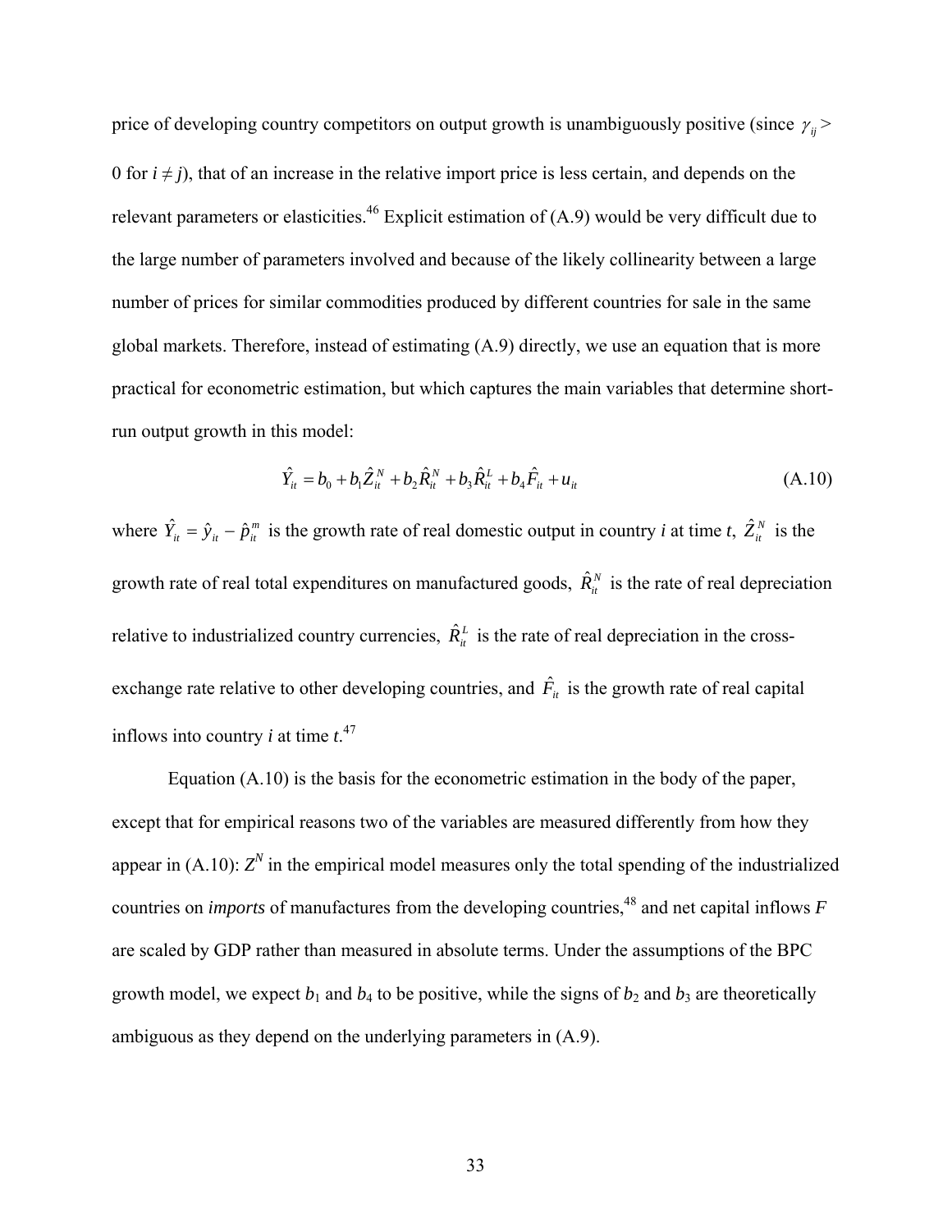price of developing country competitors on output growth is unambiguously positive (since $\gamma_{ij} > 0$ for $i \neq j$), that of an increase in the relative import price is less certain, and depends on the relevant parameters or elasticities.[46] Explicit estimation of (A.9) would be very difficult due to the large number of parameters involved and because of the likely collinearity between a large number of prices for similar commodities produced by different countries for sale in the same global markets. Therefore, instead of estimating (A.9) directly, we use an equation that is more practical for econometric estimation, but which captures the main variables that determine short-run output growth in this model:

$$\hat{Y}_{it} = b_0 + b_1 \hat{Z}_{it}^N + b_2 \hat{R}_{it}^N + b_3 \hat{R}_{it}^L + b_4 \hat{F}_{it} + u_{it} \tag{A.10}$$

where $\hat{Y}_{it} = \hat{y}_{it} - \hat{p}_{it}^m$ is the growth rate of real domestic output in country *i* at time *t*, $\hat{Z}_{it}^N$ is the growth rate of real total expenditures on manufactured goods, $\hat{R}_{it}^N$ is the rate of real depreciation relative to industrialized country currencies, $\hat{R}_{it}^L$ is the rate of real depreciation in the cross-exchange rate relative to other developing countries, and $\hat{F}_{it}$ is the growth rate of real capital inflows into country *i* at time *t*.[47]

Equation (A.10) is the basis for the econometric estimation in the body of the paper, except that for empirical reasons two of the variables are measured differently from how they appear in (A.10): $Z^N$ in the empirical model measures only the total spending of the industrialized countries on *imports* of manufactures from the developing countries,[48] and net capital inflows $F$ are scaled by GDP rather than measured in absolute terms. Under the assumptions of the BPC growth model, we expect $b_1$ and $b_4$ to be positive, while the signs of $b_2$ and $b_3$ are theoretically ambiguous as they depend on the underlying parameters in (A.9).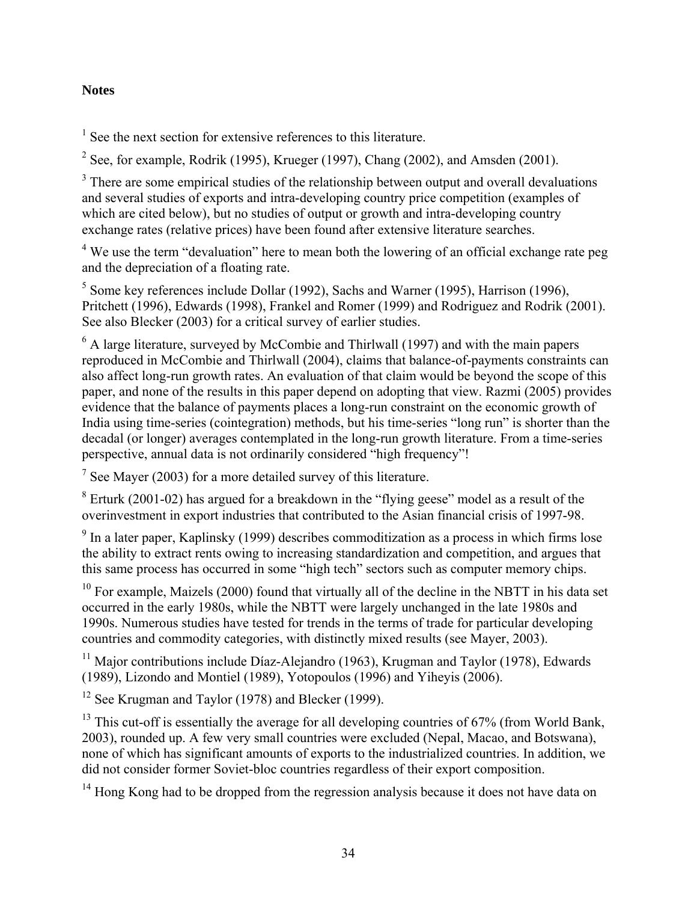**Notes**

[1] See the next section for extensive references to this literature.

[2] See, for example, Rodrik (1995), Krueger (1997), Chang (2002), and Amsden (2001).

[3] There are some empirical studies of the relationship between output and overall devaluations and several studies of exports and intra-developing country price competition (examples of which are cited below), but no studies of output or growth and intra-developing country exchange rates (relative prices) have been found after extensive literature searches.

[4] We use the term "devaluation" here to mean both the lowering of an official exchange rate peg and the depreciation of a floating rate.

[5] Some key references include Dollar (1992), Sachs and Warner (1995), Harrison (1996), Pritchett (1996), Edwards (1998), Frankel and Romer (1999) and Rodriguez and Rodrik (2001). See also Blecker (2003) for a critical survey of earlier studies.

[6] A large literature, surveyed by McCombie and Thirlwall (1997) and with the main papers reproduced in McCombie and Thirlwall (2004), claims that balance-of-payments constraints can also affect long-run growth rates. An evaluation of that claim would be beyond the scope of this paper, and none of the results in this paper depend on adopting that view. Razmi (2005) provides evidence that the balance of payments places a long-run constraint on the economic growth of India using time-series (cointegration) methods, but his time-series "long run" is shorter than the decadal (or longer) averages contemplated in the long-run growth literature. From a time-series perspective, annual data is not ordinarily considered "high frequency"!

[7] See Mayer (2003) for a more detailed survey of this literature.

[8] Erturk (2001-02) has argued for a breakdown in the "flying geese" model as a result of the overinvestment in export industries that contributed to the Asian financial crisis of 1997-98.

[9] In a later paper, Kaplinsky (1999) describes commoditization as a process in which firms lose the ability to extract rents owing to increasing standardization and competition, and argues that this same process has occurred in some "high tech" sectors such as computer memory chips.

[10] For example, Maizels (2000) found that virtually all of the decline in the NBTT in his data set occurred in the early 1980s, while the NBTT were largely unchanged in the late 1980s and 1990s. Numerous studies have tested for trends in the terms of trade for particular developing countries and commodity categories, with distinctly mixed results (see Mayer, 2003).

[11] Major contributions include Díaz-Alejandro (1963), Krugman and Taylor (1978), Edwards (1989), Lizondo and Montiel (1989), Yotopoulos (1996) and Yiheyis (2006).

[12] See Krugman and Taylor (1978) and Blecker (1999).

[13] This cut-off is essentially the average for all developing countries of 67% (from World Bank, 2003), rounded up. A few very small countries were excluded (Nepal, Macao, and Botswana), none of which has significant amounts of exports to the industrialized countries. In addition, we did not consider former Soviet-bloc countries regardless of their export composition.

[14] Hong Kong had to be dropped from the regression analysis because it does not have data on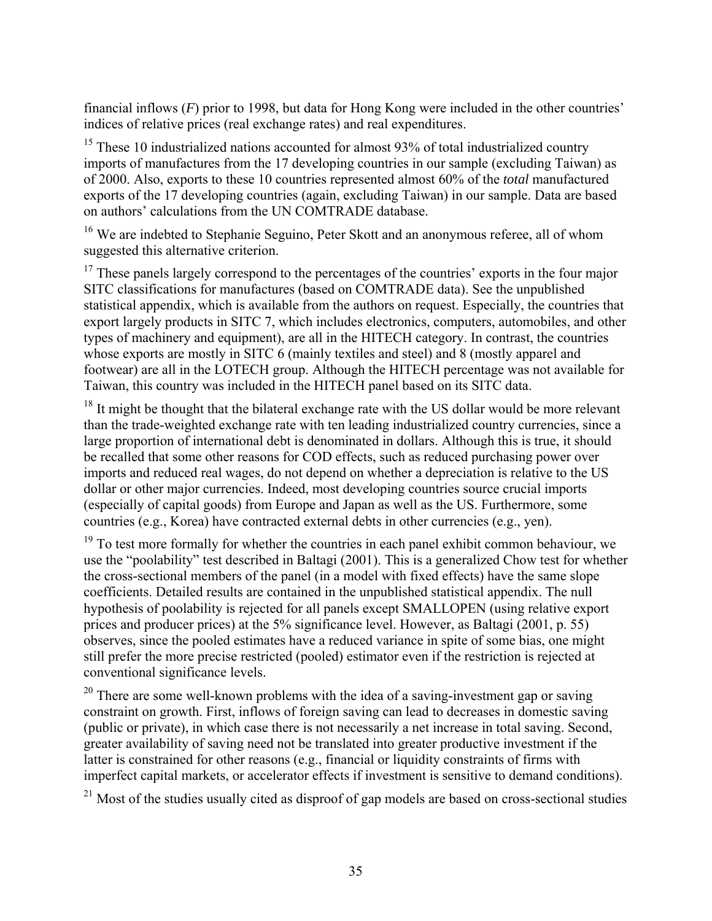financial inflows (*F*) prior to 1998, but data for Hong Kong were included in the other countries' indices of relative prices (real exchange rates) and real expenditures.

[15] These 10 industrialized nations accounted for almost 93% of total industrialized country imports of manufactures from the 17 developing countries in our sample (excluding Taiwan) as of 2000. Also, exports to these 10 countries represented almost 60% of the *total* manufactured exports of the 17 developing countries (again, excluding Taiwan) in our sample. Data are based on authors' calculations from the UN COMTRADE database.

[16] We are indebted to Stephanie Seguino, Peter Skott and an anonymous referee, all of whom suggested this alternative criterion.

[17] These panels largely correspond to the percentages of the countries' exports in the four major SITC classifications for manufactures (based on COMTRADE data). See the unpublished statistical appendix, which is available from the authors on request. Especially, the countries that export largely products in SITC 7, which includes electronics, computers, automobiles, and other types of machinery and equipment), are all in the HITECH category. In contrast, the countries whose exports are mostly in SITC 6 (mainly textiles and steel) and 8 (mostly apparel and footwear) are all in the LOTECH group. Although the HITECH percentage was not available for Taiwan, this country was included in the HITECH panel based on its SITC data.

[18] It might be thought that the bilateral exchange rate with the US dollar would be more relevant than the trade-weighted exchange rate with ten leading industrialized country currencies, since a large proportion of international debt is denominated in dollars. Although this is true, it should be recalled that some other reasons for COD effects, such as reduced purchasing power over imports and reduced real wages, do not depend on whether a depreciation is relative to the US dollar or other major currencies. Indeed, most developing countries source crucial imports (especially of capital goods) from Europe and Japan as well as the US. Furthermore, some countries (e.g., Korea) have contracted external debts in other currencies (e.g., yen).

[19] To test more formally for whether the countries in each panel exhibit common behaviour, we use the "poolability" test described in Baltagi (2001). This is a generalized Chow test for whether the cross-sectional members of the panel (in a model with fixed effects) have the same slope coefficients. Detailed results are contained in the unpublished statistical appendix. The null hypothesis of poolability is rejected for all panels except SMALLOPEN (using relative export prices and producer prices) at the 5% significance level. However, as Baltagi (2001, p. 55) observes, since the pooled estimates have a reduced variance in spite of some bias, one might still prefer the more precise restricted (pooled) estimator even if the restriction is rejected at conventional significance levels.

[20] There are some well-known problems with the idea of a saving-investment gap or saving constraint on growth. First, inflows of foreign saving can lead to decreases in domestic saving (public or private), in which case there is not necessarily a net increase in total saving. Second, greater availability of saving need not be translated into greater productive investment if the latter is constrained for other reasons (e.g., financial or liquidity constraints of firms with imperfect capital markets, or accelerator effects if investment is sensitive to demand conditions).

[21] Most of the studies usually cited as disproof of gap models are based on cross-sectional studies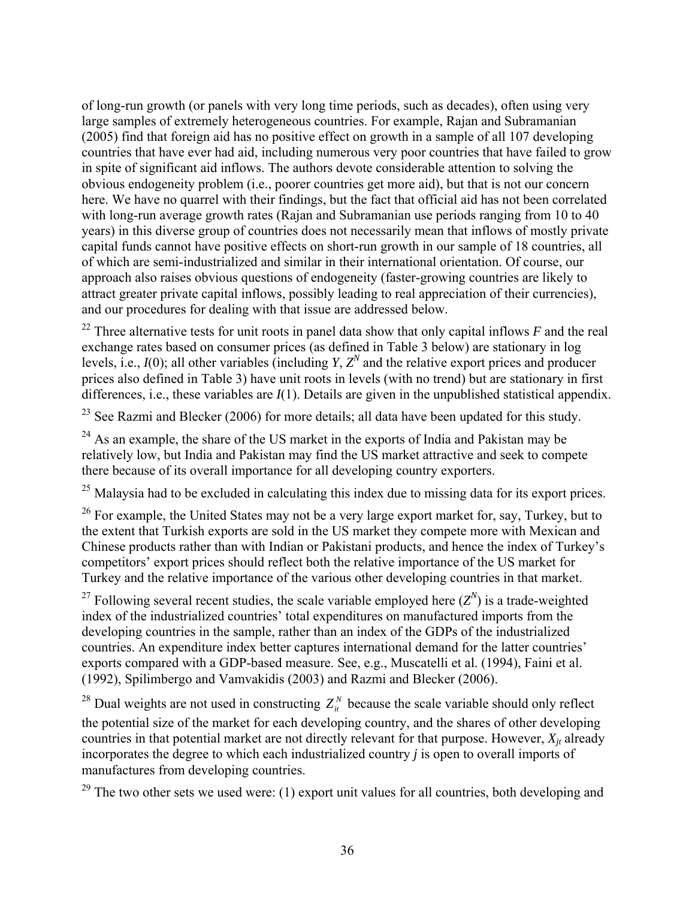of long-run growth (or panels with very long time periods, such as decades), often using very large samples of extremely heterogeneous countries. For example, Rajan and Subramanian (2005) find that foreign aid has no positive effect on growth in a sample of all 107 developing countries that have ever had aid, including numerous very poor countries that have failed to grow in spite of significant aid inflows. The authors devote considerable attention to solving the obvious endogeneity problem (i.e., poorer countries get more aid), but that is not our concern here. We have no quarrel with their findings, but the fact that official aid has not been correlated with long-run average growth rates (Rajan and Subramanian use periods ranging from 10 to 40 years) in this diverse group of countries does not necessarily mean that inflows of mostly private capital funds cannot have positive effects on short-run growth in our sample of 18 countries, all of which are semi-industrialized and similar in their international orientation. Of course, our approach also raises obvious questions of endogeneity (faster-growing countries are likely to attract greater private capital inflows, possibly leading to real appreciation of their currencies), and our procedures for dealing with that issue are addressed below.

[22] Three alternative tests for unit roots in panel data show that only capital inflows $F$ and the real exchange rates based on consumer prices (as defined in Table 3 below) are stationary in log levels, i.e., $I(0)$; all other variables (including $Y$, $Z^N$ and the relative export prices and producer prices also defined in Table 3) have unit roots in levels (with no trend) but are stationary in first differences, i.e., these variables are $I(1)$. Details are given in the unpublished statistical appendix.

[23] See Razmi and Blecker (2006) for more details; all data have been updated for this study.

[24] As an example, the share of the US market in the exports of India and Pakistan may be relatively low, but India and Pakistan may find the US market attractive and seek to compete there because of its overall importance for all developing country exporters.

[25] Malaysia had to be excluded in calculating this index due to missing data for its export prices.

[26] For example, the United States may not be a very large export market for, say, Turkey, but to the extent that Turkish exports are sold in the US market they compete more with Mexican and Chinese products rather than with Indian or Pakistani products, and hence the index of Turkey's competitors' export prices should reflect both the relative importance of the US market for Turkey and the relative importance of the various other developing countries in that market.

[27] Following several recent studies, the scale variable employed here ($Z^N$) is a trade-weighted index of the industrialized countries' total expenditures on manufactured imports from the developing countries in the sample, rather than an index of the GDPs of the industrialized countries. An expenditure index better captures international demand for the latter countries' exports compared with a GDP-based measure. See, e.g., Muscatelli et al. (1994), Faini et al. (1992), Spilimbergo and Vamvakidis (2003) and Razmi and Blecker (2006).

[28] Dual weights are not used in constructing $Z_{it}^{N}$ because the scale variable should only reflect the potential size of the market for each developing country, and the shares of other developing countries in that potential market are not directly relevant for that purpose. However, $X_{jt}$ already incorporates the degree to which each industrialized country $j$ is open to overall imports of manufactures from developing countries.

[29] The two other sets we used were: (1) export unit values for all countries, both developing and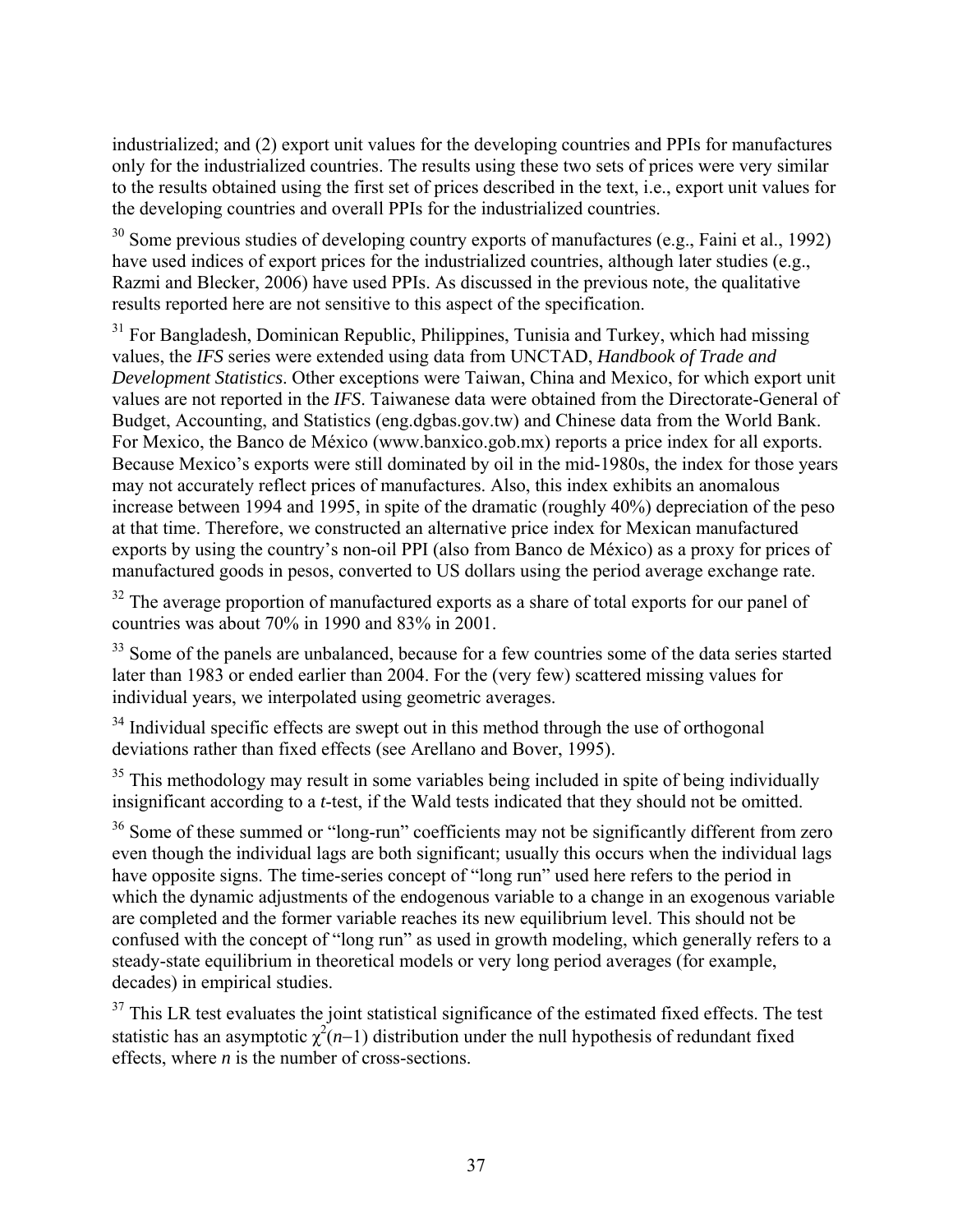industrialized; and (2) export unit values for the developing countries and PPIs for manufactures only for the industrialized countries. The results using these two sets of prices were very similar to the results obtained using the first set of prices described in the text, i.e., export unit values for the developing countries and overall PPIs for the industrialized countries.

[30] Some previous studies of developing country exports of manufactures (e.g., Faini et al., 1992) have used indices of export prices for the industrialized countries, although later studies (e.g., Razmi and Blecker, 2006) have used PPIs. As discussed in the previous note, the qualitative results reported here are not sensitive to this aspect of the specification.

[31] For Bangladesh, Dominican Republic, Philippines, Tunisia and Turkey, which had missing values, the *IFS* series were extended using data from UNCTAD, *Handbook of Trade and Development Statistics*. Other exceptions were Taiwan, China and Mexico, for which export unit values are not reported in the *IFS*. Taiwanese data were obtained from the Directorate-General of Budget, Accounting, and Statistics (eng.dgbas.gov.tw) and Chinese data from the World Bank. For Mexico, the Banco de México (www.banxico.gob.mx) reports a price index for all exports. Because Mexico's exports were still dominated by oil in the mid-1980s, the index for those years may not accurately reflect prices of manufactures. Also, this index exhibits an anomalous increase between 1994 and 1995, in spite of the dramatic (roughly 40%) depreciation of the peso at that time. Therefore, we constructed an alternative price index for Mexican manufactured exports by using the country's non-oil PPI (also from Banco de México) as a proxy for prices of manufactured goods in pesos, converted to US dollars using the period average exchange rate.

[32] The average proportion of manufactured exports as a share of total exports for our panel of countries was about 70% in 1990 and 83% in 2001.

[33] Some of the panels are unbalanced, because for a few countries some of the data series started later than 1983 or ended earlier than 2004. For the (very few) scattered missing values for individual years, we interpolated using geometric averages.

[34] Individual specific effects are swept out in this method through the use of orthogonal deviations rather than fixed effects (see Arellano and Bover, 1995).

[35] This methodology may result in some variables being included in spite of being individually insignificant according to a *t*-test, if the Wald tests indicated that they should not be omitted.

[36] Some of these summed or "long-run" coefficients may not be significantly different from zero even though the individual lags are both significant; usually this occurs when the individual lags have opposite signs. The time-series concept of "long run" used here refers to the period in which the dynamic adjustments of the endogenous variable to a change in an exogenous variable are completed and the former variable reaches its new equilibrium level. This should not be confused with the concept of "long run" as used in growth modeling, which generally refers to a steady-state equilibrium in theoretical models or very long period averages (for example, decades) in empirical studies.

[37] This LR test evaluates the joint statistical significance of the estimated fixed effects. The test statistic has an asymptotic $\chi^2(n-1)$ distribution under the null hypothesis of redundant fixed effects, where $n$ is the number of cross-sections.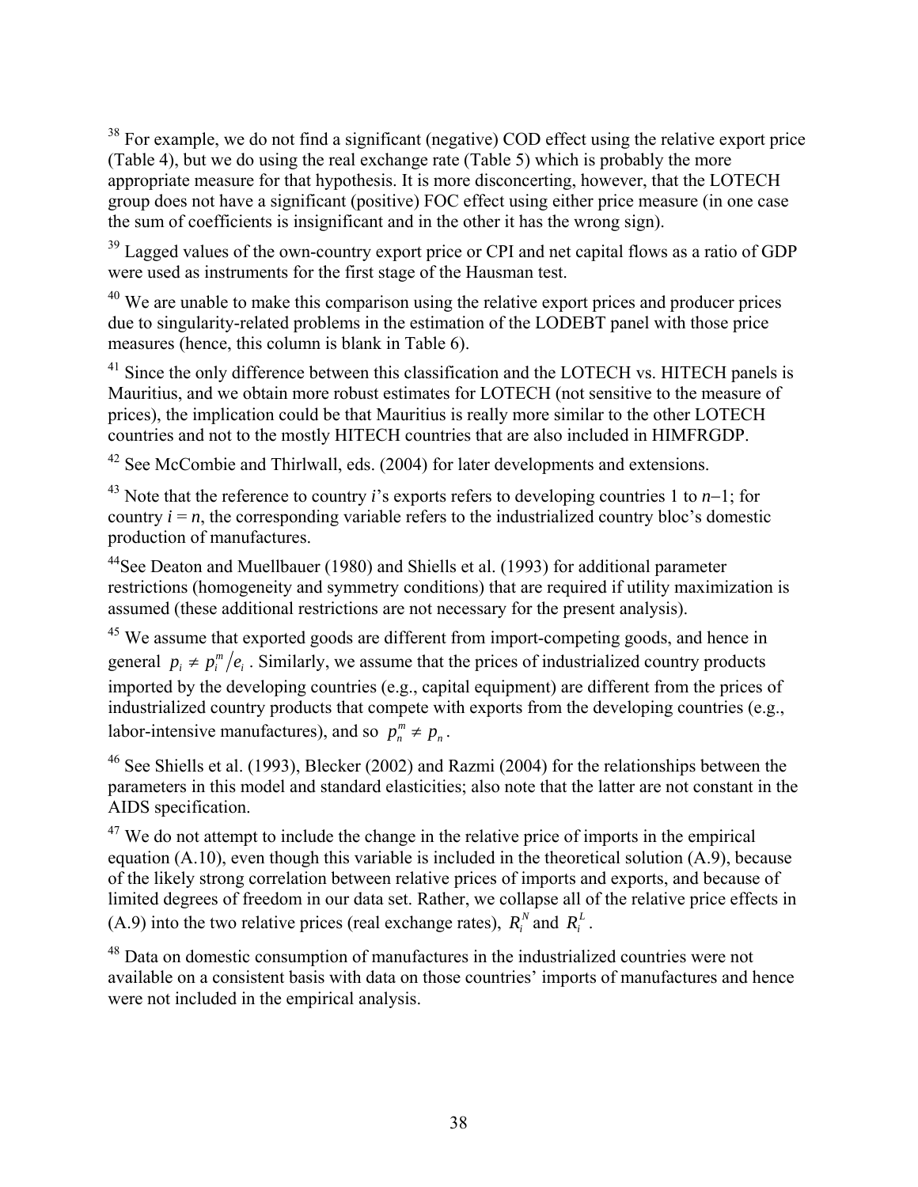[38] For example, we do not find a significant (negative) COD effect using the relative export price (Table 4), but we do using the real exchange rate (Table 5) which is probably the more appropriate measure for that hypothesis. It is more disconcerting, however, that the LOTECH group does not have a significant (positive) FOC effect using either price measure (in one case the sum of coefficients is insignificant and in the other it has the wrong sign).

[39] Lagged values of the own-country export price or CPI and net capital flows as a ratio of GDP were used as instruments for the first stage of the Hausman test.

[40] We are unable to make this comparison using the relative export prices and producer prices due to singularity-related problems in the estimation of the LODEBT panel with those price measures (hence, this column is blank in Table 6).

[41] Since the only difference between this classification and the LOTECH vs. HITECH panels is Mauritius, and we obtain more robust estimates for LOTECH (not sensitive to the measure of prices), the implication could be that Mauritius is really more similar to the other LOTECH countries and not to the mostly HITECH countries that are also included in HIMFRGDP.

[42] See McCombie and Thirlwall, eds. (2004) for later developments and extensions.

[43] Note that the reference to country *i*'s exports refers to developing countries 1 to $n-1$; for country $i = n$, the corresponding variable refers to the industrialized country bloc's domestic production of manufactures.

[44] See Deaton and Muellbauer (1980) and Shiells et al. (1993) for additional parameter restrictions (homogeneity and symmetry conditions) that are required if utility maximization is assumed (these additional restrictions are not necessary for the present analysis).

[45] We assume that exported goods are different from import-competing goods, and hence in general $p_i \neq p_i^m / e_i$. Similarly, we assume that the prices of industrialized country products imported by the developing countries (e.g., capital equipment) are different from the prices of industrialized country products that compete with exports from the developing countries (e.g., labor-intensive manufactures), and so $p_n^m \neq p_n$.

[46] See Shiells et al. (1993), Blecker (2002) and Razmi (2004) for the relationships between the parameters in this model and standard elasticities; also note that the latter are not constant in the AIDS specification.

[47] We do not attempt to include the change in the relative price of imports in the empirical equation (A.10), even though this variable is included in the theoretical solution (A.9), because of the likely strong correlation between relative prices of imports and exports, and because of limited degrees of freedom in our data set. Rather, we collapse all of the relative price effects in (A.9) into the two relative prices (real exchange rates), $R_i^N$ and $R_i^L$.

[48] Data on domestic consumption of manufactures in the industrialized countries were not available on a consistent basis with data on those countries' imports of manufactures and hence were not included in the empirical analysis.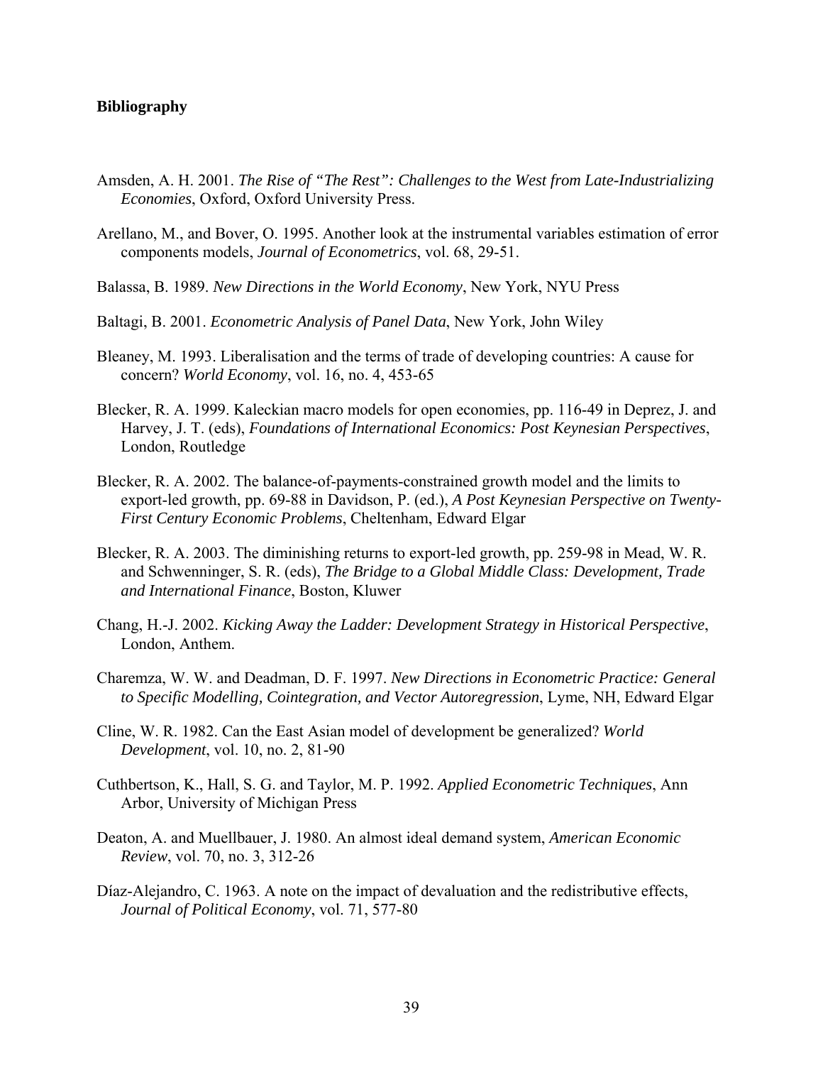**Bibliography**

Amsden, A. H. 2001. *The Rise of "The Rest": Challenges to the West from Late-Industrializing Economies*, Oxford, Oxford University Press.

Arellano, M., and Bover, O. 1995. Another look at the instrumental variables estimation of error components models, *Journal of Econometrics*, vol. 68, 29-51.

Balassa, B. 1989. *New Directions in the World Economy*, New York, NYU Press

Baltagi, B. 2001. *Econometric Analysis of Panel Data*, New York, John Wiley

Bleaney, M. 1993. Liberalisation and the terms of trade of developing countries: A cause for concern? *World Economy*, vol. 16, no. 4, 453-65

Blecker, R. A. 1999. Kaleckian macro models for open economies, pp. 116-49 in Deprez, J. and Harvey, J. T. (eds), *Foundations of International Economics: Post Keynesian Perspectives*, London, Routledge

Blecker, R. A. 2002. The balance-of-payments-constrained growth model and the limits to export-led growth, pp. 69-88 in Davidson, P. (ed.), *A Post Keynesian Perspective on Twenty-First Century Economic Problems*, Cheltenham, Edward Elgar

Blecker, R. A. 2003. The diminishing returns to export-led growth, pp. 259-98 in Mead, W. R. and Schwenninger, S. R. (eds), *The Bridge to a Global Middle Class: Development, Trade and International Finance*, Boston, Kluwer

Chang, H.-J. 2002. *Kicking Away the Ladder: Development Strategy in Historical Perspective*, London, Anthem.

Charemza, W. W. and Deadman, D. F. 1997. *New Directions in Econometric Practice: General to Specific Modelling, Cointegration, and Vector Autoregression*, Lyme, NH, Edward Elgar

Cline, W. R. 1982. Can the East Asian model of development be generalized? *World Development*, vol. 10, no. 2, 81-90

Cuthbertson, K., Hall, S. G. and Taylor, M. P. 1992. *Applied Econometric Techniques*, Ann Arbor, University of Michigan Press

Deaton, A. and Muellbauer, J. 1980. An almost ideal demand system, *American Economic Review*, vol. 70, no. 3, 312-26

Díaz-Alejandro, C. 1963. A note on the impact of devaluation and the redistributive effects, *Journal of Political Economy*, vol. 71, 577-80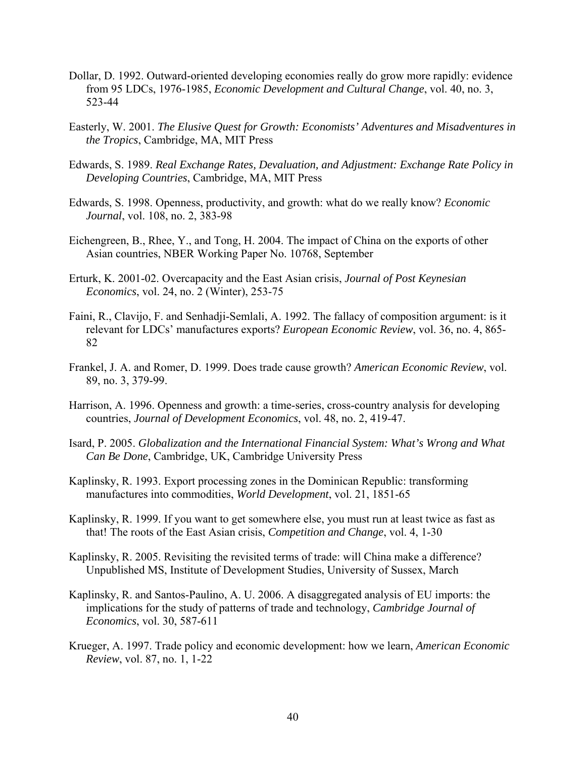Dollar, D. 1992. Outward-oriented developing economies really do grow more rapidly: evidence from 95 LDCs, 1976-1985, *Economic Development and Cultural Change*, vol. 40, no. 3, 523-44

Easterly, W. 2001. *The Elusive Quest for Growth: Economists' Adventures and Misadventures in the Tropics*, Cambridge, MA, MIT Press

Edwards, S. 1989. *Real Exchange Rates, Devaluation, and Adjustment: Exchange Rate Policy in Developing Countries*, Cambridge, MA, MIT Press

Edwards, S. 1998. Openness, productivity, and growth: what do we really know? *Economic Journal*, vol. 108, no. 2, 383-98

Eichengreen, B., Rhee, Y., and Tong, H. 2004. The impact of China on the exports of other Asian countries, NBER Working Paper No. 10768, September

Erturk, K. 2001-02. Overcapacity and the East Asian crisis, *Journal of Post Keynesian Economics*, vol. 24, no. 2 (Winter), 253-75

Faini, R., Clavijo, F. and Senhadji-Semlali, A. 1992. The fallacy of composition argument: is it relevant for LDCs' manufactures exports? *European Economic Review*, vol. 36, no. 4, 865-82

Frankel, J. A. and Romer, D. 1999. Does trade cause growth? *American Economic Review*, vol. 89, no. 3, 379-99.

Harrison, A. 1996. Openness and growth: a time-series, cross-country analysis for developing countries, *Journal of Development Economics*, vol. 48, no. 2, 419-47.

Isard, P. 2005. *Globalization and the International Financial System: What's Wrong and What Can Be Done*, Cambridge, UK, Cambridge University Press

Kaplinsky, R. 1993. Export processing zones in the Dominican Republic: transforming manufactures into commodities, *World Development*, vol. 21, 1851-65

Kaplinsky, R. 1999. If you want to get somewhere else, you must run at least twice as fast as that! The roots of the East Asian crisis, *Competition and Change*, vol. 4, 1-30

Kaplinsky, R. 2005. Revisiting the revisited terms of trade: will China make a difference? Unpublished MS, Institute of Development Studies, University of Sussex, March

Kaplinsky, R. and Santos-Paulino, A. U. 2006. A disaggregated analysis of EU imports: the implications for the study of patterns of trade and technology, *Cambridge Journal of Economics*, vol. 30, 587-611

Krueger, A. 1997. Trade policy and economic development: how we learn, *American Economic Review*, vol. 87, no. 1, 1-22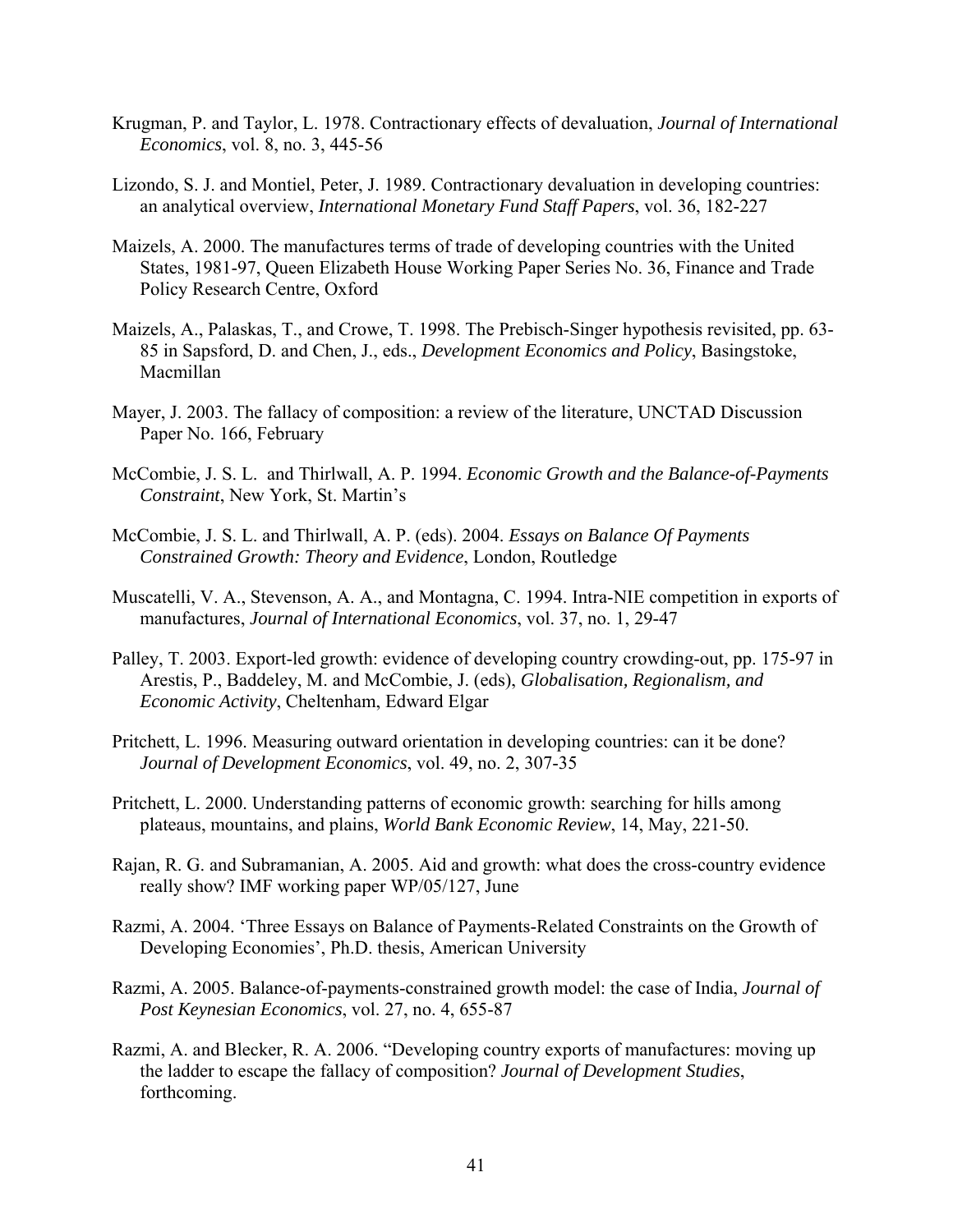Krugman, P. and Taylor, L. 1978. Contractionary effects of devaluation, *Journal of International Economics*, vol. 8, no. 3, 445-56

Lizondo, S. J. and Montiel, Peter, J. 1989. Contractionary devaluation in developing countries: an analytical overview, *International Monetary Fund Staff Papers*, vol. 36, 182-227

Maizels, A. 2000. The manufactures terms of trade of developing countries with the United States, 1981-97, Queen Elizabeth House Working Paper Series No. 36, Finance and Trade Policy Research Centre, Oxford

Maizels, A., Palaskas, T., and Crowe, T. 1998. The Prebisch-Singer hypothesis revisited, pp. 63-85 in Sapsford, D. and Chen, J., eds., *Development Economics and Policy*, Basingstoke, Macmillan

Mayer, J. 2003. The fallacy of composition: a review of the literature, UNCTAD Discussion Paper No. 166, February

McCombie, J. S. L. and Thirlwall, A. P. 1994. *Economic Growth and the Balance-of-Payments Constraint*, New York, St. Martin's

McCombie, J. S. L. and Thirlwall, A. P. (eds). 2004. *Essays on Balance Of Payments Constrained Growth: Theory and Evidence*, London, Routledge

Muscatelli, V. A., Stevenson, A. A., and Montagna, C. 1994. Intra-NIE competition in exports of manufactures, *Journal of International Economics*, vol. 37, no. 1, 29-47

Palley, T. 2003. Export-led growth: evidence of developing country crowding-out, pp. 175-97 in Arestis, P., Baddeley, M. and McCombie, J. (eds), *Globalisation, Regionalism, and Economic Activity*, Cheltenham, Edward Elgar

Pritchett, L. 1996. Measuring outward orientation in developing countries: can it be done? *Journal of Development Economics*, vol. 49, no. 2, 307-35

Pritchett, L. 2000. Understanding patterns of economic growth: searching for hills among plateaus, mountains, and plains, *World Bank Economic Review*, 14, May, 221-50.

Rajan, R. G. and Subramanian, A. 2005. Aid and growth: what does the cross-country evidence really show? IMF working paper WP/05/127, June

Razmi, A. 2004. 'Three Essays on Balance of Payments-Related Constraints on the Growth of Developing Economies', Ph.D. thesis, American University

Razmi, A. 2005. Balance-of-payments-constrained growth model: the case of India, *Journal of Post Keynesian Economics*, vol. 27, no. 4, 655-87

Razmi, A. and Blecker, R. A. 2006. "Developing country exports of manufactures: moving up the ladder to escape the fallacy of composition? *Journal of Development Studies*, forthcoming.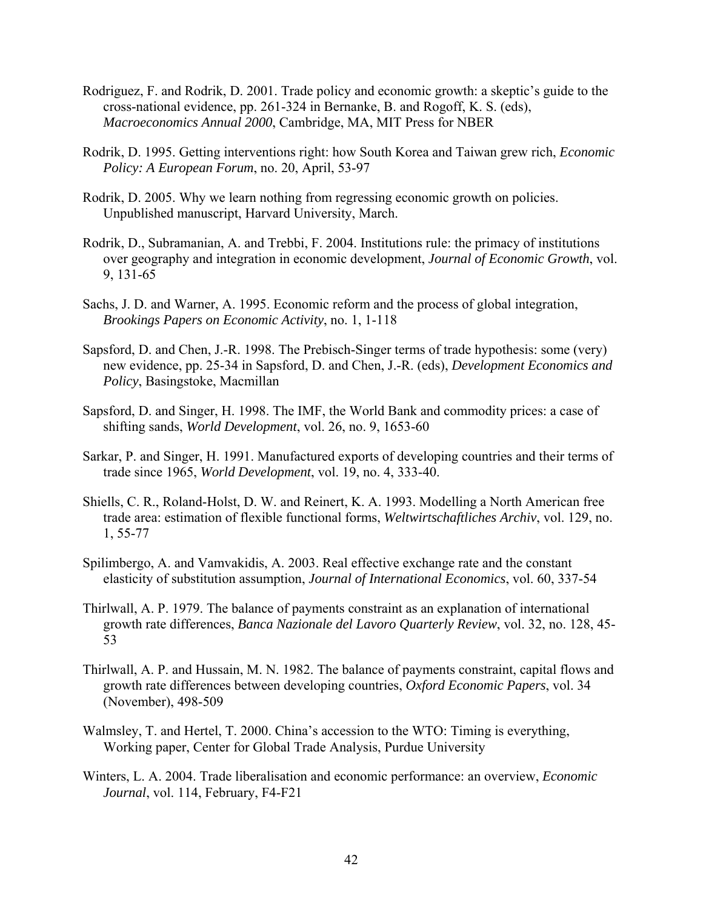Rodriguez, F. and Rodrik, D. 2001. Trade policy and economic growth: a skeptic's guide to the cross-national evidence, pp. 261-324 in Bernanke, B. and Rogoff, K. S. (eds), *Macroeconomics Annual 2000*, Cambridge, MA, MIT Press for NBER

Rodrik, D. 1995. Getting interventions right: how South Korea and Taiwan grew rich, *Economic Policy: A European Forum*, no. 20, April, 53-97

Rodrik, D. 2005. Why we learn nothing from regressing economic growth on policies. Unpublished manuscript, Harvard University, March.

Rodrik, D., Subramanian, A. and Trebbi, F. 2004. Institutions rule: the primacy of institutions over geography and integration in economic development, *Journal of Economic Growth*, vol. 9, 131-65

Sachs, J. D. and Warner, A. 1995. Economic reform and the process of global integration, *Brookings Papers on Economic Activity*, no. 1, 1-118

Sapsford, D. and Chen, J.-R. 1998. The Prebisch-Singer terms of trade hypothesis: some (very) new evidence, pp. 25-34 in Sapsford, D. and Chen, J.-R. (eds), *Development Economics and Policy*, Basingstoke, Macmillan

Sapsford, D. and Singer, H. 1998. The IMF, the World Bank and commodity prices: a case of shifting sands, *World Development*, vol. 26, no. 9, 1653-60

Sarkar, P. and Singer, H. 1991. Manufactured exports of developing countries and their terms of trade since 1965, *World Development*, vol. 19, no. 4, 333-40.

Shiells, C. R., Roland-Holst, D. W. and Reinert, K. A. 1993. Modelling a North American free trade area: estimation of flexible functional forms, *Weltwirtschaftliches Archiv*, vol. 129, no. 1, 55-77

Spilimbergo, A. and Vamvakidis, A. 2003. Real effective exchange rate and the constant elasticity of substitution assumption, *Journal of International Economics*, vol. 60, 337-54

Thirlwall, A. P. 1979. The balance of payments constraint as an explanation of international growth rate differences, *Banca Nazionale del Lavoro Quarterly Review*, vol. 32, no. 128, 45-53

Thirlwall, A. P. and Hussain, M. N. 1982. The balance of payments constraint, capital flows and growth rate differences between developing countries, *Oxford Economic Papers*, vol. 34 (November), 498-509

Walmsley, T. and Hertel, T. 2000. China's accession to the WTO: Timing is everything, Working paper, Center for Global Trade Analysis, Purdue University

Winters, L. A. 2004. Trade liberalisation and economic performance: an overview, *Economic Journal*, vol. 114, February, F4-F21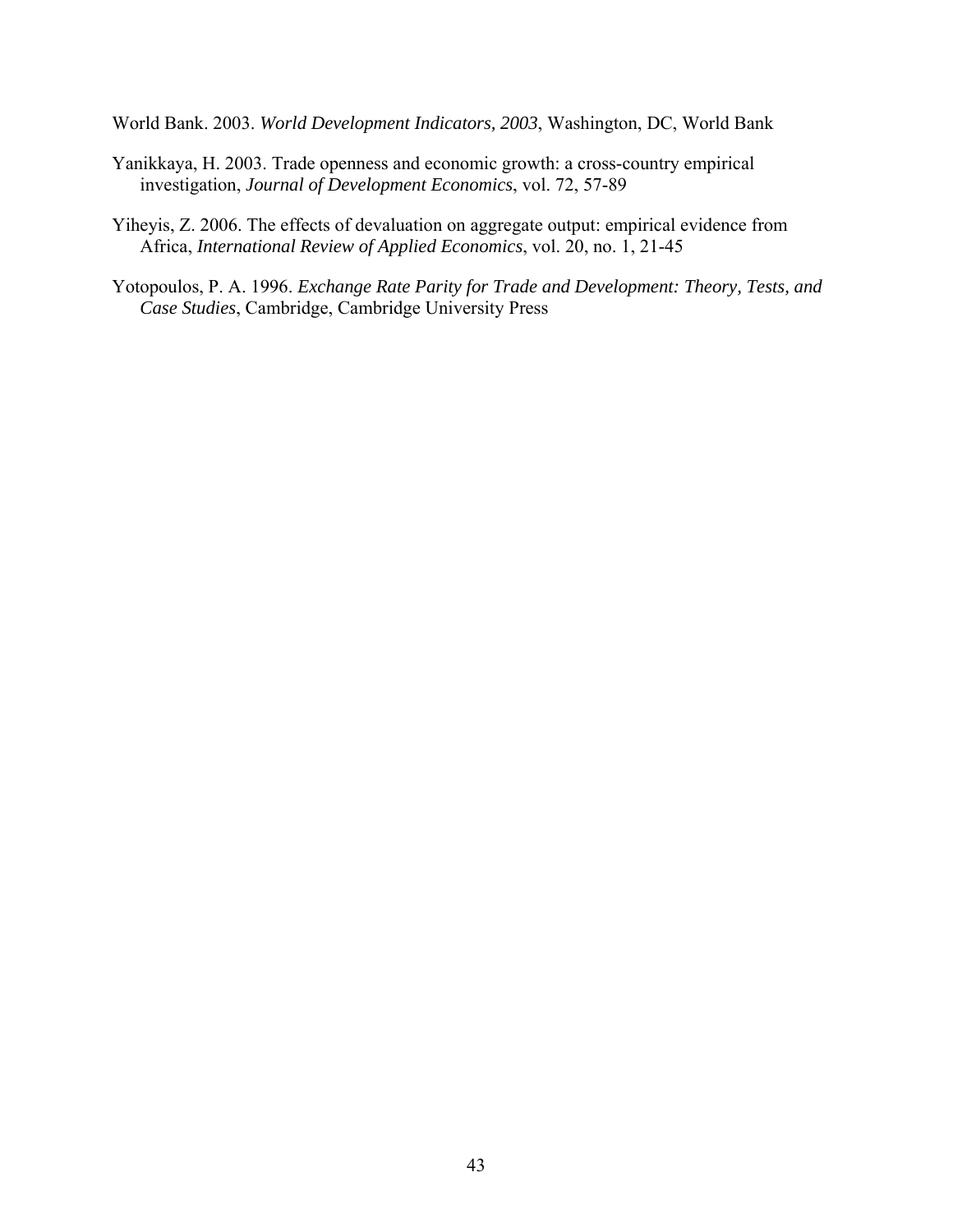World Bank. 2003. *World Development Indicators, 2003*, Washington, DC, World Bank

Yanikkaya, H. 2003. Trade openness and economic growth: a cross-country empirical investigation, *Journal of Development Economics*, vol. 72, 57-89

Yiheyis, Z. 2006. The effects of devaluation on aggregate output: empirical evidence from Africa, *International Review of Applied Economics*, vol. 20, no. 1, 21-45

Yotopoulos, P. A. 1996. *Exchange Rate Parity for Trade and Development: Theory, Tests, and Case Studies*, Cambridge, Cambridge University Press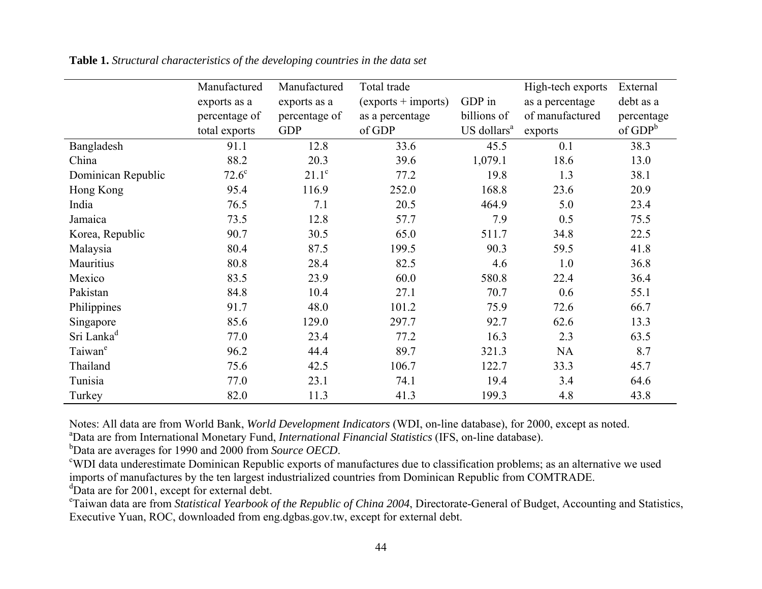**Table 1.** *Structural characteristics of the developing countries in the data set*

| | Manufactured exports as a percentage of total exports | Manufactured exports as a percentage of GDP | Total trade (exports + imports) as a percentage of GDP | GDP in billions of US dollars[a] | High-tech exports as a percentage of manufactured exports | External debt as a percentage of GDP[b] |
|---|---|---|---|---|---|---|
| Bangladesh | 91.1 | 12.8 | 33.6 | 45.5 | 0.1 | 38.3 |
| China | 88.2 | 20.3 | 39.6 | 1,079.1 | 18.6 | 13.0 |
| Dominican Republic | 72.6[c] | 21.1[c] | 77.2 | 19.8 | 1.3 | 38.1 |
| Hong Kong | 95.4 | 116.9 | 252.0 | 168.8 | 23.6 | 20.9 |
| India | 76.5 | 7.1 | 20.5 | 464.9 | 5.0 | 23.4 |
| Jamaica | 73.5 | 12.8 | 57.7 | 7.9 | 0.5 | 75.5 |
| Korea, Republic | 90.7 | 30.5 | 65.0 | 511.7 | 34.8 | 22.5 |
| Malaysia | 80.4 | 87.5 | 199.5 | 90.3 | 59.5 | 41.8 |
| Mauritius | 80.8 | 28.4 | 82.5 | 4.6 | 1.0 | 36.8 |
| Mexico | 83.5 | 23.9 | 60.0 | 580.8 | 22.4 | 36.4 |
| Pakistan | 84.8 | 10.4 | 27.1 | 70.7 | 0.6 | 55.1 |
| Philippines | 91.7 | 48.0 | 101.2 | 75.9 | 72.6 | 66.7 |
| Singapore | 85.6 | 129.0 | 297.7 | 92.7 | 62.6 | 13.3 |
| Sri Lanka[d] | 77.0 | 23.4 | 77.2 | 16.3 | 2.3 | 63.5 |
| Taiwan[e] | 96.2 | 44.4 | 89.7 | 321.3 | NA | 8.7 |
| Thailand | 75.6 | 42.5 | 106.7 | 122.7 | 33.3 | 45.7 |
| Tunisia | 77.0 | 23.1 | 74.1 | 19.4 | 3.4 | 64.6 |
| Turkey | 82.0 | 11.3 | 41.3 | 199.3 | 4.8 | 43.8 |

Notes: All data are from World Bank, *World Development Indicators* (WDI, on-line database), for 2000, except as noted.
[a]Data are from International Monetary Fund, *International Financial Statistics* (IFS, on-line database).
[b]Data are averages for 1990 and 2000 from *Source OECD*.
[c]WDI data underestimate Dominican Republic exports of manufactures due to classification problems; as an alternative we used imports of manufactures by the ten largest industrialized countries from Dominican Republic from COMTRADE.
[d]Data are for 2001, except for external debt.
[e]Taiwan data are from *Statistical Yearbook of the Republic of China 2004*, Directorate-General of Budget, Accounting and Statistics, Executive Yuan, ROC, downloaded from eng.dgbas.gov.tw, except for external debt.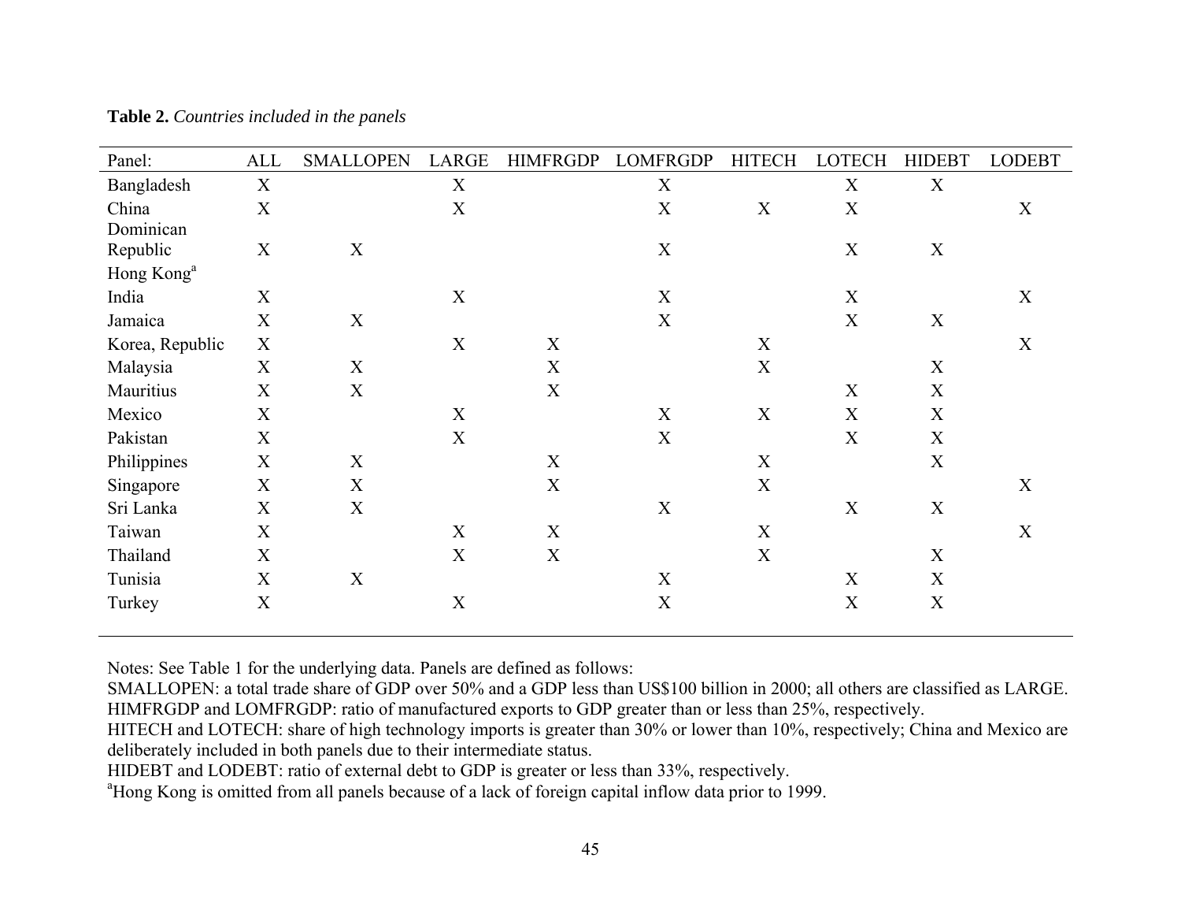**Table 2.** *Countries included in the panels*

| Panel: | ALL | SMALLOPEN | LARGE | HIMFRGDP | LOMFRGDP | HITECH | LOTECH | HIDEBT | LODEBT |
|---|---|---|---|---|---|---|---|---|---|
| Bangladesh | X | | X | | X | | X | X | |
| China | X | | X | | X | X | X | | X |
| Dominican Republic | X | X | | | X | | X | X | |
| Hong Kong[a] | | | | | | | | | |
| India | X | | X | | X | | X | | X |
| Jamaica | X | X | | | X | | X | X | |
| Korea, Republic | X | | X | X | | X | | | X |
| Malaysia | X | X | | X | | X | | X | |
| Mauritius | X | X | | X | | | X | X | |
| Mexico | X | | X | | X | X | X | X | |
| Pakistan | X | | X | | X | | X | X | |
| Philippines | X | X | | X | | X | | X | |
| Singapore | X | X | | X | | X | | | X |
| Sri Lanka | X | X | | | X | | X | X | |
| Taiwan | X | | X | X | | X | | | X |
| Thailand | X | | X | X | | X | | X | |
| Tunisia | X | X | | | X | | X | X | |
| Turkey | X | | X | | X | | X | X | |

Notes: See Table 1 for the underlying data. Panels are defined as follows:
SMALLOPEN: a total trade share of GDP over 50% and a GDP less than US$100 billion in 2000; all others are classified as LARGE.
HIMFRGDP and LOMFRGDP: ratio of manufactured exports to GDP greater than or less than 25%, respectively.
HITECH and LOTECH: share of high technology imports is greater than 30% or lower than 10%, respectively; China and Mexico are deliberately included in both panels due to their intermediate status.
HIDEBT and LODEBT: ratio of external debt to GDP is greater or less than 33%, respectively.
[a]Hong Kong is omitted from all panels because of a lack of foreign capital inflow data prior to 1999.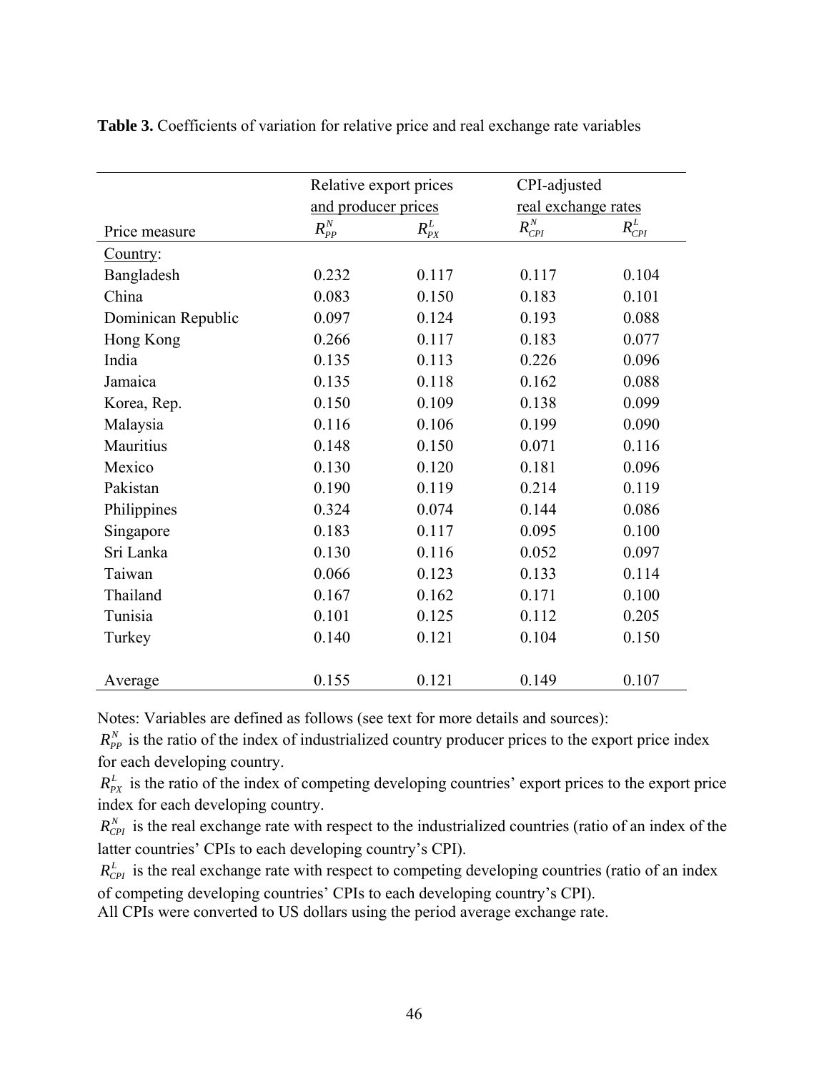**Table 3.** Coefficients of variation for relative price and real exchange rate variables

| | Relative export prices and producer prices | | CPI-adjusted real exchange rates | |
|---|---|---|---|---|
| Price measure | $R^N_{PP}$ | $R^L_{PX}$ | $R^N_{CPI}$ | $R^L_{CPI}$ |
| Country: | | | | |
| Bangladesh | 0.232 | 0.117 | 0.117 | 0.104 |
| China | 0.083 | 0.150 | 0.183 | 0.101 |
| Dominican Republic | 0.097 | 0.124 | 0.193 | 0.088 |
| Hong Kong | 0.266 | 0.117 | 0.183 | 0.077 |
| India | 0.135 | 0.113 | 0.226 | 0.096 |
| Jamaica | 0.135 | 0.118 | 0.162 | 0.088 |
| Korea, Rep. | 0.150 | 0.109 | 0.138 | 0.099 |
| Malaysia | 0.116 | 0.106 | 0.199 | 0.090 |
| Mauritius | 0.148 | 0.150 | 0.071 | 0.116 |
| Mexico | 0.130 | 0.120 | 0.181 | 0.096 |
| Pakistan | 0.190 | 0.119 | 0.214 | 0.119 |
| Philippines | 0.324 | 0.074 | 0.144 | 0.086 |
| Singapore | 0.183 | 0.117 | 0.095 | 0.100 |
| Sri Lanka | 0.130 | 0.116 | 0.052 | 0.097 |
| Taiwan | 0.066 | 0.123 | 0.133 | 0.114 |
| Thailand | 0.167 | 0.162 | 0.171 | 0.100 |
| Tunisia | 0.101 | 0.125 | 0.112 | 0.205 |
| Turkey | 0.140 | 0.121 | 0.104 | 0.150 |
| Average | 0.155 | 0.121 | 0.149 | 0.107 |

Notes: Variables are defined as follows (see text for more details and sources):

$R^N_{PP}$ is the ratio of the index of industrialized country producer prices to the export price index for each developing country.

$R^L_{PX}$ is the ratio of the index of competing developing countries' export prices to the export price index for each developing country.

$R^N_{CPI}$ is the real exchange rate with respect to the industrialized countries (ratio of an index of the latter countries' CPIs to each developing country's CPI).

$R^L_{CPI}$ is the real exchange rate with respect to competing developing countries (ratio of an index of competing developing countries' CPIs to each developing country's CPI).

All CPIs were converted to US dollars using the period average exchange rate.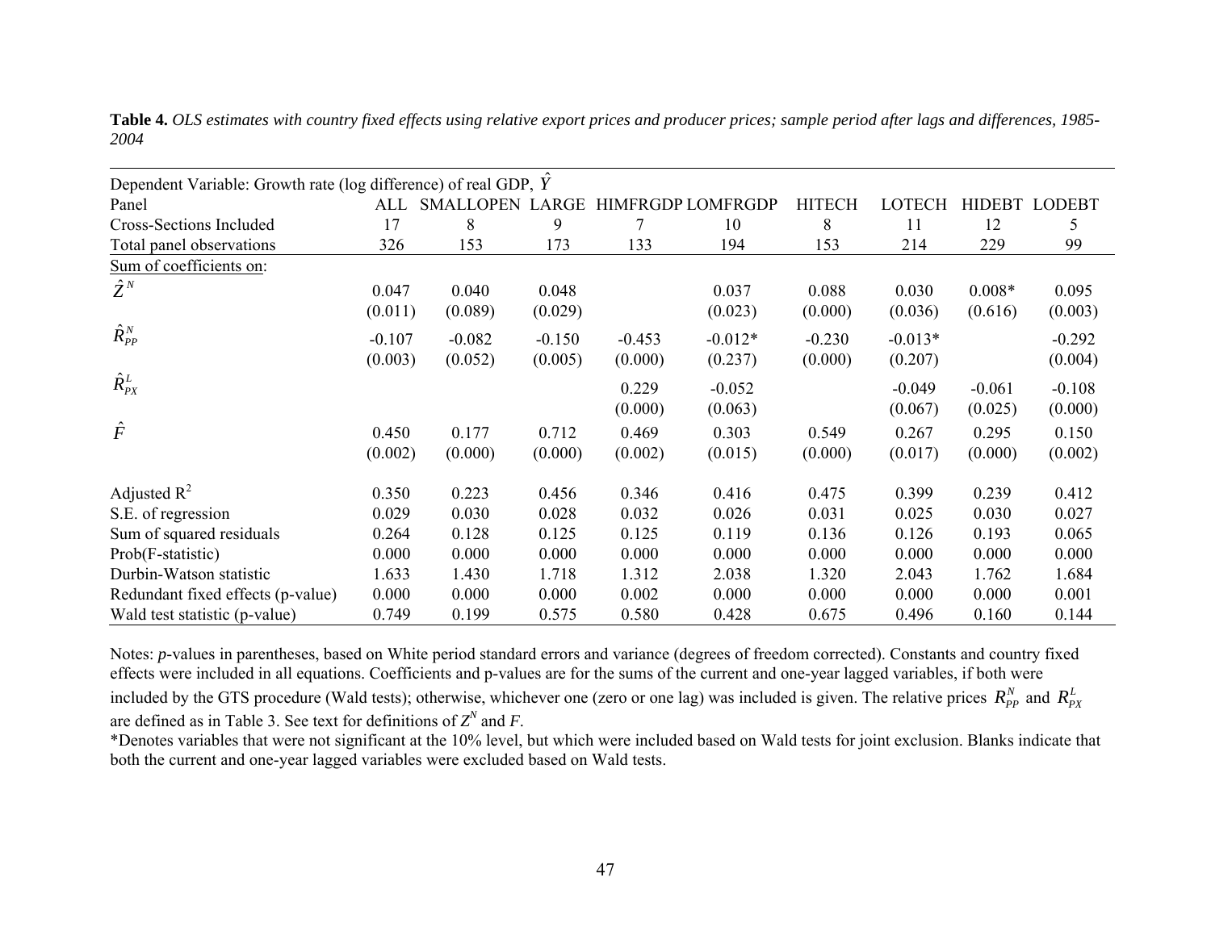**Table 4.** *OLS estimates with country fixed effects using relative export prices and producer prices; sample period after lags and differences, 1985-2004*

| Dependent Variable: Growth rate (log difference) of real GDP, $\hat{Y}$ | | | | | | | | | |
|---|---|---|---|---|---|---|---|---|---|
| Panel | ALL | SMALLOPEN | LARGE | HIMFRGDP | LOMFRGDP | HITECH | LOTECH | HIDEBT | LODEBT |
| Cross-Sections Included | 17 | 8 | 9 | 7 | 10 | 8 | 11 | 12 | 5 |
| Total panel observations | 326 | 153 | 173 | 133 | 194 | 153 | 214 | 229 | 99 |
| Sum of coefficients on: | | | | | | | | | |
| $\hat{Z}^N$ | 0.047 | 0.040 | 0.048 | | 0.037 | 0.088 | 0.030 | 0.008* | 0.095 |
| | (0.011) | (0.089) | (0.029) | | (0.023) | (0.000) | (0.036) | (0.616) | (0.003) |
| $\hat{R}^N_{PP}$ | -0.107 | -0.082 | -0.150 | -0.453 | -0.012* | -0.230 | -0.013* | | -0.292 |
| | (0.003) | (0.052) | (0.005) | (0.000) | (0.237) | (0.000) | (0.207) | | (0.004) |
| $\hat{R}^L_{PX}$ | | | | 0.229 | -0.052 | | -0.049 | -0.061 | -0.108 |
| | | | | (0.000) | (0.063) | | (0.067) | (0.025) | (0.000) |
| $\hat{F}$ | 0.450 | 0.177 | 0.712 | 0.469 | 0.303 | 0.549 | 0.267 | 0.295 | 0.150 |
| | (0.002) | (0.000) | (0.000) | (0.002) | (0.015) | (0.000) | (0.017) | (0.000) | (0.002) |
| Adjusted $R^2$ | 0.350 | 0.223 | 0.456 | 0.346 | 0.416 | 0.475 | 0.399 | 0.239 | 0.412 |
| S.E. of regression | 0.029 | 0.030 | 0.028 | 0.032 | 0.026 | 0.031 | 0.025 | 0.030 | 0.027 |
| Sum of squared residuals | 0.264 | 0.128 | 0.125 | 0.125 | 0.119 | 0.136 | 0.126 | 0.193 | 0.065 |
| Prob(F-statistic) | 0.000 | 0.000 | 0.000 | 0.000 | 0.000 | 0.000 | 0.000 | 0.000 | 0.000 |
| Durbin-Watson statistic | 1.633 | 1.430 | 1.718 | 1.312 | 2.038 | 1.320 | 2.043 | 1.762 | 1.684 |
| Redundant fixed effects (p-value) | 0.000 | 0.000 | 0.000 | 0.002 | 0.000 | 0.000 | 0.000 | 0.000 | 0.001 |
| Wald test statistic (p-value) | 0.749 | 0.199 | 0.575 | 0.580 | 0.428 | 0.675 | 0.496 | 0.160 | 0.144 |

Notes: *p*-values in parentheses, based on White period standard errors and variance (degrees of freedom corrected). Constants and country fixed effects were included in all equations. Coefficients and p-values are for the sums of the current and one-year lagged variables, if both were included by the GTS procedure (Wald tests); otherwise, whichever one (zero or one lag) was included is given. The relative prices $R^N_{PP}$ and $R^L_{PX}$ are defined as in Table 3. See text for definitions of $Z^N$ and *F*.

*Denotes variables that were not significant at the 10% level, but which were included based on Wald tests for joint exclusion. Blanks indicate that both the current and one-year lagged variables were excluded based on Wald tests.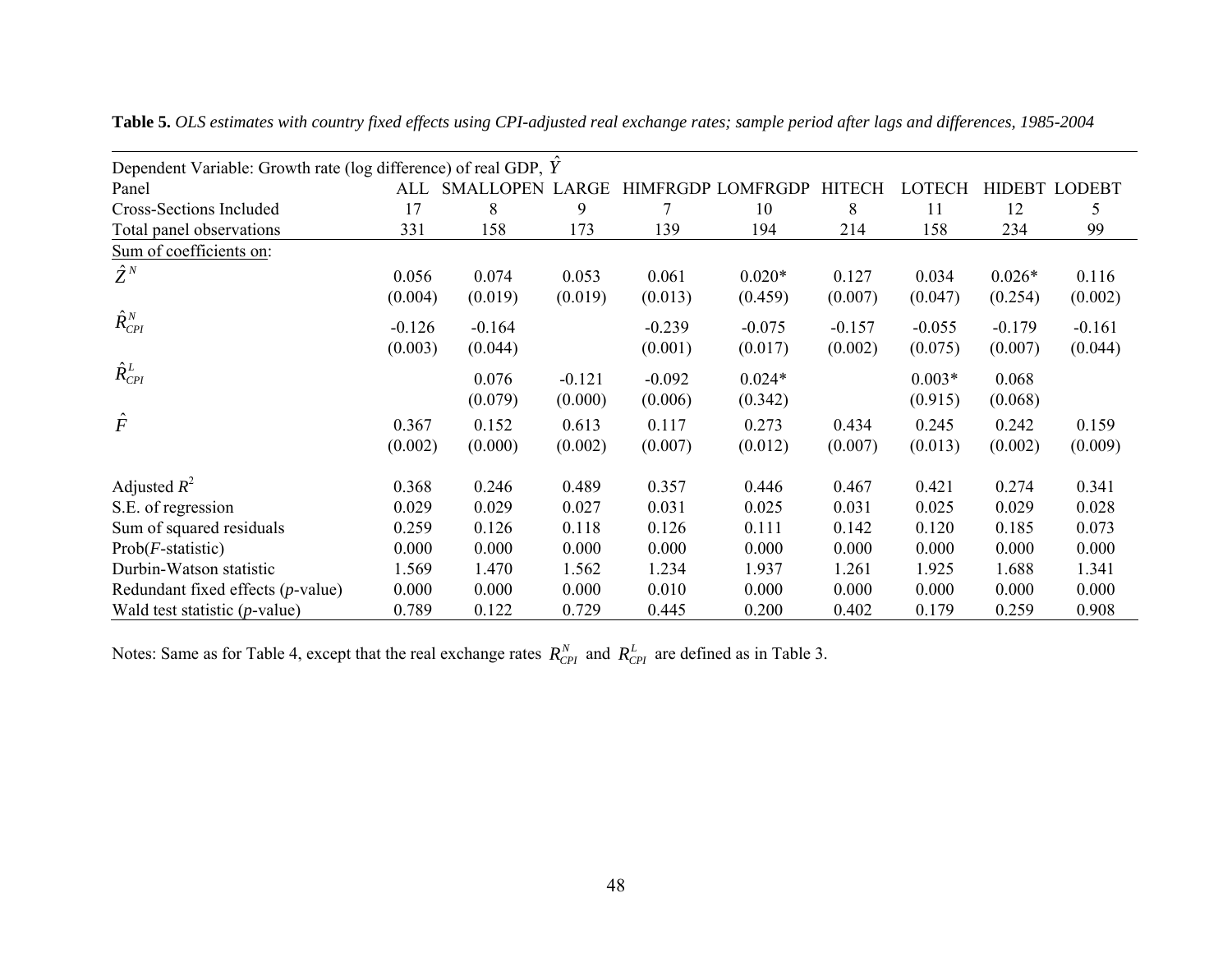**Table 5.** *OLS estimates with country fixed effects using CPI-adjusted real exchange rates; sample period after lags and differences, 1985-2004*

| Dependent Variable: Growth rate (log difference) of real GDP, $\hat{Y}$ | | | | | | | | | |
|---|---|---|---|---|---|---|---|---|---|
| Panel | ALL | SMALLOPEN | LARGE | HIMFRGDP | LOMFRGDP | HITECH | LOTECH | HIDEBT | LODEBT |
| Cross-Sections Included | 17 | 8 | 9 | 7 | 10 | 8 | 11 | 12 | 5 |
| Total panel observations | 331 | 158 | 173 | 139 | 194 | 214 | 158 | 234 | 99 |
| Sum of coefficients on: | | | | | | | | | |
| $\hat{Z}^N$ | 0.056 | 0.074 | 0.053 | 0.061 | 0.020* | 0.127 | 0.034 | 0.026* | 0.116 |
| | (0.004) | (0.019) | (0.019) | (0.013) | (0.459) | (0.007) | (0.047) | (0.254) | (0.002) |
| $\hat{R}^N_{CPI}$ | -0.126 | -0.164 | | -0.239 | -0.075 | -0.157 | -0.055 | -0.179 | -0.161 |
| | (0.003) | (0.044) | | (0.001) | (0.017) | (0.002) | (0.075) | (0.007) | (0.044) |
| $\hat{R}^L_{CPI}$ | | 0.076 | -0.121 | -0.092 | 0.024* | | 0.003* | 0.068 | |
| | | (0.079) | (0.000) | (0.006) | (0.342) | | (0.915) | (0.068) | |
| $\hat{F}$ | 0.367 | 0.152 | 0.613 | 0.117 | 0.273 | 0.434 | 0.245 | 0.242 | 0.159 |
| | (0.002) | (0.000) | (0.002) | (0.007) | (0.012) | (0.007) | (0.013) | (0.002) | (0.009) |
| Adjusted $R^2$ | 0.368 | 0.246 | 0.489 | 0.357 | 0.446 | 0.467 | 0.421 | 0.274 | 0.341 |
| S.E. of regression | 0.029 | 0.029 | 0.027 | 0.031 | 0.025 | 0.031 | 0.025 | 0.029 | 0.028 |
| Sum of squared residuals | 0.259 | 0.126 | 0.118 | 0.126 | 0.111 | 0.142 | 0.120 | 0.185 | 0.073 |
| Prob(*F*-statistic) | 0.000 | 0.000 | 0.000 | 0.000 | 0.000 | 0.000 | 0.000 | 0.000 | 0.000 |
| Durbin-Watson statistic | 1.569 | 1.470 | 1.562 | 1.234 | 1.937 | 1.261 | 1.925 | 1.688 | 1.341 |
| Redundant fixed effects (*p*-value) | 0.000 | 0.000 | 0.000 | 0.010 | 0.000 | 0.000 | 0.000 | 0.000 | 0.000 |
| Wald test statistic (*p*-value) | 0.789 | 0.122 | 0.729 | 0.445 | 0.200 | 0.402 | 0.179 | 0.259 | 0.908 |

Notes: Same as for Table 4, except that the real exchange rates $R^N_{CPI}$ and $R^L_{CPI}$ are defined as in Table 3.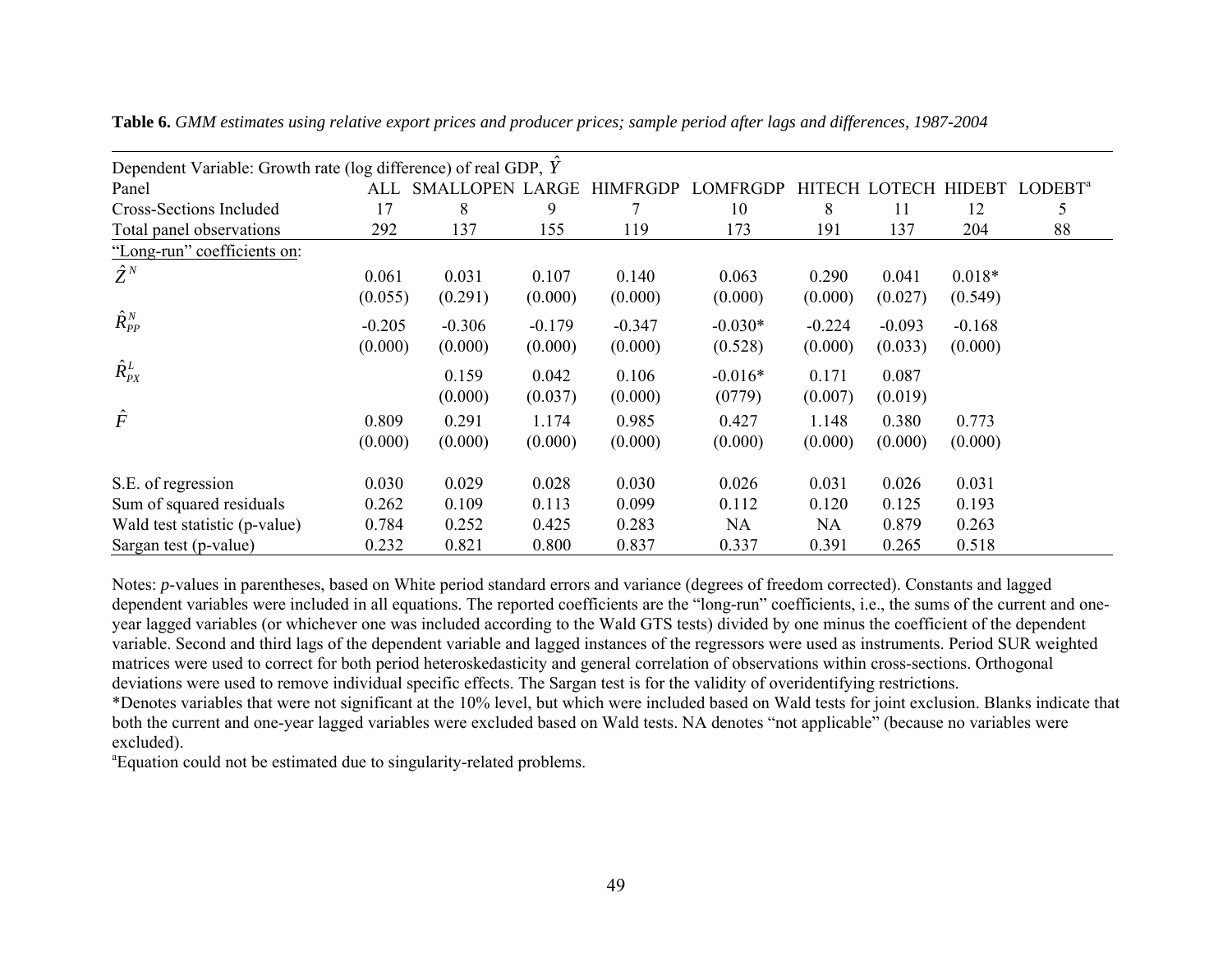**Table 6.** *GMM estimates using relative export prices and producer prices; sample period after lags and differences, 1987-2004*

| Dependent Variable: Growth rate (log difference) of real GDP, $\hat{Y}$ | | | | | | | | | |
|---|---|---|---|---|---|---|---|---|---|
| Panel | ALL | SMALLOPEN | LARGE | HIMFRGDP | LOMFRGDP | HITECH | LOTECH | HIDEBT | LODEBT[a] |
| Cross-Sections Included | 17 | 8 | 9 | 7 | 10 | 8 | 11 | 12 | 5 |
| Total panel observations | 292 | 137 | 155 | 119 | 173 | 191 | 137 | 204 | 88 |
| "Long-run" coefficients on: | | | | | | | | | |
| $\hat{Z}^N$ | 0.061 | 0.031 | 0.107 | 0.140 | 0.063 | 0.290 | 0.041 | 0.018* | |
| | (0.055) | (0.291) | (0.000) | (0.000) | (0.000) | (0.000) | (0.027) | (0.549) | |
| $\hat{R}^N_{PP}$ | -0.205 | -0.306 | -0.179 | -0.347 | -0.030* | -0.224 | -0.093 | -0.168 | |
| | (0.000) | (0.000) | (0.000) | (0.000) | (0.528) | (0.000) | (0.033) | (0.000) | |
| $\hat{R}^L_{PX}$ | | 0.159 | 0.042 | 0.106 | -0.016* | 0.171 | 0.087 | | |
| | | (0.000) | (0.037) | (0.000) | (0779) | (0.007) | (0.019) | | |
| $\hat{F}$ | 0.809 | 0.291 | 1.174 | 0.985 | 0.427 | 1.148 | 0.380 | 0.773 | |
| | (0.000) | (0.000) | (0.000) | (0.000) | (0.000) | (0.000) | (0.000) | (0.000) | |
| S.E. of regression | 0.030 | 0.029 | 0.028 | 0.030 | 0.026 | 0.031 | 0.026 | 0.031 | |
| Sum of squared residuals | 0.262 | 0.109 | 0.113 | 0.099 | 0.112 | 0.120 | 0.125 | 0.193 | |
| Wald test statistic (p-value) | 0.784 | 0.252 | 0.425 | 0.283 | NA | NA | 0.879 | 0.263 | |
| Sargan test (p-value) | 0.232 | 0.821 | 0.800 | 0.837 | 0.337 | 0.391 | 0.265 | 0.518 | |

Notes: *p*-values in parentheses, based on White period standard errors and variance (degrees of freedom corrected). Constants and lagged dependent variables were included in all equations. The reported coefficients are the "long-run" coefficients, i.e., the sums of the current and one-year lagged variables (or whichever one was included according to the Wald GTS tests) divided by one minus the coefficient of the dependent variable. Second and third lags of the dependent variable and lagged instances of the regressors were used as instruments. Period SUR weighted matrices were used to correct for both period heteroskedasticity and general correlation of observations within cross-sections. Orthogonal deviations were used to remove individual specific effects. The Sargan test is for the validity of overidentifying restrictions.

*Denotes variables that were not significant at the 10% level, but which were included based on Wald tests for joint exclusion. Blanks indicate that both the current and one-year lagged variables were excluded based on Wald tests. NA denotes "not applicable" (because no variables were excluded).

[a]Equation could not be estimated due to singularity-related problems.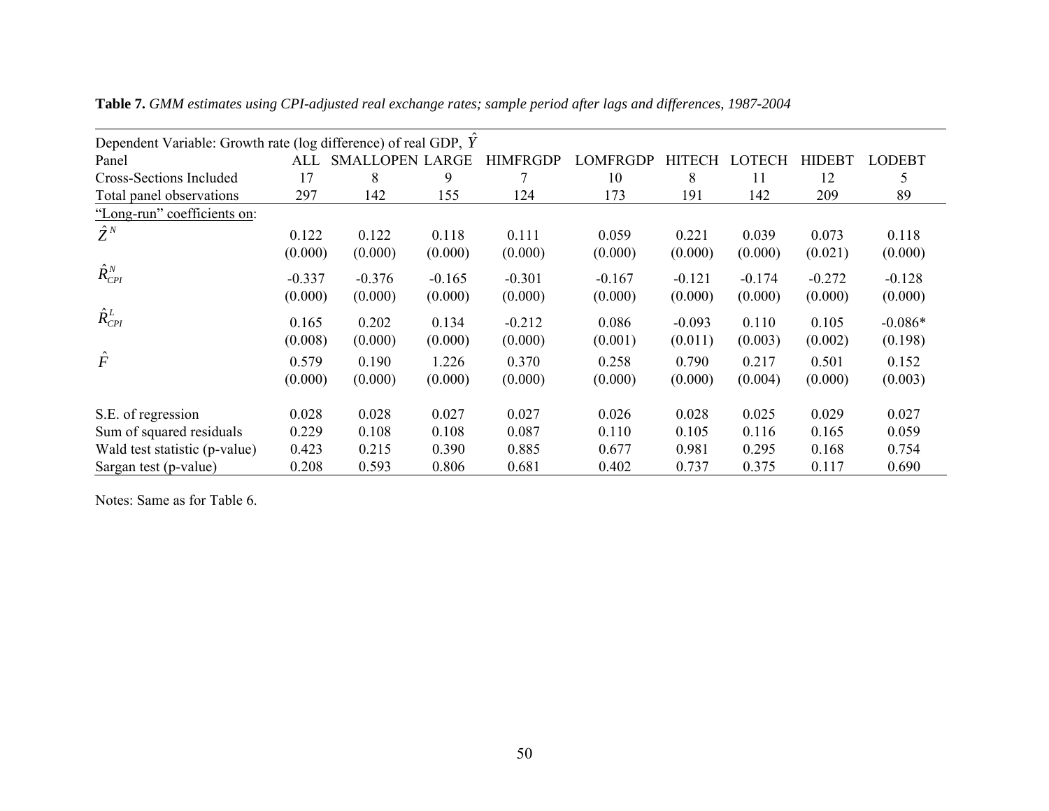**Table 7.** *GMM estimates using CPI-adjusted real exchange rates; sample period after lags and differences, 1987-2004*

| Dependent Variable: Growth rate (log difference) of real GDP, $\hat{Y}$ | | | | | | | | | |
|---|---|---|---|---|---|---|---|---|---|
| Panel | ALL | SMALLOPEN | LARGE | HIMFRGDP | LOMFRGDP | HITECH | LOTECH | HIDEBT | LODEBT |
| Cross-Sections Included | 17 | 8 | 9 | 7 | 10 | 8 | 11 | 12 | 5 |
| Total panel observations | 297 | 142 | 155 | 124 | 173 | 191 | 142 | 209 | 89 |
| "Long-run" coefficients on: | | | | | | | | | |
| $\hat{Z}^N$ | 0.122 | 0.122 | 0.118 | 0.111 | 0.059 | 0.221 | 0.039 | 0.073 | 0.118 |
| | (0.000) | (0.000) | (0.000) | (0.000) | (0.000) | (0.000) | (0.000) | (0.021) | (0.000) |
| $\hat{R}^N_{CPI}$ | -0.337 | -0.376 | -0.165 | -0.301 | -0.167 | -0.121 | -0.174 | -0.272 | -0.128 |
| | (0.000) | (0.000) | (0.000) | (0.000) | (0.000) | (0.000) | (0.000) | (0.000) | (0.000) |
| $\hat{R}^L_{CPI}$ | 0.165 | 0.202 | 0.134 | -0.212 | 0.086 | -0.093 | 0.110 | 0.105 | -0.086* |
| | (0.008) | (0.000) | (0.000) | (0.000) | (0.001) | (0.011) | (0.003) | (0.002) | (0.198) |
| $\hat{F}$ | 0.579 | 0.190 | 1.226 | 0.370 | 0.258 | 0.790 | 0.217 | 0.501 | 0.152 |
| | (0.000) | (0.000) | (0.000) | (0.000) | (0.000) | (0.000) | (0.004) | (0.000) | (0.003) |
| S.E. of regression | 0.028 | 0.028 | 0.027 | 0.027 | 0.026 | 0.028 | 0.025 | 0.029 | 0.027 |
| Sum of squared residuals | 0.229 | 0.108 | 0.108 | 0.087 | 0.110 | 0.105 | 0.116 | 0.165 | 0.059 |
| Wald test statistic (p-value) | 0.423 | 0.215 | 0.390 | 0.885 | 0.677 | 0.981 | 0.295 | 0.168 | 0.754 |
| Sargan test (p-value) | 0.208 | 0.593 | 0.806 | 0.681 | 0.402 | 0.737 | 0.375 | 0.117 | 0.690 |

Notes: Same as for Table 6.